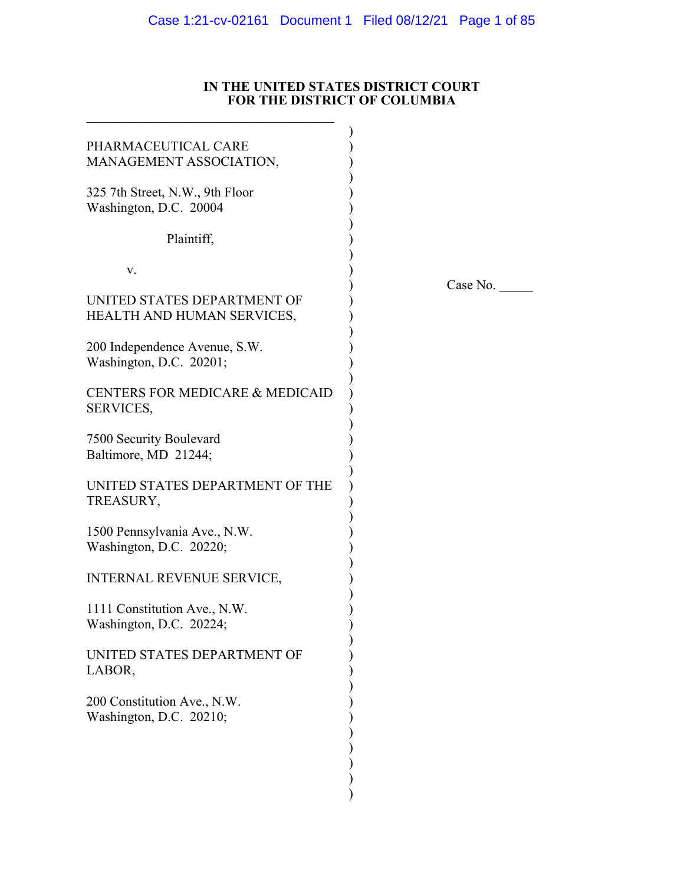# IN THE UNITED STATES DISTRICT COURT
# FOR THE DISTRICT OF COLUMBIA

PHARMACEUTICAL CARE MANAGEMENT ASSOCIATION,

325 7th Street, N.W., 9th Floor
Washington, D.C. 20004

Plaintiff,

v.

UNITED STATES DEPARTMENT OF HEALTH AND HUMAN SERVICES,

200 Independence Avenue, S.W.
Washington, D.C. 20201;

CENTERS FOR MEDICARE & MEDICAID SERVICES,

7500 Security Boulevard
Baltimore, MD 21244;

UNITED STATES DEPARTMENT OF THE TREASURY,

1500 Pennsylvania Ave., N.W.
Washington, D.C. 20220;

INTERNAL REVENUE SERVICE,

1111 Constitution Ave., N.W.
Washington, D.C. 20224;

UNITED STATES DEPARTMENT OF LABOR,

200 Constitution Ave., N.W.
Washington, D.C. 20210;

Case No. _____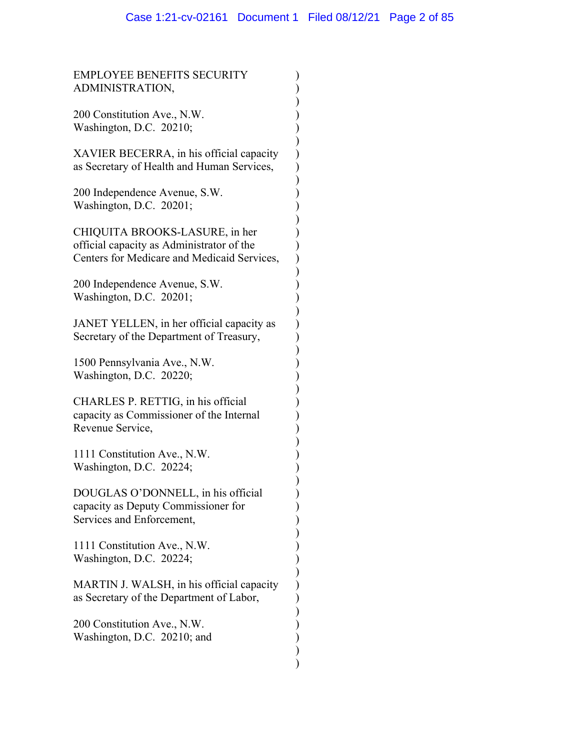EMPLOYEE BENEFITS SECURITY ADMINISTRATION,

200 Constitution Ave., N.W.
Washington, D.C. 20210;

XAVIER BECERRA, in his official capacity as Secretary of Health and Human Services,

200 Independence Avenue, S.W.
Washington, D.C. 20201;

CHIQUITA BROOKS-LASURE, in her official capacity as Administrator of the Centers for Medicare and Medicaid Services,

200 Independence Avenue, S.W.
Washington, D.C. 20201;

JANET YELLEN, in her official capacity as Secretary of the Department of Treasury,

1500 Pennsylvania Ave., N.W.
Washington, D.C. 20220;

CHARLES P. RETTIG, in his official capacity as Commissioner of the Internal Revenue Service,

1111 Constitution Ave., N.W.
Washington, D.C. 20224;

DOUGLAS O'DONNELL, in his official capacity as Deputy Commissioner for Services and Enforcement,

1111 Constitution Ave., N.W.
Washington, D.C. 20224;

MARTIN J. WALSH, in his official capacity as Secretary of the Department of Labor,

200 Constitution Ave., N.W.
Washington, D.C. 20210; and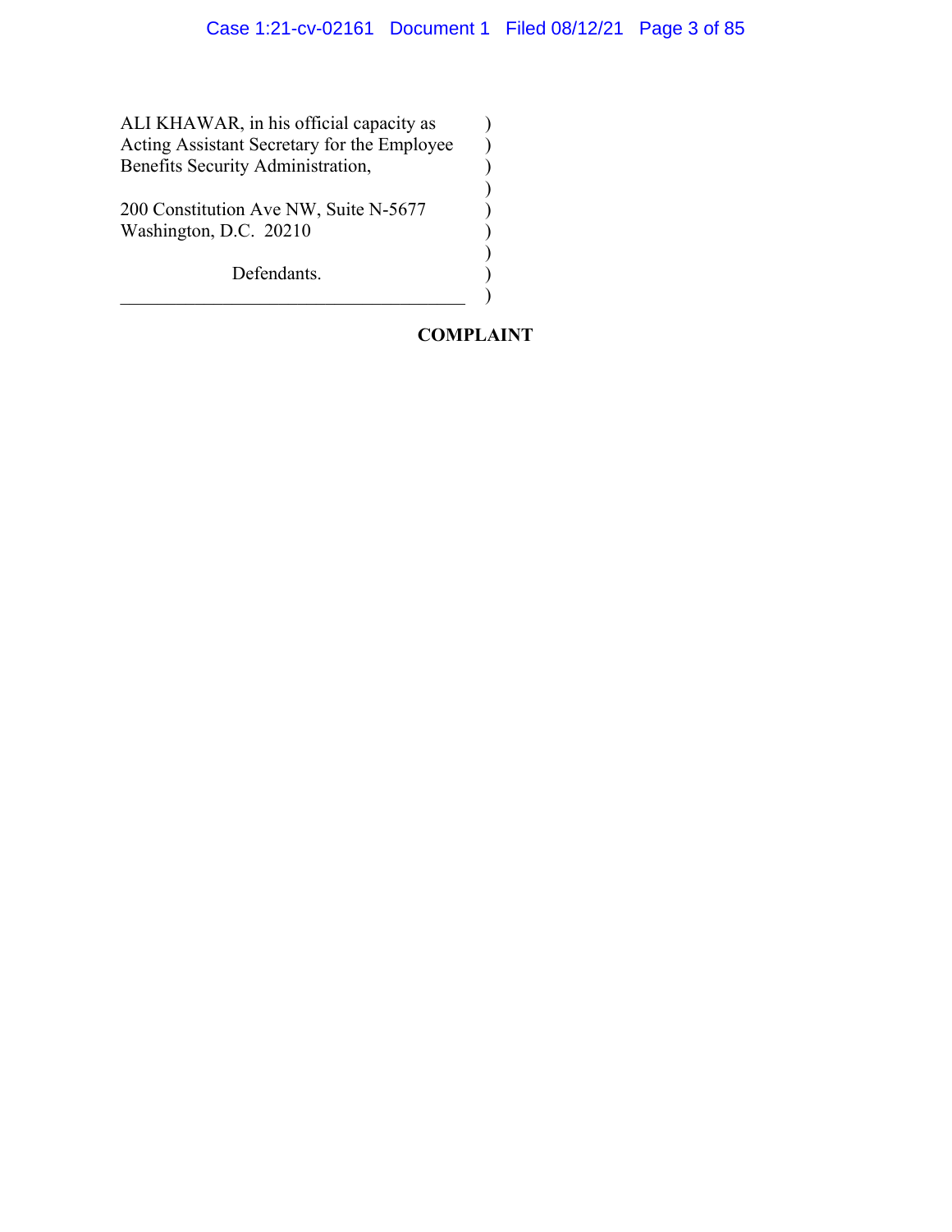ALI KHAWAR, in his official capacity as Acting Assistant Secretary for the Employee Benefits Security Administration, )

200 Constitution Ave NW, Suite N-5677
Washington, D.C. 20210 )

Defendants. )

## COMPLAINT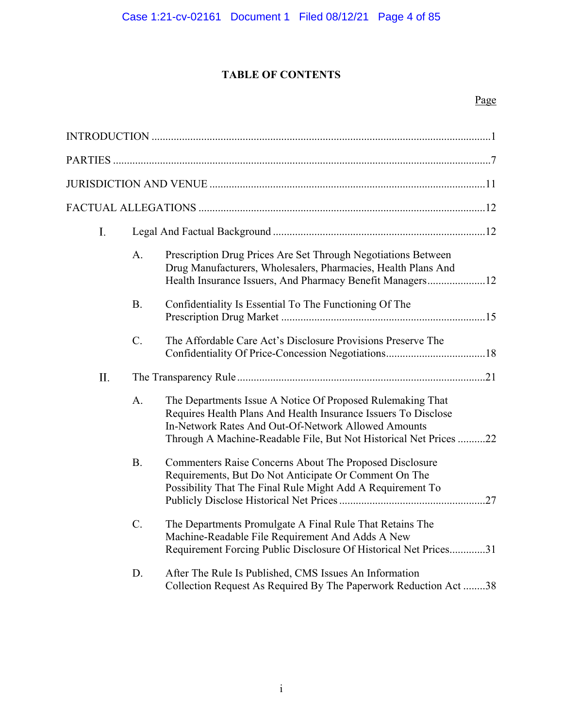## TABLE OF CONTENTS

Page

INTRODUCTION ..........................................................................................................................1

PARTIES .........................................................................................................................................7

JURISDICTION AND VENUE ...................................................................................................11

FACTUAL ALLEGATIONS .......................................................................................................12

I. Legal And Factual Background ............................................................................12

A. Prescription Drug Prices Are Set Through Negotiations Between Drug Manufacturers, Wholesalers, Pharmacies, Health Plans And Health Insurance Issuers, And Pharmacy Benefit Managers.....................12

B. Confidentiality Is Essential To The Functioning Of The Prescription Drug Market .........................................................................15

C. The Affordable Care Act's Disclosure Provisions Preserve The Confidentiality Of Price-Concession Negotiations....................................18

II. The Transparency Rule .........................................................................................21

A. The Departments Issue A Notice Of Proposed Rulemaking That Requires Health Plans And Health Insurance Issuers To Disclose In-Network Rates And Out-Of-Network Allowed Amounts Through A Machine-Readable File, But Not Historical Net Prices ..........22

B. Commenters Raise Concerns About The Proposed Disclosure Requirements, But Do Not Anticipate Or Comment On The Possibility That The Final Rule Might Add A Requirement To Publicly Disclose Historical Net Prices .....................................................27

C. The Departments Promulgate A Final Rule That Retains The Machine-Readable File Requirement And Adds A New Requirement Forcing Public Disclosure Of Historical Net Prices.............31

D. After The Rule Is Published, CMS Issues An Information Collection Request As Required By The Paperwork Reduction Act ........38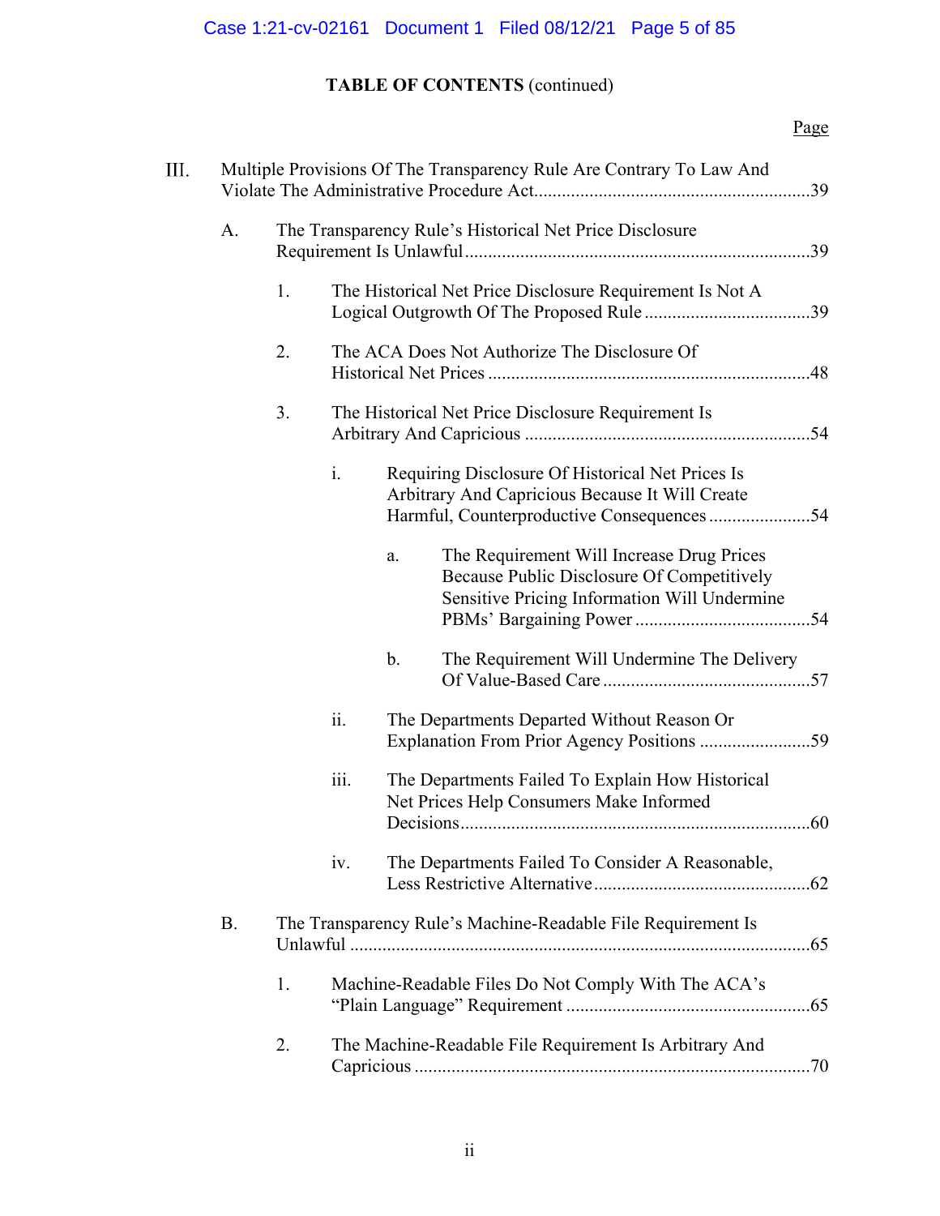**TABLE OF CONTENTS** (continued)

Page

III. Multiple Provisions Of The Transparency Rule Are Contrary To Law And Violate The Administrative Procedure Act............................................................39

- A. The Transparency Rule's Historical Net Price Disclosure Requirement Is Unlawful...........................................................................39
  - 1. The Historical Net Price Disclosure Requirement Is Not A Logical Outgrowth Of The Proposed Rule ....................................39
  - 2. The ACA Does Not Authorize The Disclosure Of Historical Net Prices .....................................................................48
  - 3. The Historical Net Price Disclosure Requirement Is Arbitrary And Capricious .............................................................54
    - i. Requiring Disclosure Of Historical Net Prices Is Arbitrary And Capricious Because It Will Create Harmful, Counterproductive Consequences......................54
      - a. The Requirement Will Increase Drug Prices Because Public Disclosure Of Competitively Sensitive Pricing Information Will Undermine PBMs' Bargaining Power ......................................54
      - b. The Requirement Will Undermine The Delivery Of Value-Based Care .............................................57
    - ii. The Departments Departed Without Reason Or Explanation From Prior Agency Positions ........................59
    - iii. The Departments Failed To Explain How Historical Net Prices Help Consumers Make Informed Decisions............................................................................60
    - iv. The Departments Failed To Consider A Reasonable, Less Restrictive Alternative...............................................62
- B. The Transparency Rule's Machine-Readable File Requirement Is Unlawful ...................................................................................................65
  - 1. Machine-Readable Files Do Not Comply With The ACA's "Plain Language" Requirement .....................................................65
  - 2. The Machine-Readable File Requirement Is Arbitrary And Capricious .....................................................................................70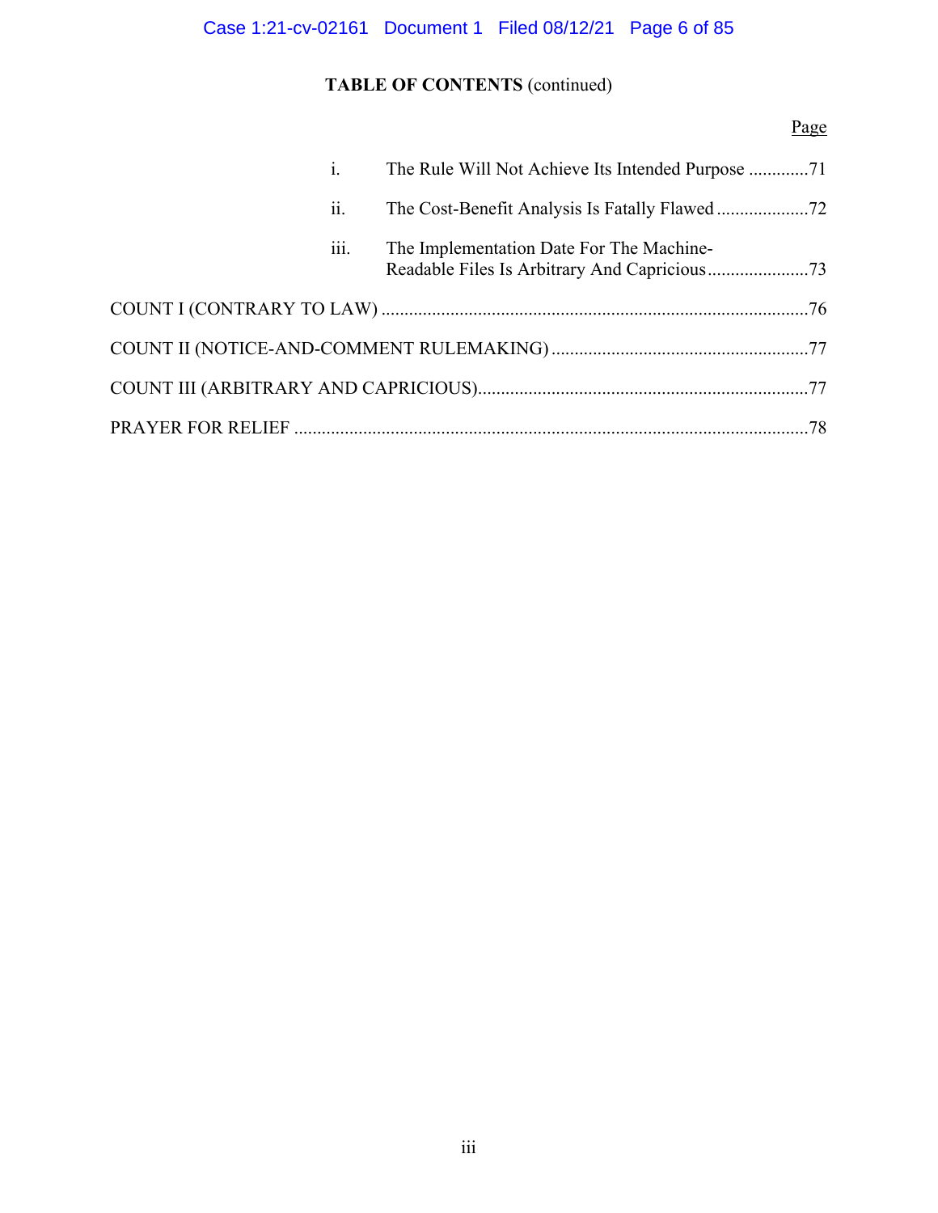**TABLE OF CONTENTS** (continued)

| | | Page |
|---|---|---|
| i. | The Rule Will Not Achieve Its Intended Purpose | 71 |
| ii. | The Cost-Benefit Analysis Is Fatally Flawed | 72 |
| iii. | The Implementation Date For The Machine-Readable Files Is Arbitrary And Capricious | 73 |
| COUNT I (CONTRARY TO LAW) | | 76 |
| COUNT II (NOTICE-AND-COMMENT RULEMAKING) | | 77 |
| COUNT III (ARBITRARY AND CAPRICIOUS) | | 77 |
| PRAYER FOR RELIEF | | 78 |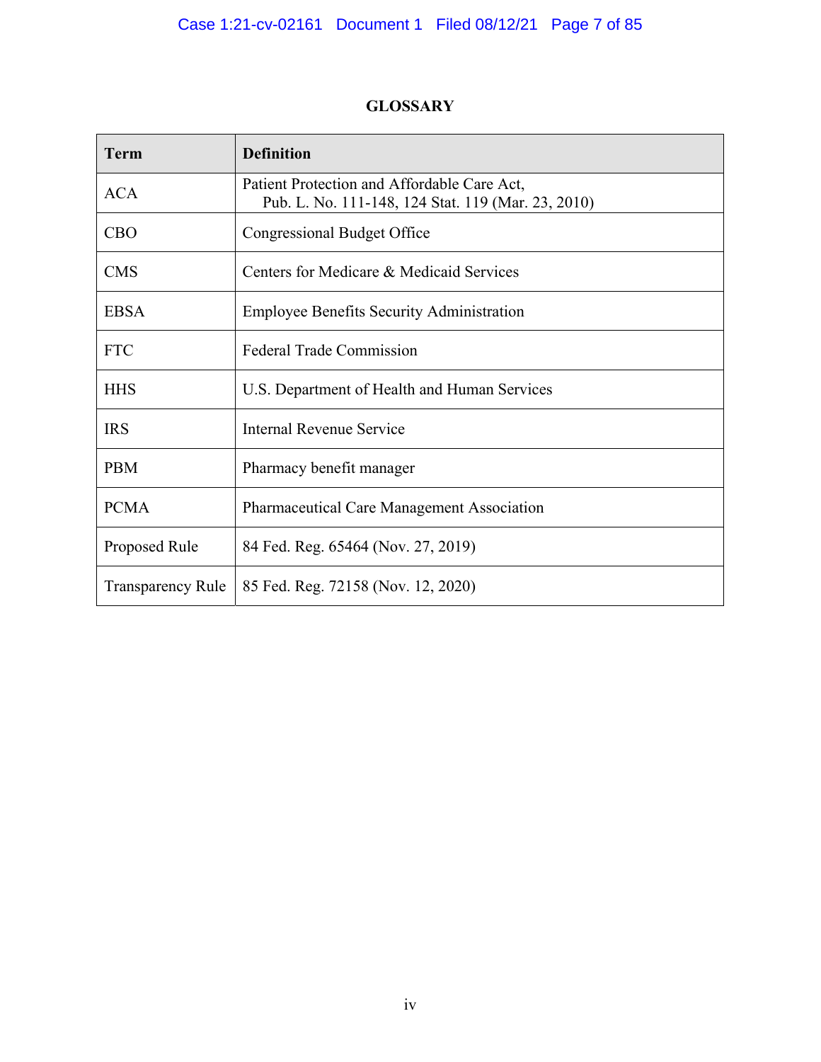## GLOSSARY

| Term | Definition |
|---|---|
| ACA | Patient Protection and Affordable Care Act, Pub. L. No. 111-148, 124 Stat. 119 (Mar. 23, 2010) |
| CBO | Congressional Budget Office |
| CMS | Centers for Medicare & Medicaid Services |
| EBSA | Employee Benefits Security Administration |
| FTC | Federal Trade Commission |
| HHS | U.S. Department of Health and Human Services |
| IRS | Internal Revenue Service |
| PBM | Pharmacy benefit manager |
| PCMA | Pharmaceutical Care Management Association |
| Proposed Rule | 84 Fed. Reg. 65464 (Nov. 27, 2019) |
| Transparency Rule | 85 Fed. Reg. 72158 (Nov. 12, 2020) |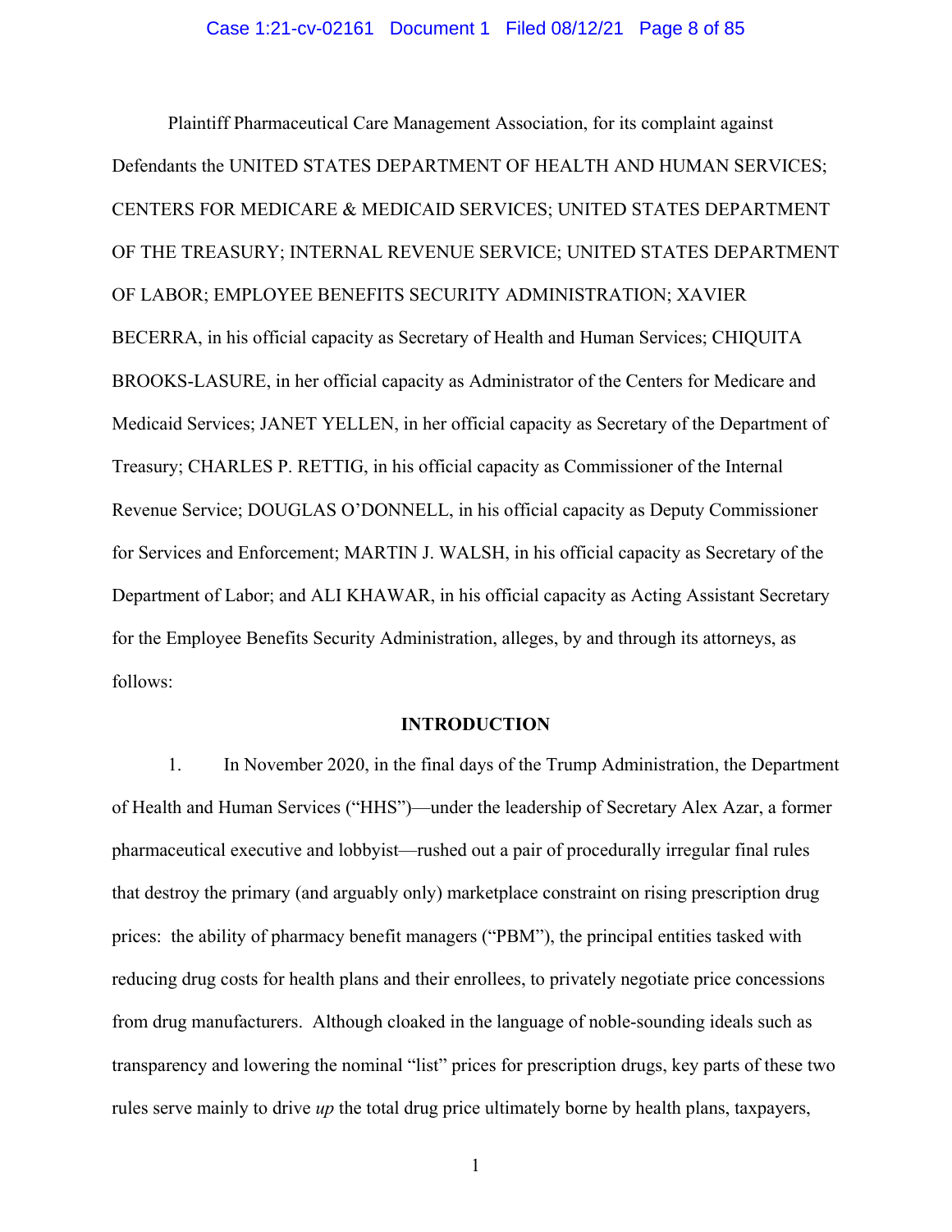Plaintiff Pharmaceutical Care Management Association, for its complaint against Defendants the UNITED STATES DEPARTMENT OF HEALTH AND HUMAN SERVICES; CENTERS FOR MEDICARE & MEDICAID SERVICES; UNITED STATES DEPARTMENT OF THE TREASURY; INTERNAL REVENUE SERVICE; UNITED STATES DEPARTMENT OF LABOR; EMPLOYEE BENEFITS SECURITY ADMINISTRATION; XAVIER BECERRA, in his official capacity as Secretary of Health and Human Services; CHIQUITA BROOKS-LASURE, in her official capacity as Administrator of the Centers for Medicare and Medicaid Services; JANET YELLEN, in her official capacity as Secretary of the Department of Treasury; CHARLES P. RETTIG, in his official capacity as Commissioner of the Internal Revenue Service; DOUGLAS O'DONNELL, in his official capacity as Deputy Commissioner for Services and Enforcement; MARTIN J. WALSH, in his official capacity as Secretary of the Department of Labor; and ALI KHAWAR, in his official capacity as Acting Assistant Secretary for the Employee Benefits Security Administration, alleges, by and through its attorneys, as follows:

**INTRODUCTION**

1. In November 2020, in the final days of the Trump Administration, the Department of Health and Human Services ("HHS")—under the leadership of Secretary Alex Azar, a former pharmaceutical executive and lobbyist—rushed out a pair of procedurally irregular final rules that destroy the primary (and arguably only) marketplace constraint on rising prescription drug prices: the ability of pharmacy benefit managers ("PBM"), the principal entities tasked with reducing drug costs for health plans and their enrollees, to privately negotiate price concessions from drug manufacturers. Although cloaked in the language of noble-sounding ideals such as transparency and lowering the nominal "list" prices for prescription drugs, key parts of these two rules serve mainly to drive *up* the total drug price ultimately borne by health plans, taxpayers,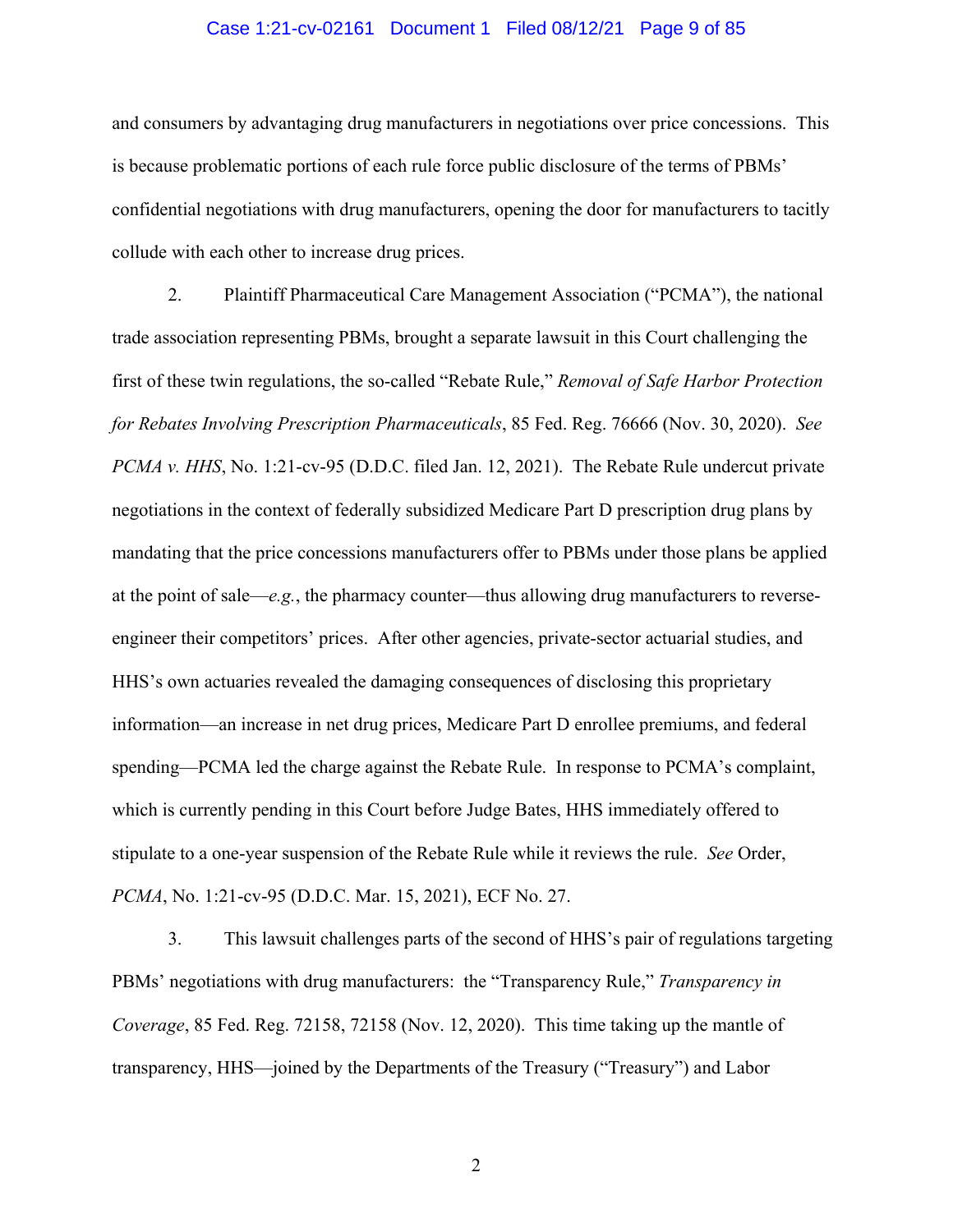and consumers by advantaging drug manufacturers in negotiations over price concessions. This is because problematic portions of each rule force public disclosure of the terms of PBMs' confidential negotiations with drug manufacturers, opening the door for manufacturers to tacitly collude with each other to increase drug prices.

2. Plaintiff Pharmaceutical Care Management Association ("PCMA"), the national trade association representing PBMs, brought a separate lawsuit in this Court challenging the first of these twin regulations, the so-called "Rebate Rule," *Removal of Safe Harbor Protection for Rebates Involving Prescription Pharmaceuticals*, 85 Fed. Reg. 76666 (Nov. 30, 2020). *See PCMA v. HHS*, No. 1:21-cv-95 (D.D.C. filed Jan. 12, 2021). The Rebate Rule undercut private negotiations in the context of federally subsidized Medicare Part D prescription drug plans by mandating that the price concessions manufacturers offer to PBMs under those plans be applied at the point of sale—*e.g.*, the pharmacy counter—thus allowing drug manufacturers to reverse-engineer their competitors' prices. After other agencies, private-sector actuarial studies, and HHS's own actuaries revealed the damaging consequences of disclosing this proprietary information—an increase in net drug prices, Medicare Part D enrollee premiums, and federal spending—PCMA led the charge against the Rebate Rule. In response to PCMA's complaint, which is currently pending in this Court before Judge Bates, HHS immediately offered to stipulate to a one-year suspension of the Rebate Rule while it reviews the rule. *See* Order, *PCMA*, No. 1:21-cv-95 (D.D.C. Mar. 15, 2021), ECF No. 27.

3. This lawsuit challenges parts of the second of HHS's pair of regulations targeting PBMs' negotiations with drug manufacturers: the "Transparency Rule," *Transparency in Coverage*, 85 Fed. Reg. 72158, 72158 (Nov. 12, 2020). This time taking up the mantle of transparency, HHS—joined by the Departments of the Treasury ("Treasury") and Labor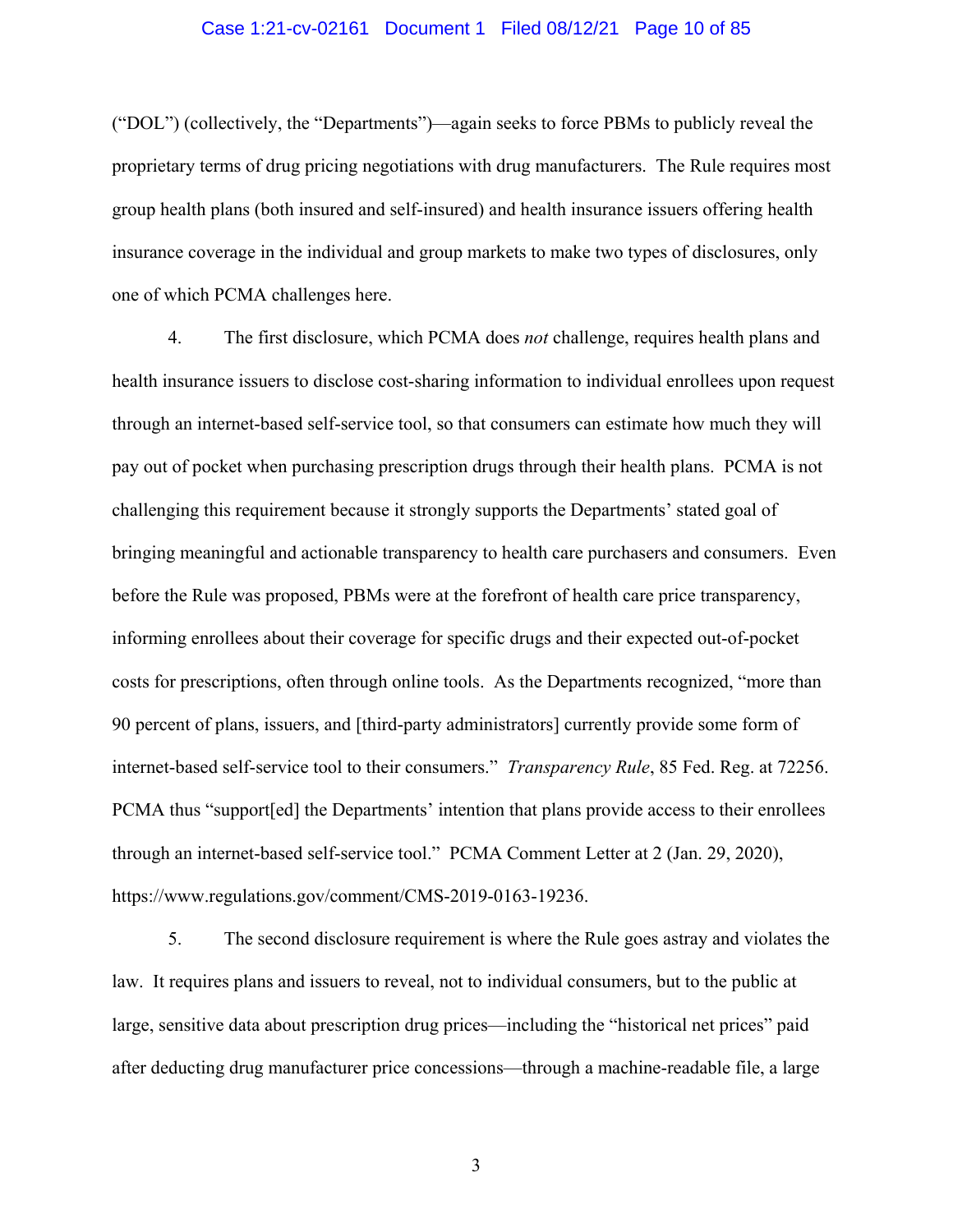("DOL") (collectively, the "Departments")—again seeks to force PBMs to publicly reveal the proprietary terms of drug pricing negotiations with drug manufacturers. The Rule requires most group health plans (both insured and self-insured) and health insurance issuers offering health insurance coverage in the individual and group markets to make two types of disclosures, only one of which PCMA challenges here.

4. The first disclosure, which PCMA does *not* challenge, requires health plans and health insurance issuers to disclose cost-sharing information to individual enrollees upon request through an internet-based self-service tool, so that consumers can estimate how much they will pay out of pocket when purchasing prescription drugs through their health plans. PCMA is not challenging this requirement because it strongly supports the Departments' stated goal of bringing meaningful and actionable transparency to health care purchasers and consumers. Even before the Rule was proposed, PBMs were at the forefront of health care price transparency, informing enrollees about their coverage for specific drugs and their expected out-of-pocket costs for prescriptions, often through online tools. As the Departments recognized, "more than 90 percent of plans, issuers, and [third-party administrators] currently provide some form of internet-based self-service tool to their consumers." *Transparency Rule*, 85 Fed. Reg. at 72256. PCMA thus "support[ed] the Departments' intention that plans provide access to their enrollees through an internet-based self-service tool." PCMA Comment Letter at 2 (Jan. 29, 2020), https://www.regulations.gov/comment/CMS-2019-0163-19236.

5. The second disclosure requirement is where the Rule goes astray and violates the law. It requires plans and issuers to reveal, not to individual consumers, but to the public at large, sensitive data about prescription drug prices—including the "historical net prices" paid after deducting drug manufacturer price concessions—through a machine-readable file, a large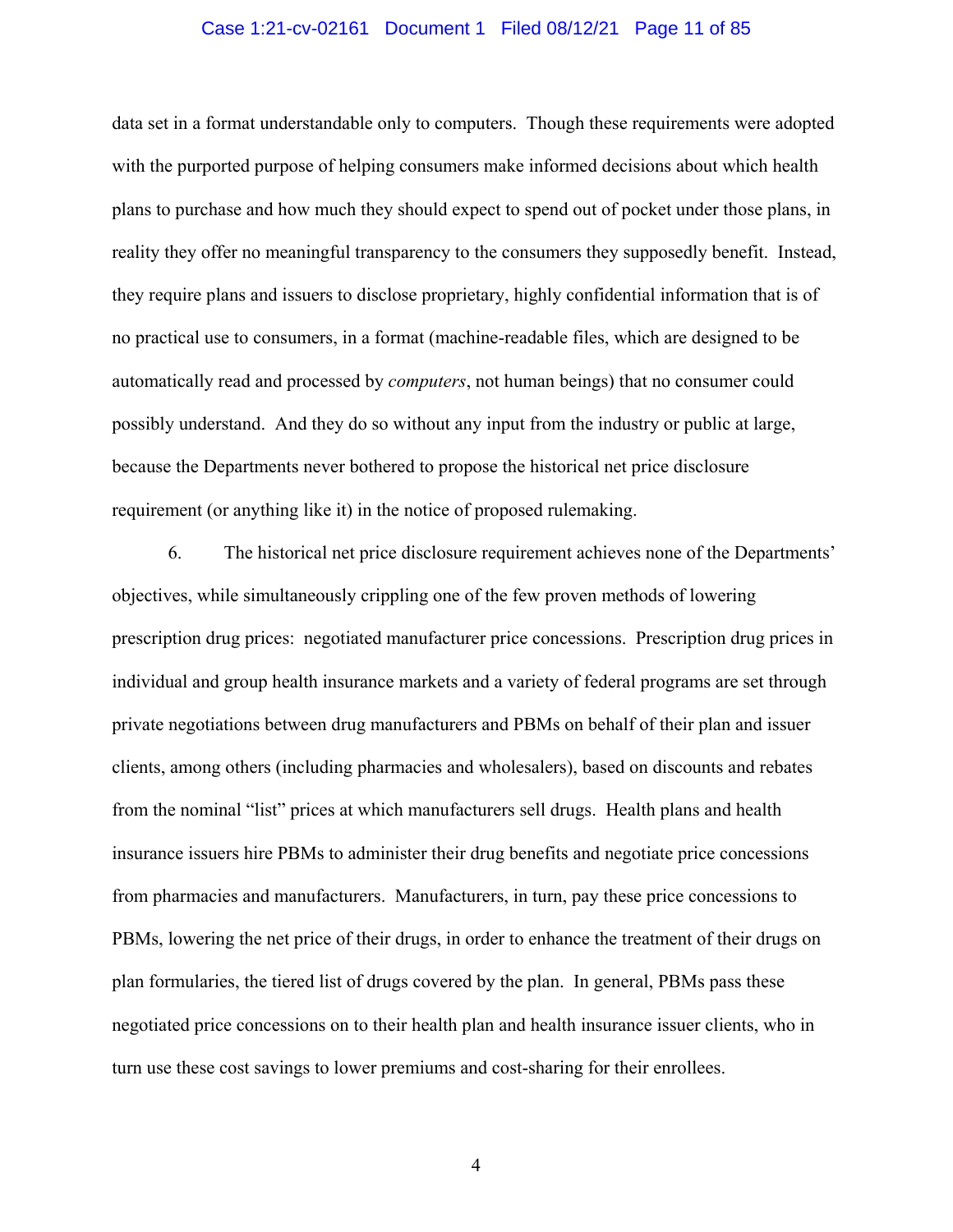data set in a format understandable only to computers. Though these requirements were adopted with the purported purpose of helping consumers make informed decisions about which health plans to purchase and how much they should expect to spend out of pocket under those plans, in reality they offer no meaningful transparency to the consumers they supposedly benefit. Instead, they require plans and issuers to disclose proprietary, highly confidential information that is of no practical use to consumers, in a format (machine-readable files, which are designed to be automatically read and processed by *computers*, not human beings) that no consumer could possibly understand. And they do so without any input from the industry or public at large, because the Departments never bothered to propose the historical net price disclosure requirement (or anything like it) in the notice of proposed rulemaking.

6. The historical net price disclosure requirement achieves none of the Departments' objectives, while simultaneously crippling one of the few proven methods of lowering prescription drug prices: negotiated manufacturer price concessions. Prescription drug prices in individual and group health insurance markets and a variety of federal programs are set through private negotiations between drug manufacturers and PBMs on behalf of their plan and issuer clients, among others (including pharmacies and wholesalers), based on discounts and rebates from the nominal "list" prices at which manufacturers sell drugs. Health plans and health insurance issuers hire PBMs to administer their drug benefits and negotiate price concessions from pharmacies and manufacturers. Manufacturers, in turn, pay these price concessions to PBMs, lowering the net price of their drugs, in order to enhance the treatment of their drugs on plan formularies, the tiered list of drugs covered by the plan. In general, PBMs pass these negotiated price concessions on to their health plan and health insurance issuer clients, who in turn use these cost savings to lower premiums and cost-sharing for their enrollees.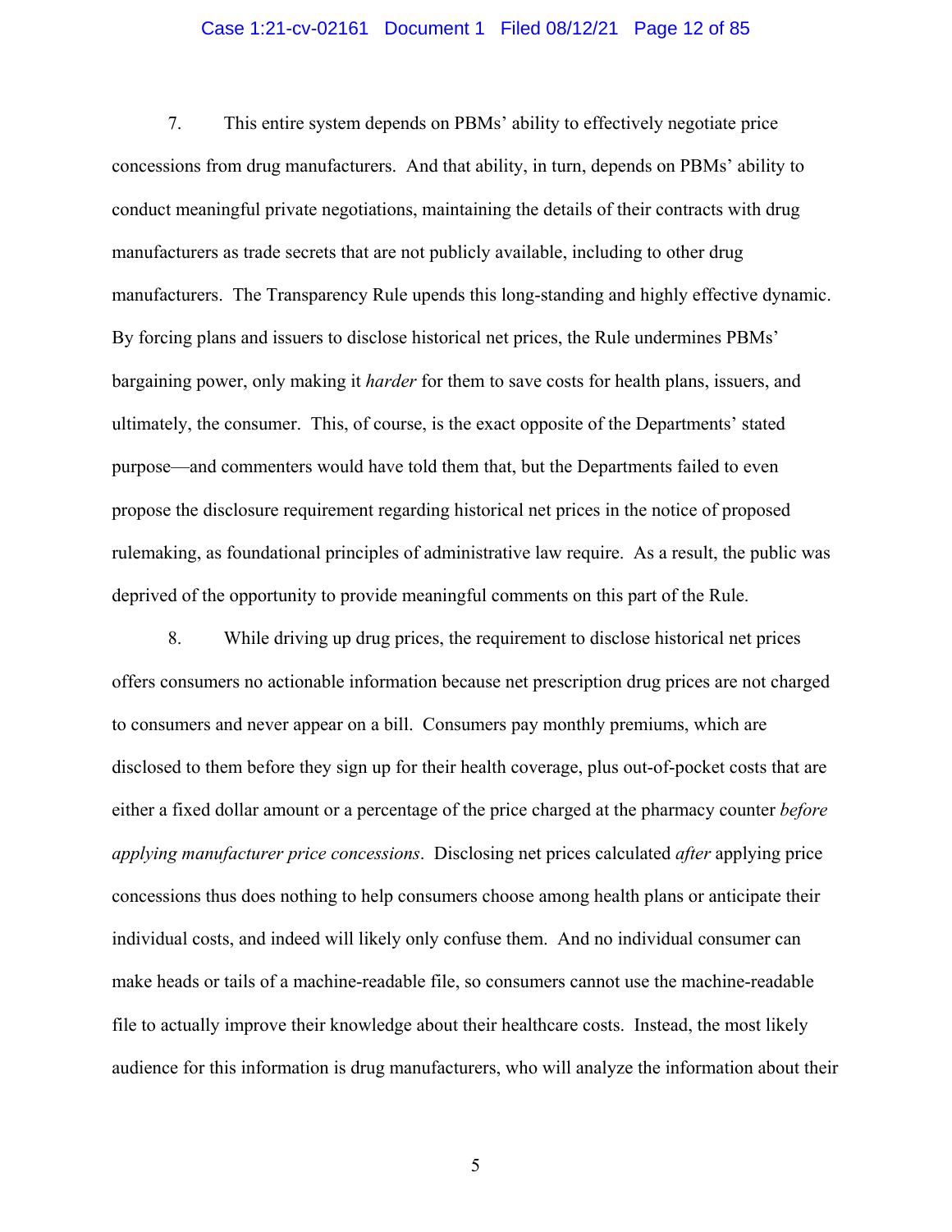7. This entire system depends on PBMs' ability to effectively negotiate price concessions from drug manufacturers. And that ability, in turn, depends on PBMs' ability to conduct meaningful private negotiations, maintaining the details of their contracts with drug manufacturers as trade secrets that are not publicly available, including to other drug manufacturers. The Transparency Rule upends this long-standing and highly effective dynamic. By forcing plans and issuers to disclose historical net prices, the Rule undermines PBMs' bargaining power, only making it *harder* for them to save costs for health plans, issuers, and ultimately, the consumer. This, of course, is the exact opposite of the Departments' stated purpose—and commenters would have told them that, but the Departments failed to even propose the disclosure requirement regarding historical net prices in the notice of proposed rulemaking, as foundational principles of administrative law require. As a result, the public was deprived of the opportunity to provide meaningful comments on this part of the Rule.

8. While driving up drug prices, the requirement to disclose historical net prices offers consumers no actionable information because net prescription drug prices are not charged to consumers and never appear on a bill. Consumers pay monthly premiums, which are disclosed to them before they sign up for their health coverage, plus out-of-pocket costs that are either a fixed dollar amount or a percentage of the price charged at the pharmacy counter *before applying manufacturer price concessions*. Disclosing net prices calculated *after* applying price concessions thus does nothing to help consumers choose among health plans or anticipate their individual costs, and indeed will likely only confuse them. And no individual consumer can make heads or tails of a machine-readable file, so consumers cannot use the machine-readable file to actually improve their knowledge about their healthcare costs. Instead, the most likely audience for this information is drug manufacturers, who will analyze the information about their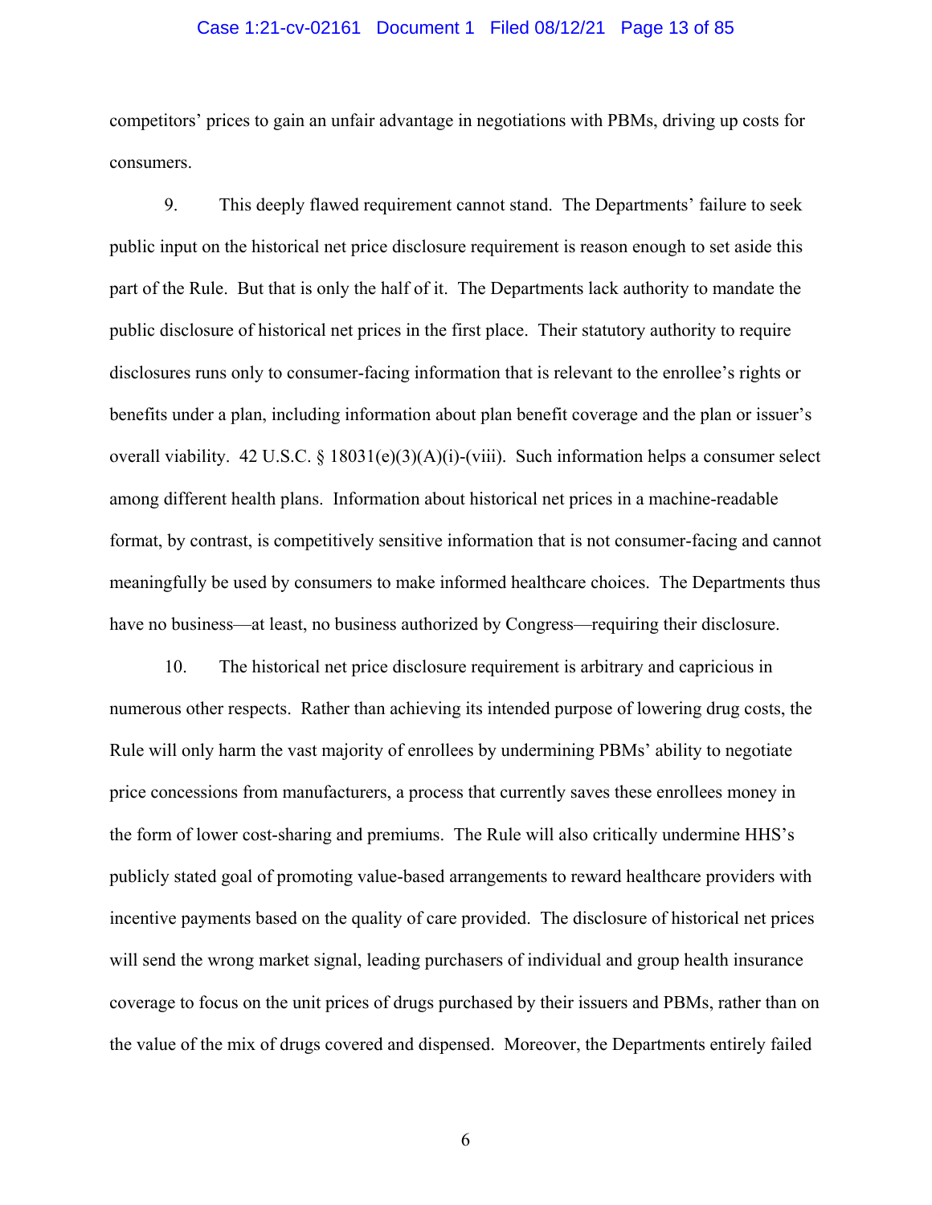competitors' prices to gain an unfair advantage in negotiations with PBMs, driving up costs for consumers.

9. This deeply flawed requirement cannot stand. The Departments' failure to seek public input on the historical net price disclosure requirement is reason enough to set aside this part of the Rule. But that is only the half of it. The Departments lack authority to mandate the public disclosure of historical net prices in the first place. Their statutory authority to require disclosures runs only to consumer-facing information that is relevant to the enrollee's rights or benefits under a plan, including information about plan benefit coverage and the plan or issuer's overall viability. 42 U.S.C. § 18031(e)(3)(A)(i)-(viii). Such information helps a consumer select among different health plans. Information about historical net prices in a machine-readable format, by contrast, is competitively sensitive information that is not consumer-facing and cannot meaningfully be used by consumers to make informed healthcare choices. The Departments thus have no business—at least, no business authorized by Congress—requiring their disclosure.

10. The historical net price disclosure requirement is arbitrary and capricious in numerous other respects. Rather than achieving its intended purpose of lowering drug costs, the Rule will only harm the vast majority of enrollees by undermining PBMs' ability to negotiate price concessions from manufacturers, a process that currently saves these enrollees money in the form of lower cost-sharing and premiums. The Rule will also critically undermine HHS's publicly stated goal of promoting value-based arrangements to reward healthcare providers with incentive payments based on the quality of care provided. The disclosure of historical net prices will send the wrong market signal, leading purchasers of individual and group health insurance coverage to focus on the unit prices of drugs purchased by their issuers and PBMs, rather than on the value of the mix of drugs covered and dispensed. Moreover, the Departments entirely failed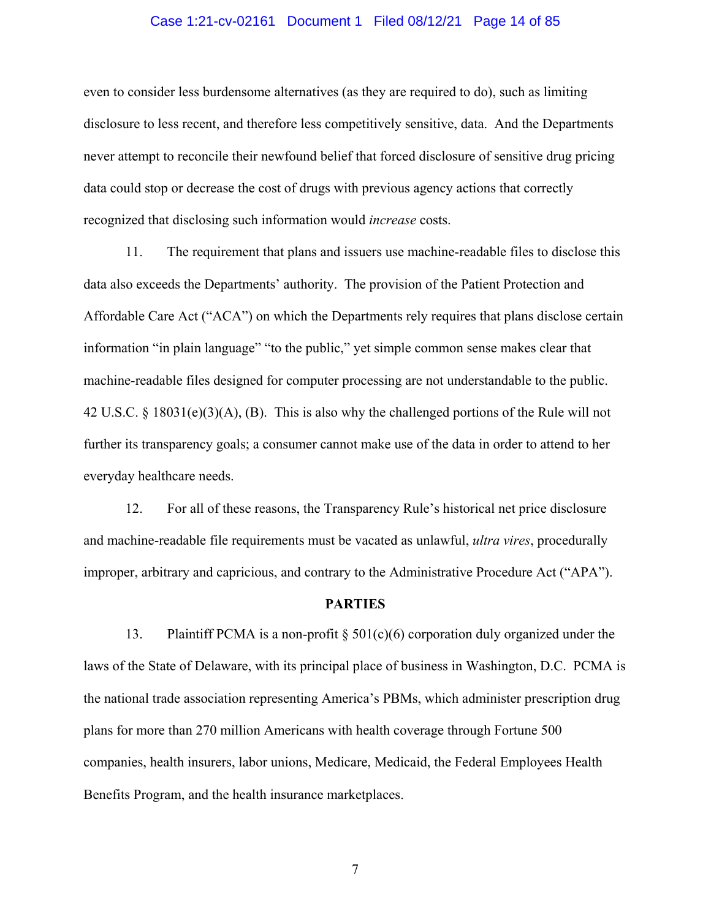even to consider less burdensome alternatives (as they are required to do), such as limiting disclosure to less recent, and therefore less competitively sensitive, data. And the Departments never attempt to reconcile their newfound belief that forced disclosure of sensitive drug pricing data could stop or decrease the cost of drugs with previous agency actions that correctly recognized that disclosing such information would *increase* costs.

11. The requirement that plans and issuers use machine-readable files to disclose this data also exceeds the Departments' authority. The provision of the Patient Protection and Affordable Care Act ("ACA") on which the Departments rely requires that plans disclose certain information "in plain language" "to the public," yet simple common sense makes clear that machine-readable files designed for computer processing are not understandable to the public. 42 U.S.C. § 18031(e)(3)(A), (B). This is also why the challenged portions of the Rule will not further its transparency goals; a consumer cannot make use of the data in order to attend to her everyday healthcare needs.

12. For all of these reasons, the Transparency Rule's historical net price disclosure and machine-readable file requirements must be vacated as unlawful, *ultra vires*, procedurally improper, arbitrary and capricious, and contrary to the Administrative Procedure Act ("APA").

## PARTIES

13. Plaintiff PCMA is a non-profit § 501(c)(6) corporation duly organized under the laws of the State of Delaware, with its principal place of business in Washington, D.C. PCMA is the national trade association representing America's PBMs, which administer prescription drug plans for more than 270 million Americans with health coverage through Fortune 500 companies, health insurers, labor unions, Medicare, Medicaid, the Federal Employees Health Benefits Program, and the health insurance marketplaces.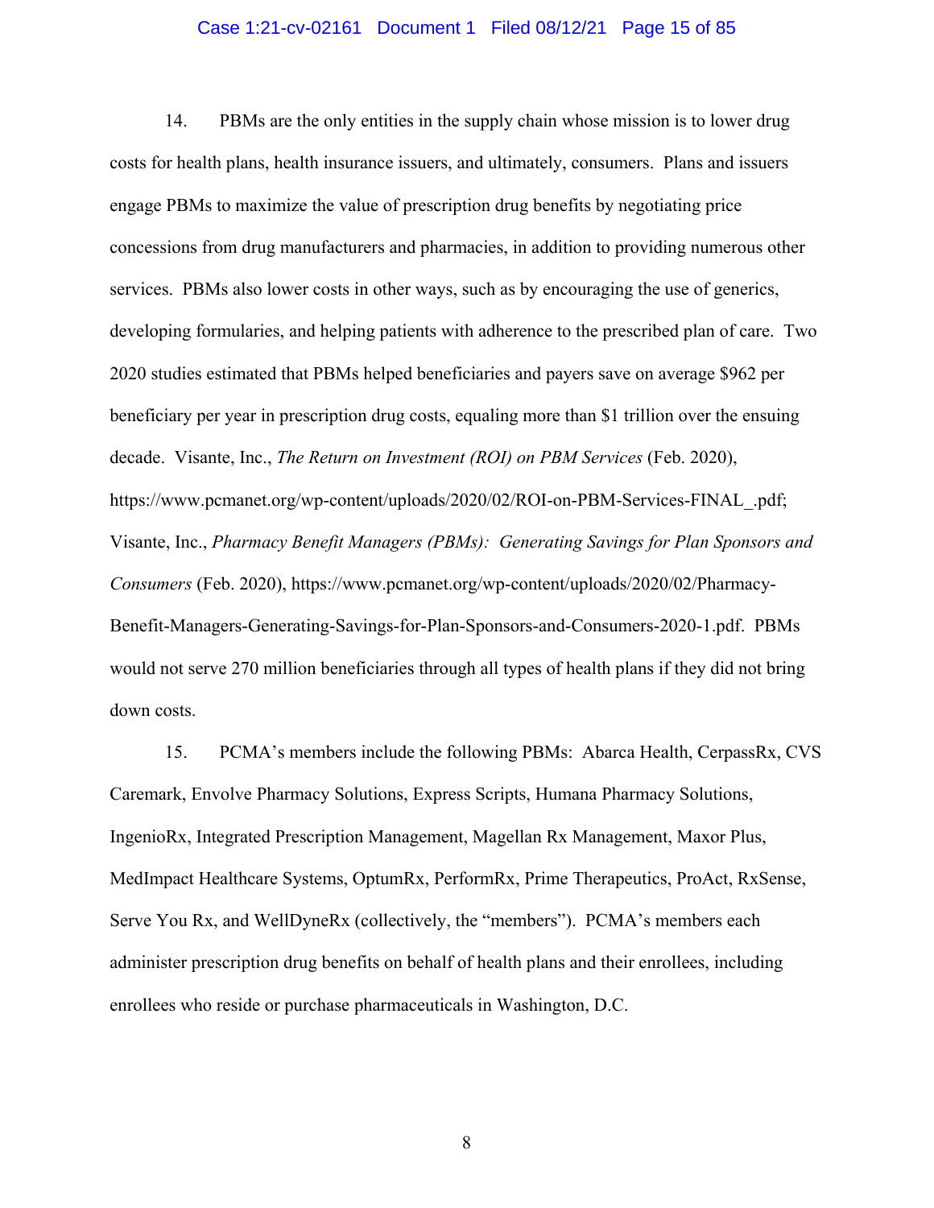14. PBMs are the only entities in the supply chain whose mission is to lower drug costs for health plans, health insurance issuers, and ultimately, consumers. Plans and issuers engage PBMs to maximize the value of prescription drug benefits by negotiating price concessions from drug manufacturers and pharmacies, in addition to providing numerous other services. PBMs also lower costs in other ways, such as by encouraging the use of generics, developing formularies, and helping patients with adherence to the prescribed plan of care. Two 2020 studies estimated that PBMs helped beneficiaries and payers save on average $962 per beneficiary per year in prescription drug costs, equaling more than $1 trillion over the ensuing decade. Visante, Inc., *The Return on Investment (ROI) on PBM Services* (Feb. 2020), https://www.pcmanet.org/wp-content/uploads/2020/02/ROI-on-PBM-Services-FINAL_.pdf; Visante, Inc., *Pharmacy Benefit Managers (PBMs): Generating Savings for Plan Sponsors and Consumers* (Feb. 2020), https://www.pcmanet.org/wp-content/uploads/2020/02/Pharmacy-Benefit-Managers-Generating-Savings-for-Plan-Sponsors-and-Consumers-2020-1.pdf. PBMs would not serve 270 million beneficiaries through all types of health plans if they did not bring down costs.

15. PCMA's members include the following PBMs: Abarca Health, CerpassRx, CVS Caremark, Envolve Pharmacy Solutions, Express Scripts, Humana Pharmacy Solutions, IngenioRx, Integrated Prescription Management, Magellan Rx Management, Maxor Plus, MedImpact Healthcare Systems, OptumRx, PerformRx, Prime Therapeutics, ProAct, RxSense, Serve You Rx, and WellDyneRx (collectively, the "members"). PCMA's members each administer prescription drug benefits on behalf of health plans and their enrollees, including enrollees who reside or purchase pharmaceuticals in Washington, D.C.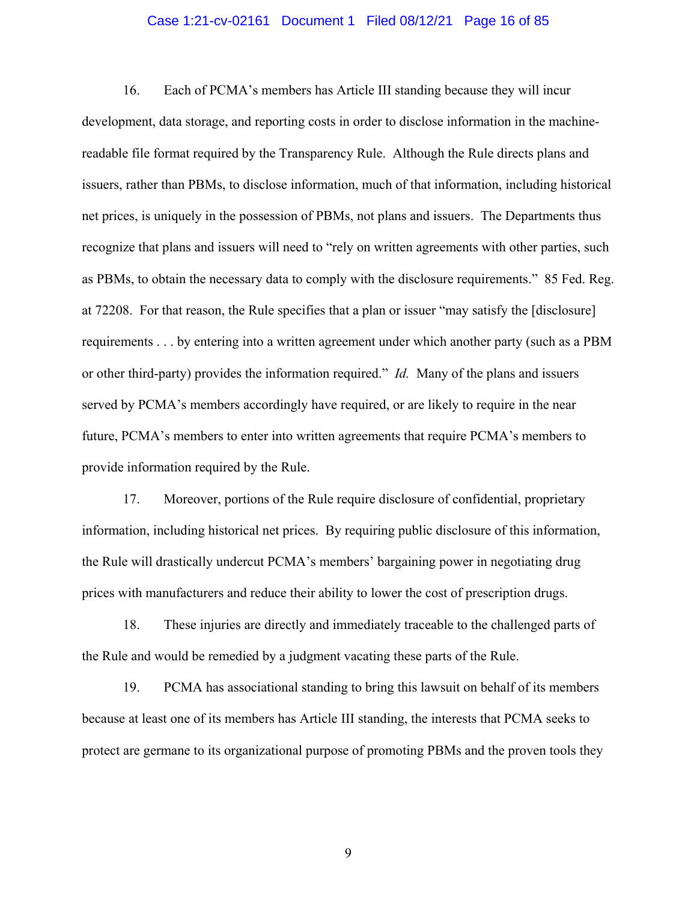16. Each of PCMA's members has Article III standing because they will incur development, data storage, and reporting costs in order to disclose information in the machine-readable file format required by the Transparency Rule. Although the Rule directs plans and issuers, rather than PBMs, to disclose information, much of that information, including historical net prices, is uniquely in the possession of PBMs, not plans and issuers. The Departments thus recognize that plans and issuers will need to "rely on written agreements with other parties, such as PBMs, to obtain the necessary data to comply with the disclosure requirements." 85 Fed. Reg. at 72208. For that reason, the Rule specifies that a plan or issuer "may satisfy the [disclosure] requirements . . . by entering into a written agreement under which another party (such as a PBM or other third-party) provides the information required." *Id.* Many of the plans and issuers served by PCMA's members accordingly have required, or are likely to require in the near future, PCMA's members to enter into written agreements that require PCMA's members to provide information required by the Rule.

17. Moreover, portions of the Rule require disclosure of confidential, proprietary information, including historical net prices. By requiring public disclosure of this information, the Rule will drastically undercut PCMA's members' bargaining power in negotiating drug prices with manufacturers and reduce their ability to lower the cost of prescription drugs.

18. These injuries are directly and immediately traceable to the challenged parts of the Rule and would be remedied by a judgment vacating these parts of the Rule.

19. PCMA has associational standing to bring this lawsuit on behalf of its members because at least one of its members has Article III standing, the interests that PCMA seeks to protect are germane to its organizational purpose of promoting PBMs and the proven tools they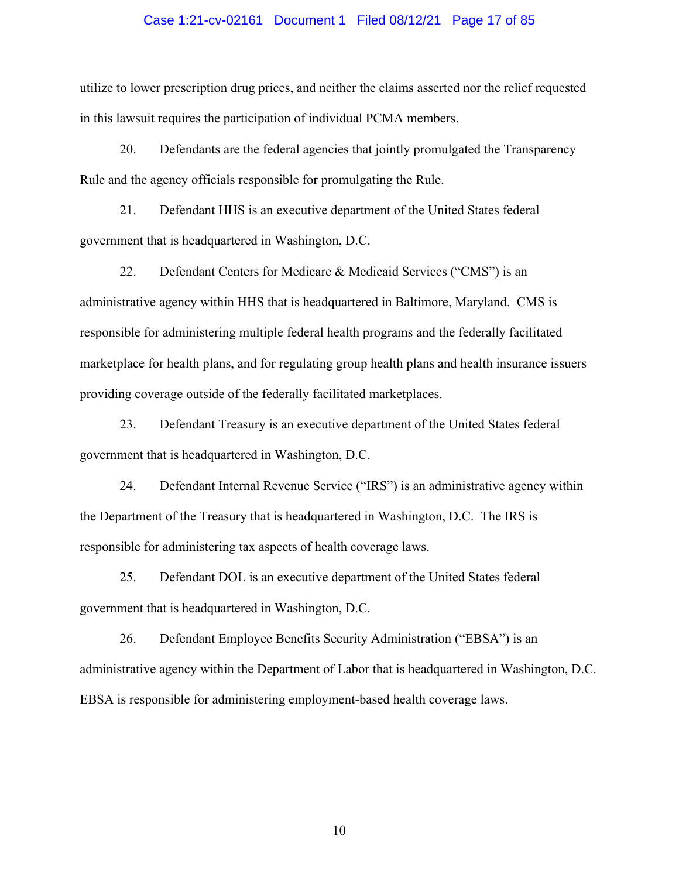utilize to lower prescription drug prices, and neither the claims asserted nor the relief requested in this lawsuit requires the participation of individual PCMA members.

20. Defendants are the federal agencies that jointly promulgated the Transparency Rule and the agency officials responsible for promulgating the Rule.

21. Defendant HHS is an executive department of the United States federal government that is headquartered in Washington, D.C.

22. Defendant Centers for Medicare & Medicaid Services ("CMS") is an administrative agency within HHS that is headquartered in Baltimore, Maryland. CMS is responsible for administering multiple federal health programs and the federally facilitated marketplace for health plans, and for regulating group health plans and health insurance issuers providing coverage outside of the federally facilitated marketplaces.

23. Defendant Treasury is an executive department of the United States federal government that is headquartered in Washington, D.C.

24. Defendant Internal Revenue Service ("IRS") is an administrative agency within the Department of the Treasury that is headquartered in Washington, D.C. The IRS is responsible for administering tax aspects of health coverage laws.

25. Defendant DOL is an executive department of the United States federal government that is headquartered in Washington, D.C.

26. Defendant Employee Benefits Security Administration ("EBSA") is an administrative agency within the Department of Labor that is headquartered in Washington, D.C. EBSA is responsible for administering employment-based health coverage laws.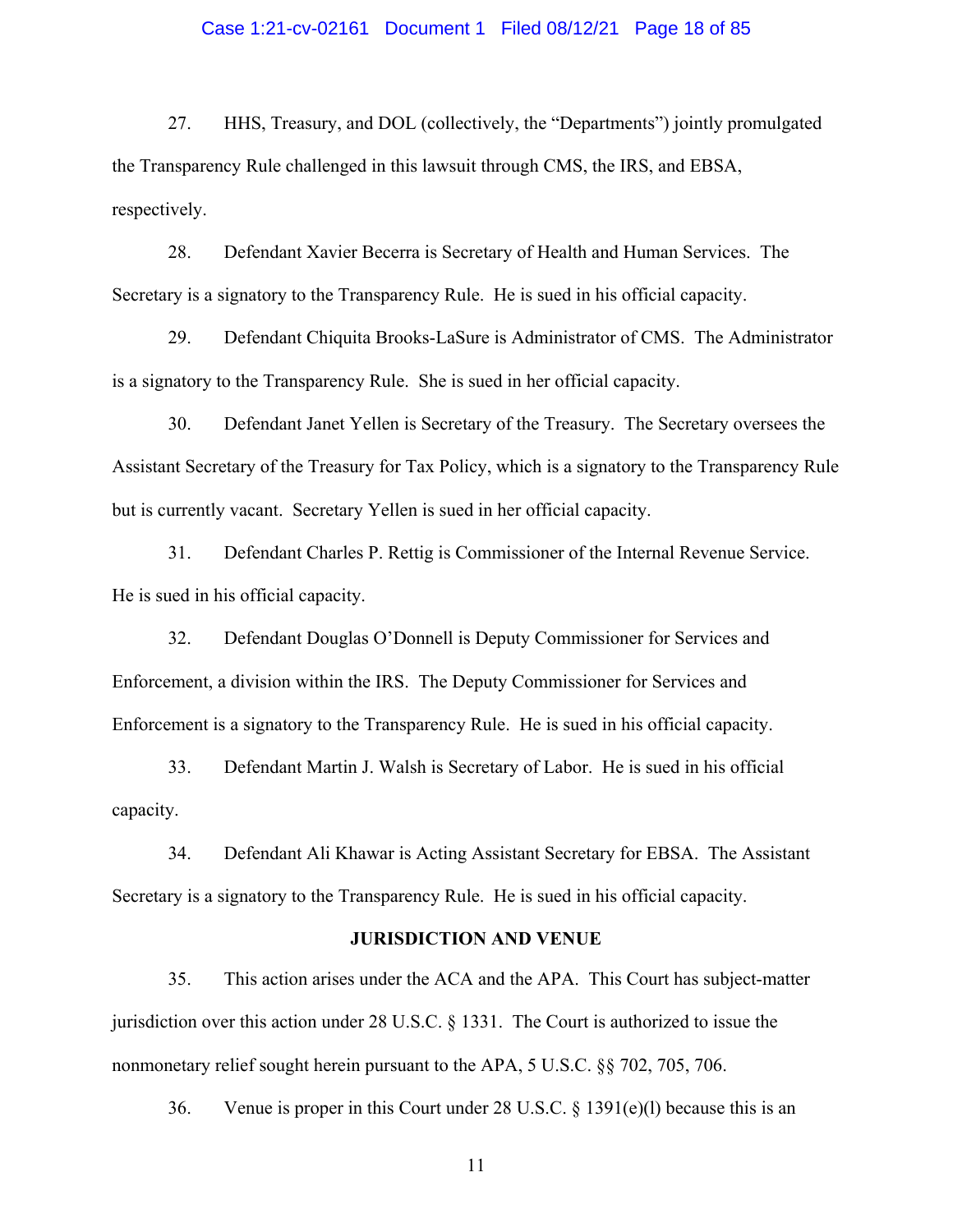27. HHS, Treasury, and DOL (collectively, the "Departments") jointly promulgated the Transparency Rule challenged in this lawsuit through CMS, the IRS, and EBSA, respectively.

28. Defendant Xavier Becerra is Secretary of Health and Human Services. The Secretary is a signatory to the Transparency Rule. He is sued in his official capacity.

29. Defendant Chiquita Brooks-LaSure is Administrator of CMS. The Administrator is a signatory to the Transparency Rule. She is sued in her official capacity.

30. Defendant Janet Yellen is Secretary of the Treasury. The Secretary oversees the Assistant Secretary of the Treasury for Tax Policy, which is a signatory to the Transparency Rule but is currently vacant. Secretary Yellen is sued in her official capacity.

31. Defendant Charles P. Rettig is Commissioner of the Internal Revenue Service. He is sued in his official capacity.

32. Defendant Douglas O'Donnell is Deputy Commissioner for Services and Enforcement, a division within the IRS. The Deputy Commissioner for Services and Enforcement is a signatory to the Transparency Rule. He is sued in his official capacity.

33. Defendant Martin J. Walsh is Secretary of Labor. He is sued in his official capacity.

34. Defendant Ali Khawar is Acting Assistant Secretary for EBSA. The Assistant Secretary is a signatory to the Transparency Rule. He is sued in his official capacity.

**JURISDICTION AND VENUE**

35. This action arises under the ACA and the APA. This Court has subject-matter jurisdiction over this action under 28 U.S.C. § 1331. The Court is authorized to issue the nonmonetary relief sought herein pursuant to the APA, 5 U.S.C. §§ 702, 705, 706.

36. Venue is proper in this Court under 28 U.S.C. § 1391(e)(l) because this is an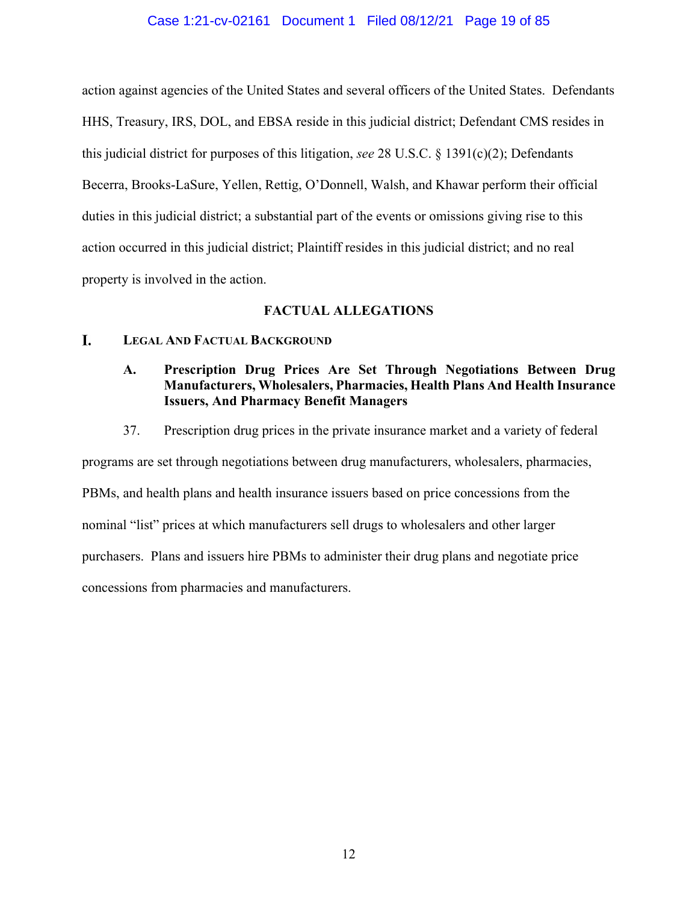action against agencies of the United States and several officers of the United States. Defendants HHS, Treasury, IRS, DOL, and EBSA reside in this judicial district; Defendant CMS resides in this judicial district for purposes of this litigation, *see* 28 U.S.C. § 1391(c)(2); Defendants Becerra, Brooks-LaSure, Yellen, Rettig, O'Donnell, Walsh, and Khawar perform their official duties in this judicial district; a substantial part of the events or omissions giving rise to this action occurred in this judicial district; Plaintiff resides in this judicial district; and no real property is involved in the action.

## FACTUAL ALLEGATIONS

### I. LEGAL AND FACTUAL BACKGROUND

#### A. Prescription Drug Prices Are Set Through Negotiations Between Drug Manufacturers, Wholesalers, Pharmacies, Health Plans And Health Insurance Issuers, And Pharmacy Benefit Managers

37. Prescription drug prices in the private insurance market and a variety of federal programs are set through negotiations between drug manufacturers, wholesalers, pharmacies, PBMs, and health plans and health insurance issuers based on price concessions from the nominal "list" prices at which manufacturers sell drugs to wholesalers and other larger purchasers. Plans and issuers hire PBMs to administer their drug plans and negotiate price concessions from pharmacies and manufacturers.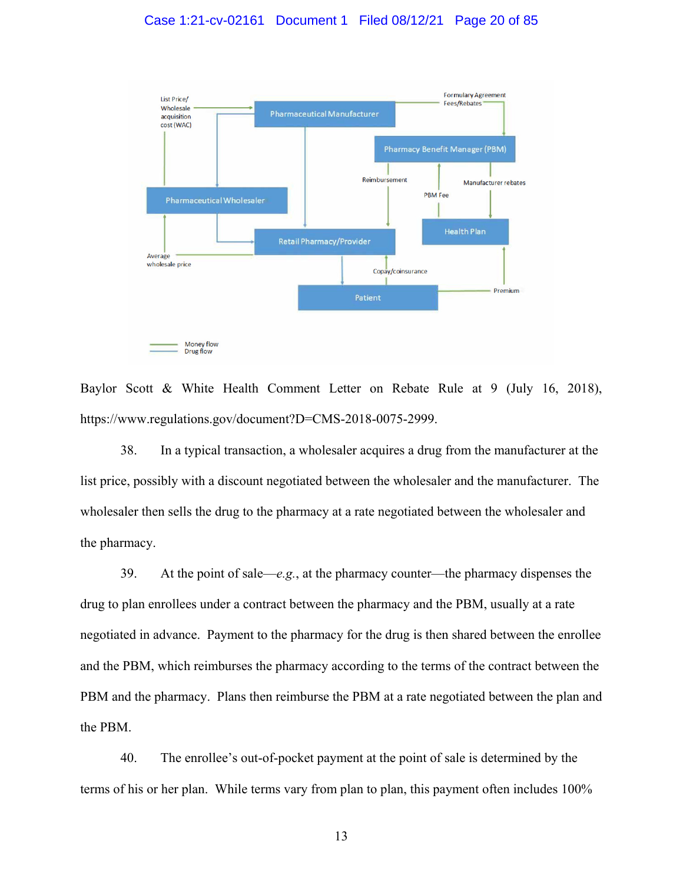Baylor Scott & White Health Comment Letter on Rebate Rule at 9 (July 16, 2018), https://www.regulations.gov/document?D=CMS-2018-0075-2999.

38. In a typical transaction, a wholesaler acquires a drug from the manufacturer at the list price, possibly with a discount negotiated between the wholesaler and the manufacturer. The wholesaler then sells the drug to the pharmacy at a rate negotiated between the wholesaler and the pharmacy.

39. At the point of sale—*e.g.*, at the pharmacy counter—the pharmacy dispenses the drug to plan enrollees under a contract between the pharmacy and the PBM, usually at a rate negotiated in advance. Payment to the pharmacy for the drug is then shared between the enrollee and the PBM, which reimburses the pharmacy according to the terms of the contract between the PBM and the pharmacy. Plans then reimburse the PBM at a rate negotiated between the plan and the PBM.

40. The enrollee's out-of-pocket payment at the point of sale is determined by the terms of his or her plan. While terms vary from plan to plan, this payment often includes 100%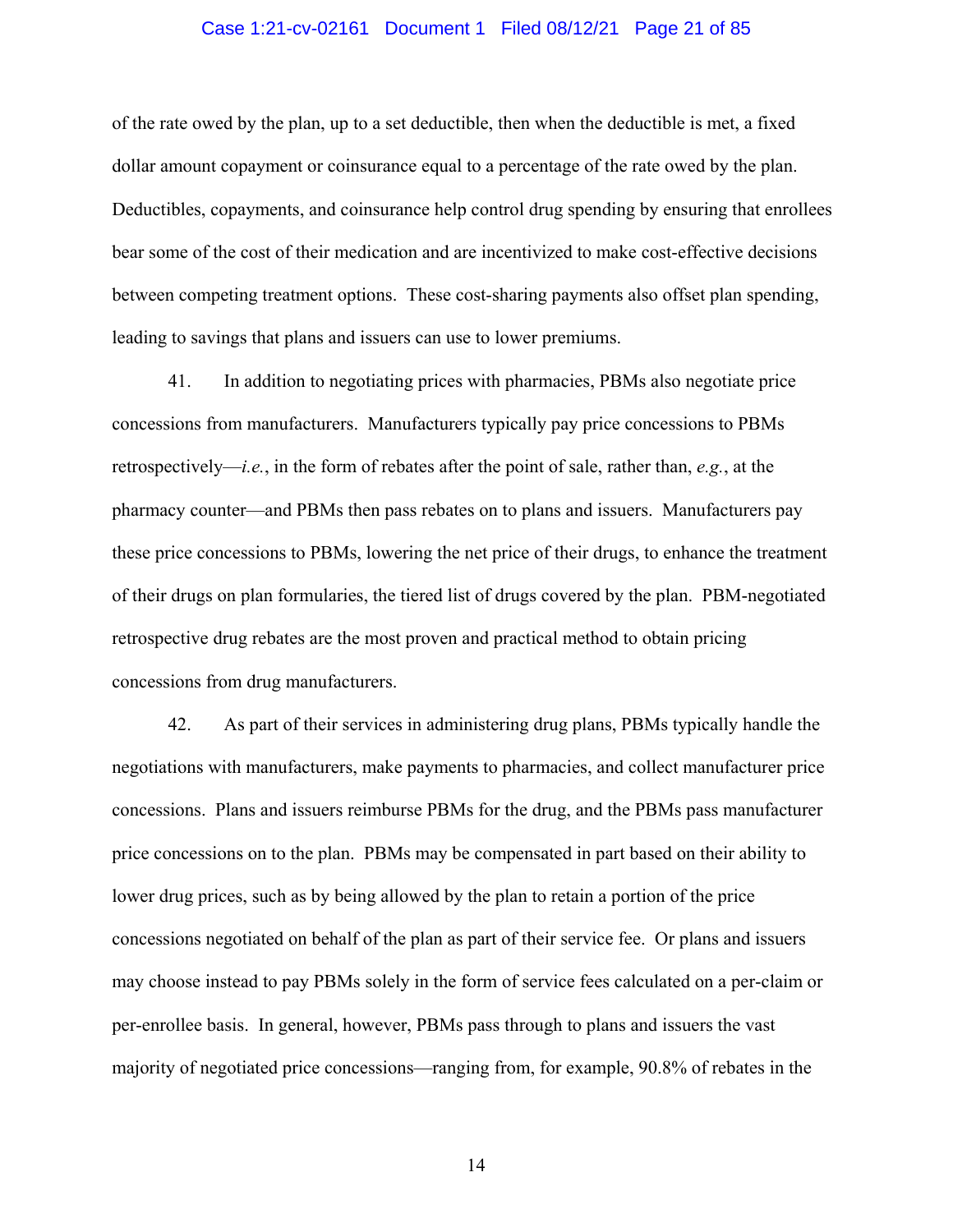of the rate owed by the plan, up to a set deductible, then when the deductible is met, a fixed dollar amount copayment or coinsurance equal to a percentage of the rate owed by the plan. Deductibles, copayments, and coinsurance help control drug spending by ensuring that enrollees bear some of the cost of their medication and are incentivized to make cost-effective decisions between competing treatment options. These cost-sharing payments also offset plan spending, leading to savings that plans and issuers can use to lower premiums.

41. In addition to negotiating prices with pharmacies, PBMs also negotiate price concessions from manufacturers. Manufacturers typically pay price concessions to PBMs retrospectively—*i.e.*, in the form of rebates after the point of sale, rather than, *e.g.*, at the pharmacy counter—and PBMs then pass rebates on to plans and issuers. Manufacturers pay these price concessions to PBMs, lowering the net price of their drugs, to enhance the treatment of their drugs on plan formularies, the tiered list of drugs covered by the plan. PBM-negotiated retrospective drug rebates are the most proven and practical method to obtain pricing concessions from drug manufacturers.

42. As part of their services in administering drug plans, PBMs typically handle the negotiations with manufacturers, make payments to pharmacies, and collect manufacturer price concessions. Plans and issuers reimburse PBMs for the drug, and the PBMs pass manufacturer price concessions on to the plan. PBMs may be compensated in part based on their ability to lower drug prices, such as by being allowed by the plan to retain a portion of the price concessions negotiated on behalf of the plan as part of their service fee. Or plans and issuers may choose instead to pay PBMs solely in the form of service fees calculated on a per-claim or per-enrollee basis. In general, however, PBMs pass through to plans and issuers the vast majority of negotiated price concessions—ranging from, for example, 90.8% of rebates in the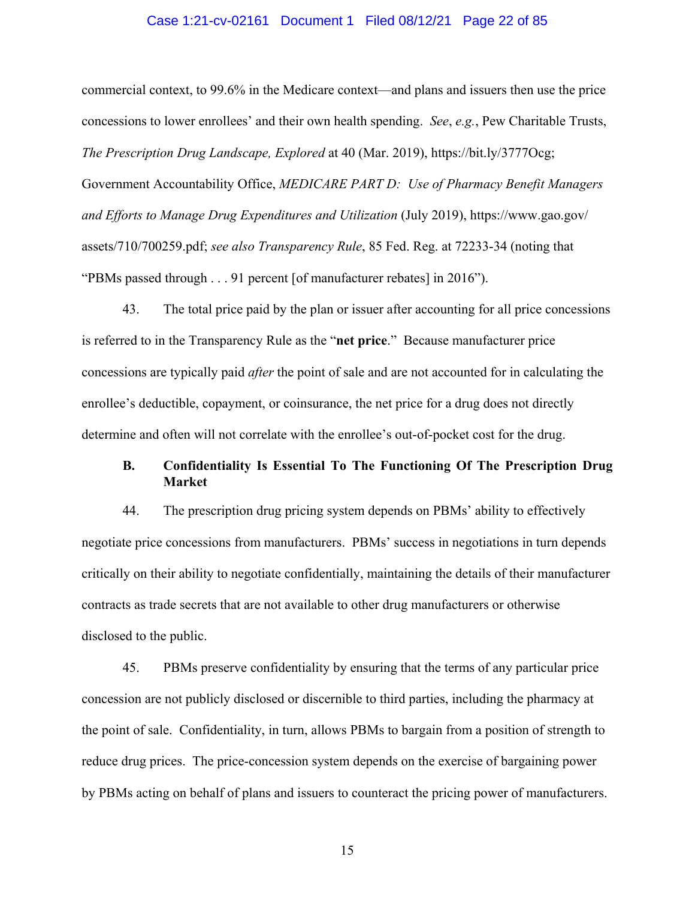commercial context, to 99.6% in the Medicare context—and plans and issuers then use the price concessions to lower enrollees' and their own health spending. *See*, *e.g.*, Pew Charitable Trusts, *The Prescription Drug Landscape, Explored* at 40 (Mar. 2019), https://bit.ly/3777Ocg; Government Accountability Office, *MEDICARE PART D: Use of Pharmacy Benefit Managers and Efforts to Manage Drug Expenditures and Utilization* (July 2019), https://www.gao.gov/assets/710/700259.pdf; *see also Transparency Rule*, 85 Fed. Reg. at 72233-34 (noting that "PBMs passed through . . . 91 percent [of manufacturer rebates] in 2016").

43. The total price paid by the plan or issuer after accounting for all price concessions is referred to in the Transparency Rule as the "**net price**." Because manufacturer price concessions are typically paid *after* the point of sale and are not accounted for in calculating the enrollee's deductible, copayment, or coinsurance, the net price for a drug does not directly determine and often will not correlate with the enrollee's out-of-pocket cost for the drug.

### B. Confidentiality Is Essential To The Functioning Of The Prescription Drug Market

44. The prescription drug pricing system depends on PBMs' ability to effectively negotiate price concessions from manufacturers. PBMs' success in negotiations in turn depends critically on their ability to negotiate confidentially, maintaining the details of their manufacturer contracts as trade secrets that are not available to other drug manufacturers or otherwise disclosed to the public.

45. PBMs preserve confidentiality by ensuring that the terms of any particular price concession are not publicly disclosed or discernible to third parties, including the pharmacy at the point of sale. Confidentiality, in turn, allows PBMs to bargain from a position of strength to reduce drug prices. The price-concession system depends on the exercise of bargaining power by PBMs acting on behalf of plans and issuers to counteract the pricing power of manufacturers.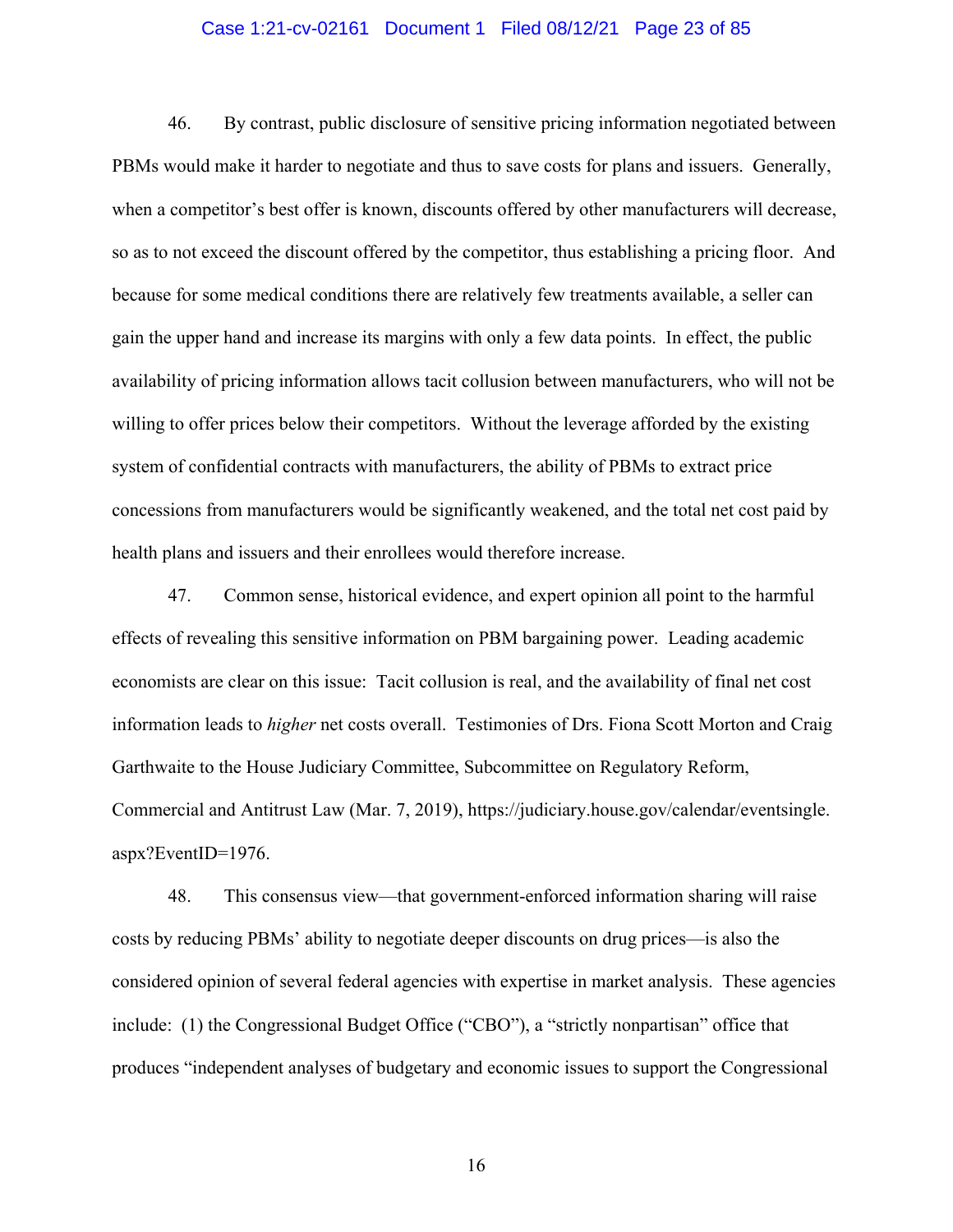46. By contrast, public disclosure of sensitive pricing information negotiated between PBMs would make it harder to negotiate and thus to save costs for plans and issuers. Generally, when a competitor's best offer is known, discounts offered by other manufacturers will decrease, so as to not exceed the discount offered by the competitor, thus establishing a pricing floor. And because for some medical conditions there are relatively few treatments available, a seller can gain the upper hand and increase its margins with only a few data points. In effect, the public availability of pricing information allows tacit collusion between manufacturers, who will not be willing to offer prices below their competitors. Without the leverage afforded by the existing system of confidential contracts with manufacturers, the ability of PBMs to extract price concessions from manufacturers would be significantly weakened, and the total net cost paid by health plans and issuers and their enrollees would therefore increase.

47. Common sense, historical evidence, and expert opinion all point to the harmful effects of revealing this sensitive information on PBM bargaining power. Leading academic economists are clear on this issue: Tacit collusion is real, and the availability of final net cost information leads to *higher* net costs overall. Testimonies of Drs. Fiona Scott Morton and Craig Garthwaite to the House Judiciary Committee, Subcommittee on Regulatory Reform, Commercial and Antitrust Law (Mar. 7, 2019), https://judiciary.house.gov/calendar/eventsingle.aspx?EventID=1976.

48. This consensus view—that government-enforced information sharing will raise costs by reducing PBMs' ability to negotiate deeper discounts on drug prices—is also the considered opinion of several federal agencies with expertise in market analysis. These agencies include: (1) the Congressional Budget Office ("CBO"), a "strictly nonpartisan" office that produces "independent analyses of budgetary and economic issues to support the Congressional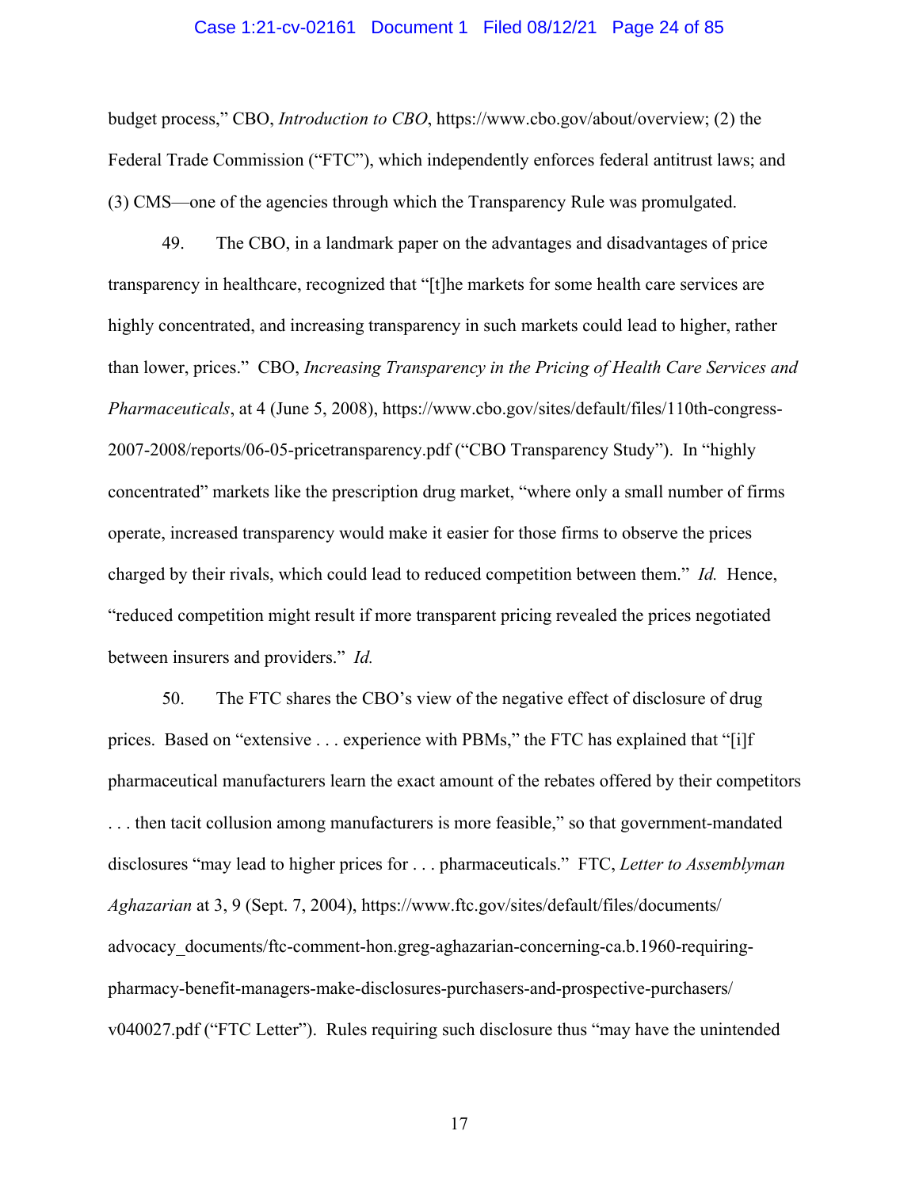budget process," CBO, *Introduction to CBO*, https://www.cbo.gov/about/overview; (2) the Federal Trade Commission ("FTC"), which independently enforces federal antitrust laws; and (3) CMS—one of the agencies through which the Transparency Rule was promulgated.

49. The CBO, in a landmark paper on the advantages and disadvantages of price transparency in healthcare, recognized that "[t]he markets for some health care services are highly concentrated, and increasing transparency in such markets could lead to higher, rather than lower, prices." CBO, *Increasing Transparency in the Pricing of Health Care Services and Pharmaceuticals*, at 4 (June 5, 2008), https://www.cbo.gov/sites/default/files/110th-congress-2007-2008/reports/06-05-pricetransparency.pdf ("CBO Transparency Study"). In "highly concentrated" markets like the prescription drug market, "where only a small number of firms operate, increased transparency would make it easier for those firms to observe the prices charged by their rivals, which could lead to reduced competition between them." *Id.* Hence, "reduced competition might result if more transparent pricing revealed the prices negotiated between insurers and providers." *Id.*

50. The FTC shares the CBO's view of the negative effect of disclosure of drug prices. Based on "extensive . . . experience with PBMs," the FTC has explained that "[i]f pharmaceutical manufacturers learn the exact amount of the rebates offered by their competitors . . . then tacit collusion among manufacturers is more feasible," so that government-mandated disclosures "may lead to higher prices for . . . pharmaceuticals." FTC, *Letter to Assemblyman Aghazarian* at 3, 9 (Sept. 7, 2004), https://www.ftc.gov/sites/default/files/documents/advocacy_documents/ftc-comment-hon.greg-aghazarian-concerning-ca.b.1960-requiring-pharmacy-benefit-managers-make-disclosures-purchasers-and-prospective-purchasers/v040027.pdf ("FTC Letter"). Rules requiring such disclosure thus "may have the unintended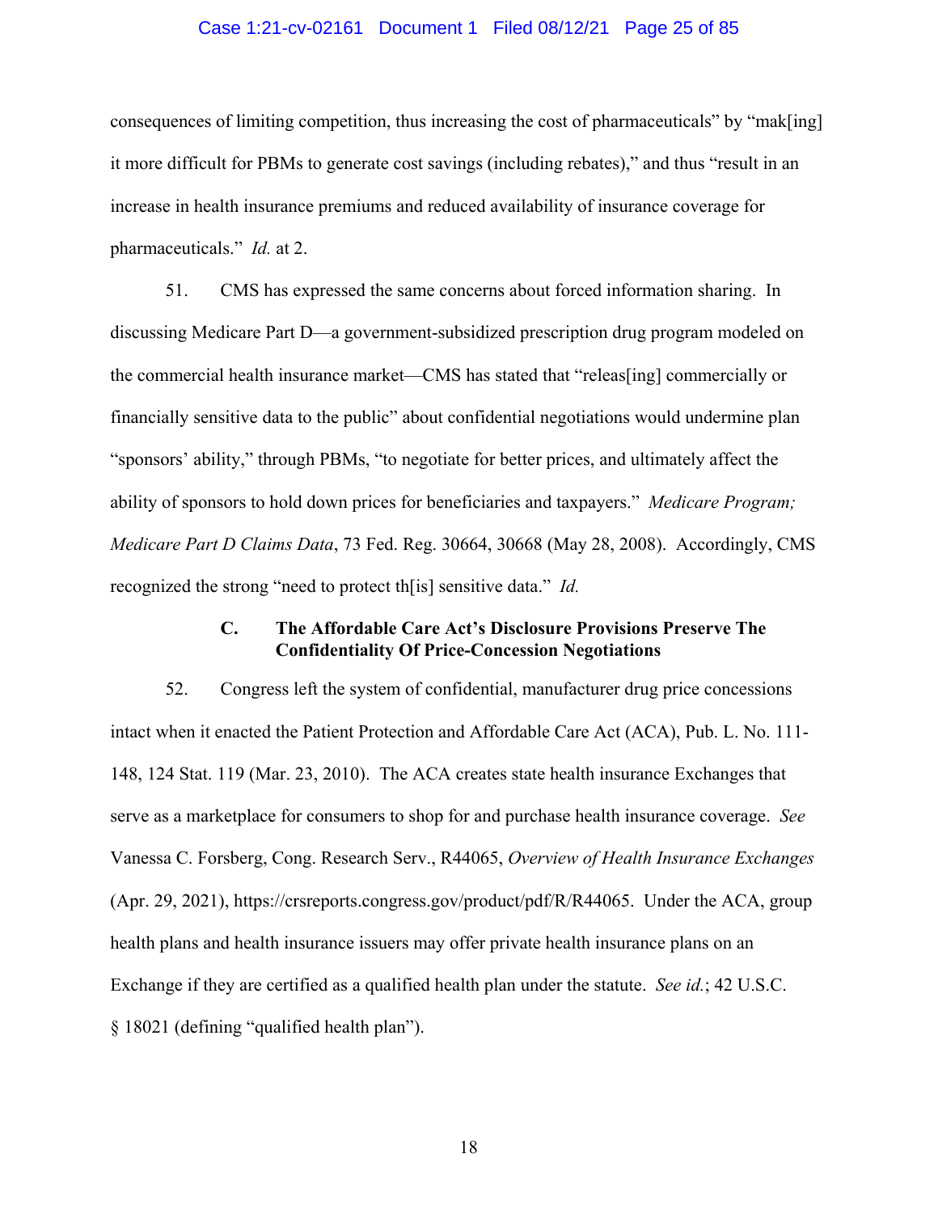consequences of limiting competition, thus increasing the cost of pharmaceuticals" by "mak[ing] it more difficult for PBMs to generate cost savings (including rebates)," and thus "result in an increase in health insurance premiums and reduced availability of insurance coverage for pharmaceuticals." *Id.* at 2.

51. CMS has expressed the same concerns about forced information sharing. In discussing Medicare Part D—a government-subsidized prescription drug program modeled on the commercial health insurance market—CMS has stated that "releas[ing] commercially or financially sensitive data to the public" about confidential negotiations would undermine plan "sponsors' ability," through PBMs, "to negotiate for better prices, and ultimately affect the ability of sponsors to hold down prices for beneficiaries and taxpayers." *Medicare Program; Medicare Part D Claims Data*, 73 Fed. Reg. 30664, 30668 (May 28, 2008). Accordingly, CMS recognized the strong "need to protect th[is] sensitive data." *Id.*

### C. The Affordable Care Act's Disclosure Provisions Preserve The Confidentiality Of Price-Concession Negotiations

52. Congress left the system of confidential, manufacturer drug price concessions intact when it enacted the Patient Protection and Affordable Care Act (ACA), Pub. L. No. 111-148, 124 Stat. 119 (Mar. 23, 2010). The ACA creates state health insurance Exchanges that serve as a marketplace for consumers to shop for and purchase health insurance coverage. *See* Vanessa C. Forsberg, Cong. Research Serv., R44065, *Overview of Health Insurance Exchanges* (Apr. 29, 2021), https://crsreports.congress.gov/product/pdf/R/R44065. Under the ACA, group health plans and health insurance issuers may offer private health insurance plans on an Exchange if they are certified as a qualified health plan under the statute. *See id.*; 42 U.S.C. § 18021 (defining "qualified health plan").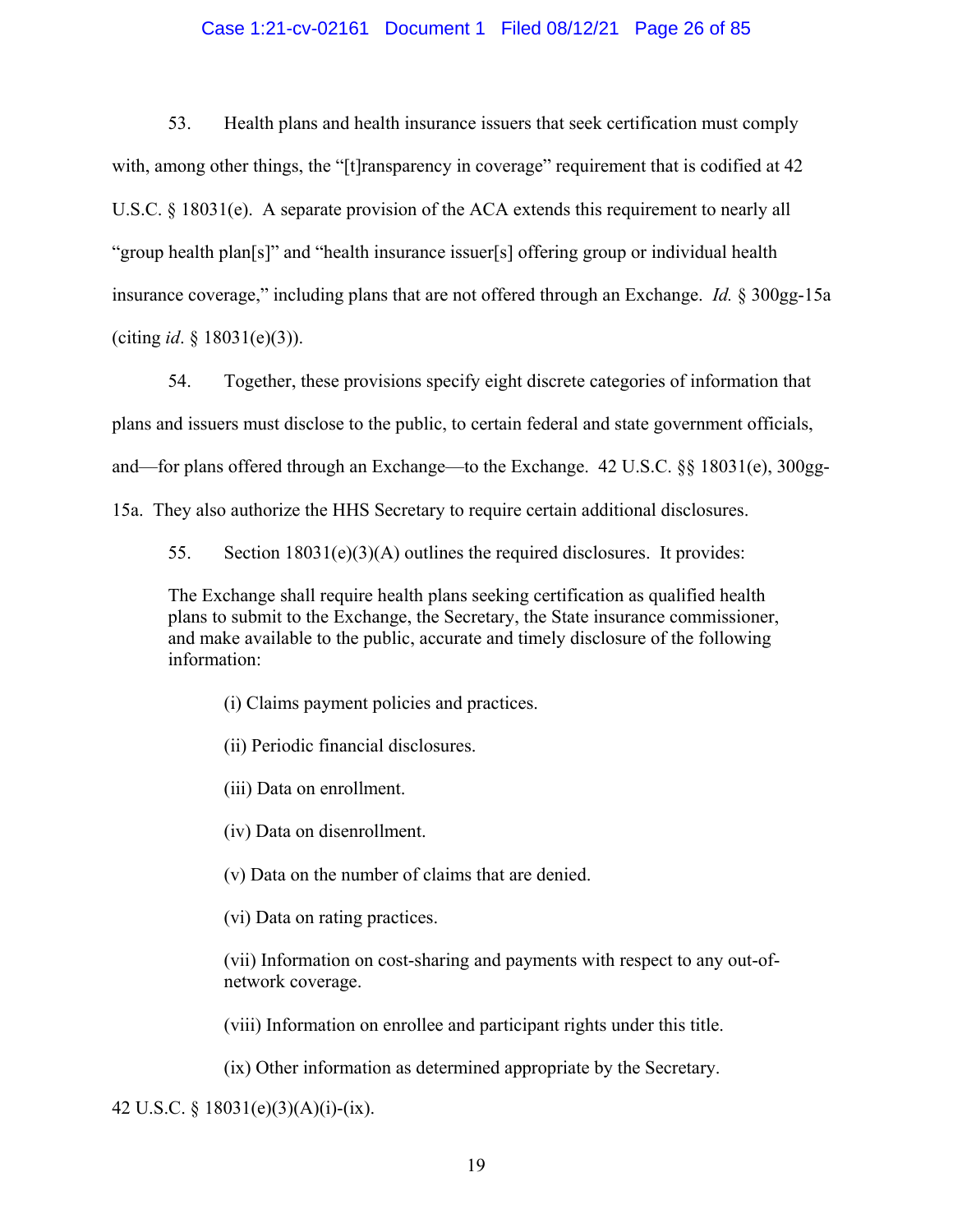53. Health plans and health insurance issuers that seek certification must comply with, among other things, the "[t]ransparency in coverage" requirement that is codified at 42 U.S.C. § 18031(e). A separate provision of the ACA extends this requirement to nearly all "group health plan[s]" and "health insurance issuer[s] offering group or individual health insurance coverage," including plans that are not offered through an Exchange. *Id.* § 300gg-15a (citing *id*. § 18031(e)(3)).

54. Together, these provisions specify eight discrete categories of information that plans and issuers must disclose to the public, to certain federal and state government officials, and—for plans offered through an Exchange—to the Exchange. 42 U.S.C. §§ 18031(e), 300gg-15a. They also authorize the HHS Secretary to require certain additional disclosures.

55. Section 18031(e)(3)(A) outlines the required disclosures. It provides:

> The Exchange shall require health plans seeking certification as qualified health plans to submit to the Exchange, the Secretary, the State insurance commissioner, and make available to the public, accurate and timely disclosure of the following information:
>
> (i) Claims payment policies and practices.
>
> (ii) Periodic financial disclosures.
>
> (iii) Data on enrollment.
>
> (iv) Data on disenrollment.
>
> (v) Data on the number of claims that are denied.
>
> (vi) Data on rating practices.
>
> (vii) Information on cost-sharing and payments with respect to any out-of-network coverage.
>
> (viii) Information on enrollee and participant rights under this title.
>
> (ix) Other information as determined appropriate by the Secretary.

42 U.S.C. § 18031(e)(3)(A)(i)-(ix).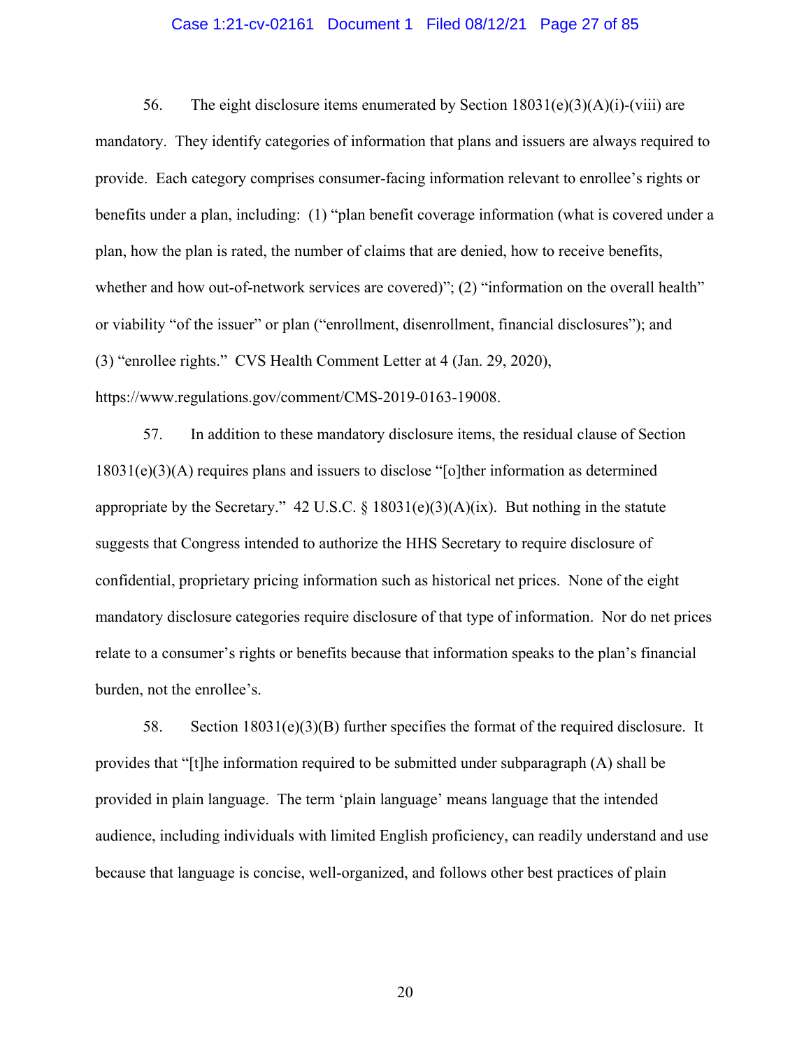56. The eight disclosure items enumerated by Section 18031(e)(3)(A)(i)-(viii) are mandatory. They identify categories of information that plans and issuers are always required to provide. Each category comprises consumer-facing information relevant to enrollee's rights or benefits under a plan, including: (1) "plan benefit coverage information (what is covered under a plan, how the plan is rated, the number of claims that are denied, how to receive benefits, whether and how out-of-network services are covered)"; (2) "information on the overall health" or viability "of the issuer" or plan ("enrollment, disenrollment, financial disclosures"); and (3) "enrollee rights." CVS Health Comment Letter at 4 (Jan. 29, 2020), https://www.regulations.gov/comment/CMS-2019-0163-19008.

57. In addition to these mandatory disclosure items, the residual clause of Section 18031(e)(3)(A) requires plans and issuers to disclose "[o]ther information as determined appropriate by the Secretary." 42 U.S.C. § 18031(e)(3)(A)(ix). But nothing in the statute suggests that Congress intended to authorize the HHS Secretary to require disclosure of confidential, proprietary pricing information such as historical net prices. None of the eight mandatory disclosure categories require disclosure of that type of information. Nor do net prices relate to a consumer's rights or benefits because that information speaks to the plan's financial burden, not the enrollee's.

58. Section 18031(e)(3)(B) further specifies the format of the required disclosure. It provides that "[t]he information required to be submitted under subparagraph (A) shall be provided in plain language. The term 'plain language' means language that the intended audience, including individuals with limited English proficiency, can readily understand and use because that language is concise, well-organized, and follows other best practices of plain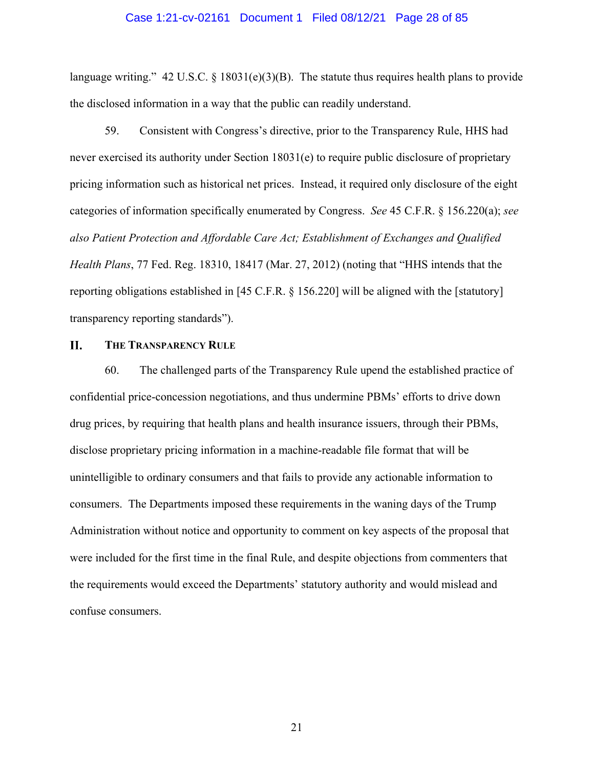language writing." 42 U.S.C. § 18031(e)(3)(B). The statute thus requires health plans to provide the disclosed information in a way that the public can readily understand.

59. Consistent with Congress's directive, prior to the Transparency Rule, HHS had never exercised its authority under Section 18031(e) to require public disclosure of proprietary pricing information such as historical net prices. Instead, it required only disclosure of the eight categories of information specifically enumerated by Congress. *See* 45 C.F.R. § 156.220(a); *see also Patient Protection and Affordable Care Act; Establishment of Exchanges and Qualified Health Plans*, 77 Fed. Reg. 18310, 18417 (Mar. 27, 2012) (noting that "HHS intends that the reporting obligations established in [45 C.F.R. § 156.220] will be aligned with the [statutory] transparency reporting standards").

## II. THE TRANSPARENCY RULE

60. The challenged parts of the Transparency Rule upend the established practice of confidential price-concession negotiations, and thus undermine PBMs' efforts to drive down drug prices, by requiring that health plans and health insurance issuers, through their PBMs, disclose proprietary pricing information in a machine-readable file format that will be unintelligible to ordinary consumers and that fails to provide any actionable information to consumers. The Departments imposed these requirements in the waning days of the Trump Administration without notice and opportunity to comment on key aspects of the proposal that were included for the first time in the final Rule, and despite objections from commenters that the requirements would exceed the Departments' statutory authority and would mislead and confuse consumers.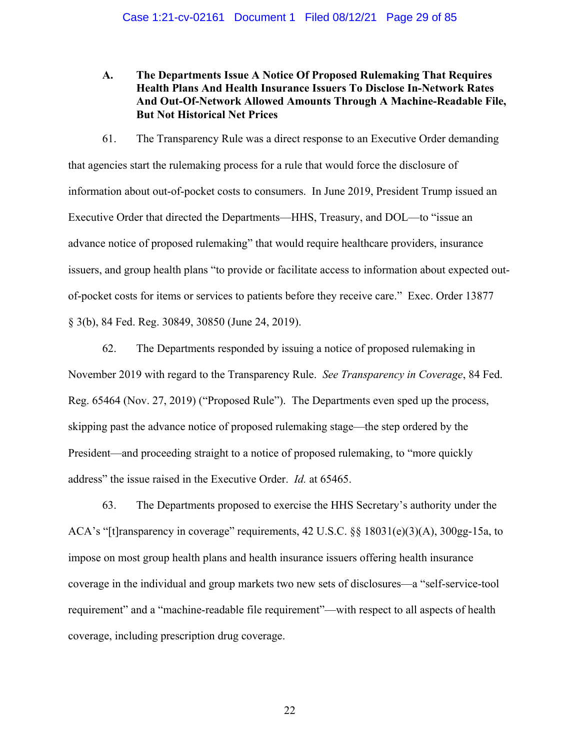### A. The Departments Issue A Notice Of Proposed Rulemaking That Requires Health Plans And Health Insurance Issuers To Disclose In-Network Rates And Out-Of-Network Allowed Amounts Through A Machine-Readable File, But Not Historical Net Prices

61. The Transparency Rule was a direct response to an Executive Order demanding that agencies start the rulemaking process for a rule that would force the disclosure of information about out-of-pocket costs to consumers. In June 2019, President Trump issued an Executive Order that directed the Departments—HHS, Treasury, and DOL—to "issue an advance notice of proposed rulemaking" that would require healthcare providers, insurance issuers, and group health plans "to provide or facilitate access to information about expected out-of-pocket costs for items or services to patients before they receive care." Exec. Order 13877 § 3(b), 84 Fed. Reg. 30849, 30850 (June 24, 2019).

62. The Departments responded by issuing a notice of proposed rulemaking in November 2019 with regard to the Transparency Rule. *See Transparency in Coverage*, 84 Fed. Reg. 65464 (Nov. 27, 2019) ("Proposed Rule"). The Departments even sped up the process, skipping past the advance notice of proposed rulemaking stage—the step ordered by the President—and proceeding straight to a notice of proposed rulemaking, to "more quickly address" the issue raised in the Executive Order. *Id.* at 65465.

63. The Departments proposed to exercise the HHS Secretary's authority under the ACA's "[t]ransparency in coverage" requirements, 42 U.S.C. §§ 18031(e)(3)(A), 300gg-15a, to impose on most group health plans and health insurance issuers offering health insurance coverage in the individual and group markets two new sets of disclosures—a "self-service-tool requirement" and a "machine-readable file requirement"—with respect to all aspects of health coverage, including prescription drug coverage.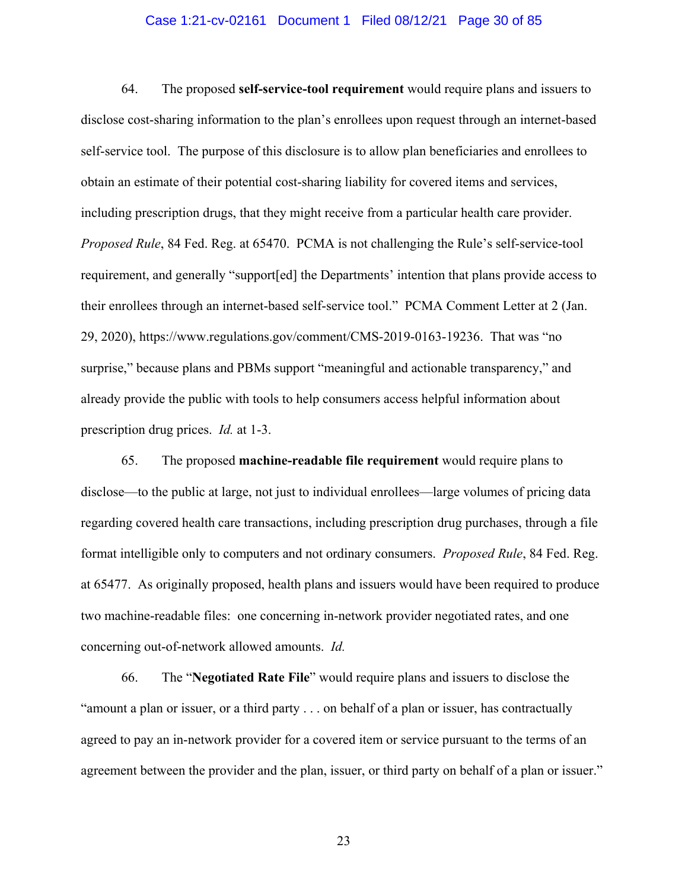64. The proposed **self-service-tool requirement** would require plans and issuers to disclose cost-sharing information to the plan's enrollees upon request through an internet-based self-service tool. The purpose of this disclosure is to allow plan beneficiaries and enrollees to obtain an estimate of their potential cost-sharing liability for covered items and services, including prescription drugs, that they might receive from a particular health care provider. *Proposed Rule*, 84 Fed. Reg. at 65470. PCMA is not challenging the Rule's self-service-tool requirement, and generally "support[ed] the Departments' intention that plans provide access to their enrollees through an internet-based self-service tool." PCMA Comment Letter at 2 (Jan. 29, 2020), https://www.regulations.gov/comment/CMS-2019-0163-19236. That was "no surprise," because plans and PBMs support "meaningful and actionable transparency," and already provide the public with tools to help consumers access helpful information about prescription drug prices. *Id.* at 1-3.

65. The proposed **machine-readable file requirement** would require plans to disclose—to the public at large, not just to individual enrollees—large volumes of pricing data regarding covered health care transactions, including prescription drug purchases, through a file format intelligible only to computers and not ordinary consumers. *Proposed Rule*, 84 Fed. Reg. at 65477. As originally proposed, health plans and issuers would have been required to produce two machine-readable files: one concerning in-network provider negotiated rates, and one concerning out-of-network allowed amounts. *Id.*

66. The "**Negotiated Rate File**" would require plans and issuers to disclose the "amount a plan or issuer, or a third party . . . on behalf of a plan or issuer, has contractually agreed to pay an in-network provider for a covered item or service pursuant to the terms of an agreement between the provider and the plan, issuer, or third party on behalf of a plan or issuer."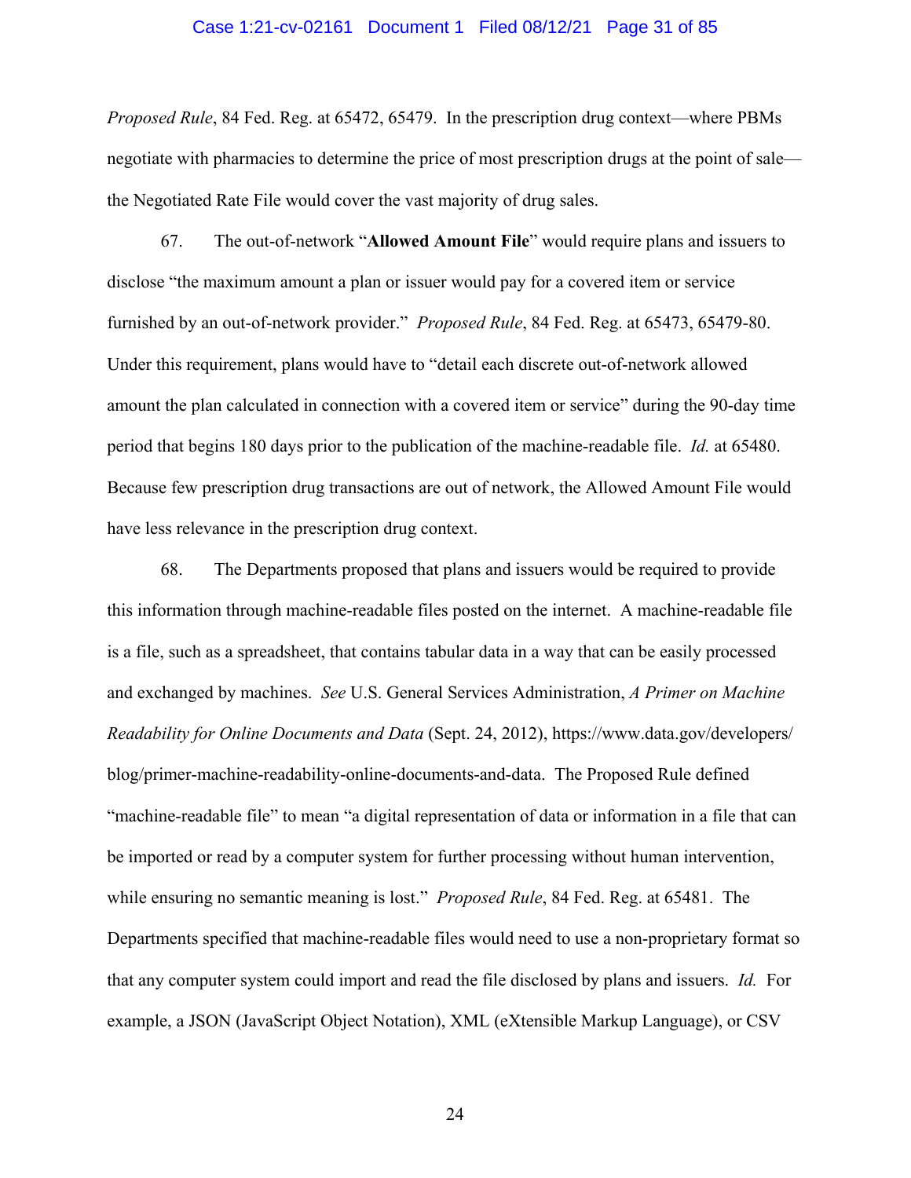*Proposed Rule*, 84 Fed. Reg. at 65472, 65479. In the prescription drug context—where PBMs negotiate with pharmacies to determine the price of most prescription drugs at the point of sale—the Negotiated Rate File would cover the vast majority of drug sales.

67. The out-of-network "**Allowed Amount File**" would require plans and issuers to disclose "the maximum amount a plan or issuer would pay for a covered item or service furnished by an out-of-network provider." *Proposed Rule*, 84 Fed. Reg. at 65473, 65479-80. Under this requirement, plans would have to "detail each discrete out-of-network allowed amount the plan calculated in connection with a covered item or service" during the 90-day time period that begins 180 days prior to the publication of the machine-readable file. *Id.* at 65480. Because few prescription drug transactions are out of network, the Allowed Amount File would have less relevance in the prescription drug context.

68. The Departments proposed that plans and issuers would be required to provide this information through machine-readable files posted on the internet. A machine-readable file is a file, such as a spreadsheet, that contains tabular data in a way that can be easily processed and exchanged by machines. *See* U.S. General Services Administration, *A Primer on Machine Readability for Online Documents and Data* (Sept. 24, 2012), https://www.data.gov/developers/blog/primer-machine-readability-online-documents-and-data. The Proposed Rule defined "machine-readable file" to mean "a digital representation of data or information in a file that can be imported or read by a computer system for further processing without human intervention, while ensuring no semantic meaning is lost." *Proposed Rule*, 84 Fed. Reg. at 65481. The Departments specified that machine-readable files would need to use a non-proprietary format so that any computer system could import and read the file disclosed by plans and issuers. *Id.* For example, a JSON (JavaScript Object Notation), XML (eXtensible Markup Language), or CSV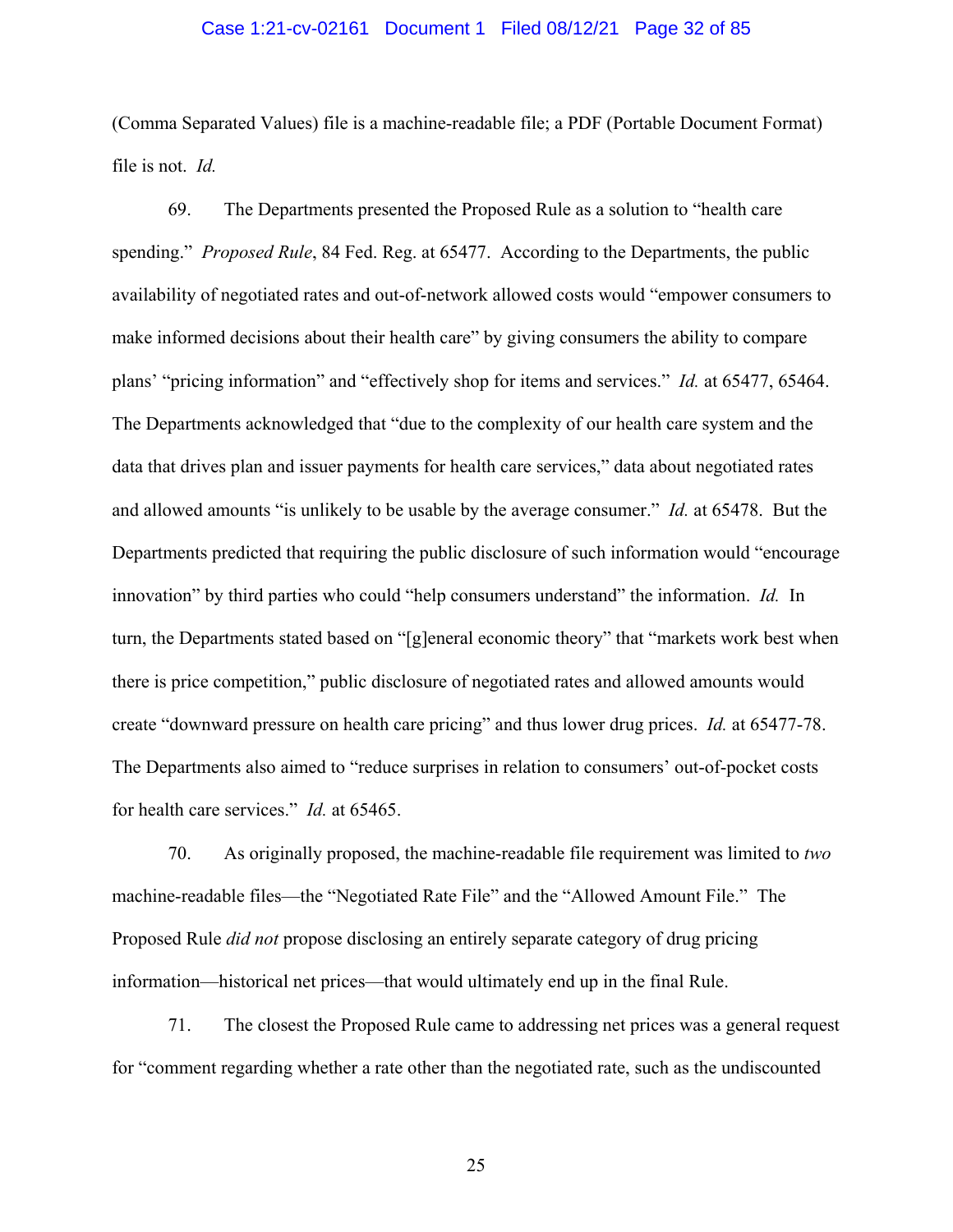(Comma Separated Values) file is a machine-readable file; a PDF (Portable Document Format) file is not. *Id.*

69. The Departments presented the Proposed Rule as a solution to "health care spending." *Proposed Rule*, 84 Fed. Reg. at 65477. According to the Departments, the public availability of negotiated rates and out-of-network allowed costs would "empower consumers to make informed decisions about their health care" by giving consumers the ability to compare plans' "pricing information" and "effectively shop for items and services." *Id.* at 65477, 65464. The Departments acknowledged that "due to the complexity of our health care system and the data that drives plan and issuer payments for health care services," data about negotiated rates and allowed amounts "is unlikely to be usable by the average consumer." *Id.* at 65478. But the Departments predicted that requiring the public disclosure of such information would "encourage innovation" by third parties who could "help consumers understand" the information. *Id.* In turn, the Departments stated based on "[g]eneral economic theory" that "markets work best when there is price competition," public disclosure of negotiated rates and allowed amounts would create "downward pressure on health care pricing" and thus lower drug prices. *Id.* at 65477-78. The Departments also aimed to "reduce surprises in relation to consumers' out-of-pocket costs for health care services." *Id.* at 65465.

70. As originally proposed, the machine-readable file requirement was limited to *two* machine-readable files—the "Negotiated Rate File" and the "Allowed Amount File." The Proposed Rule *did not* propose disclosing an entirely separate category of drug pricing information—historical net prices—that would ultimately end up in the final Rule.

71. The closest the Proposed Rule came to addressing net prices was a general request for "comment regarding whether a rate other than the negotiated rate, such as the undiscounted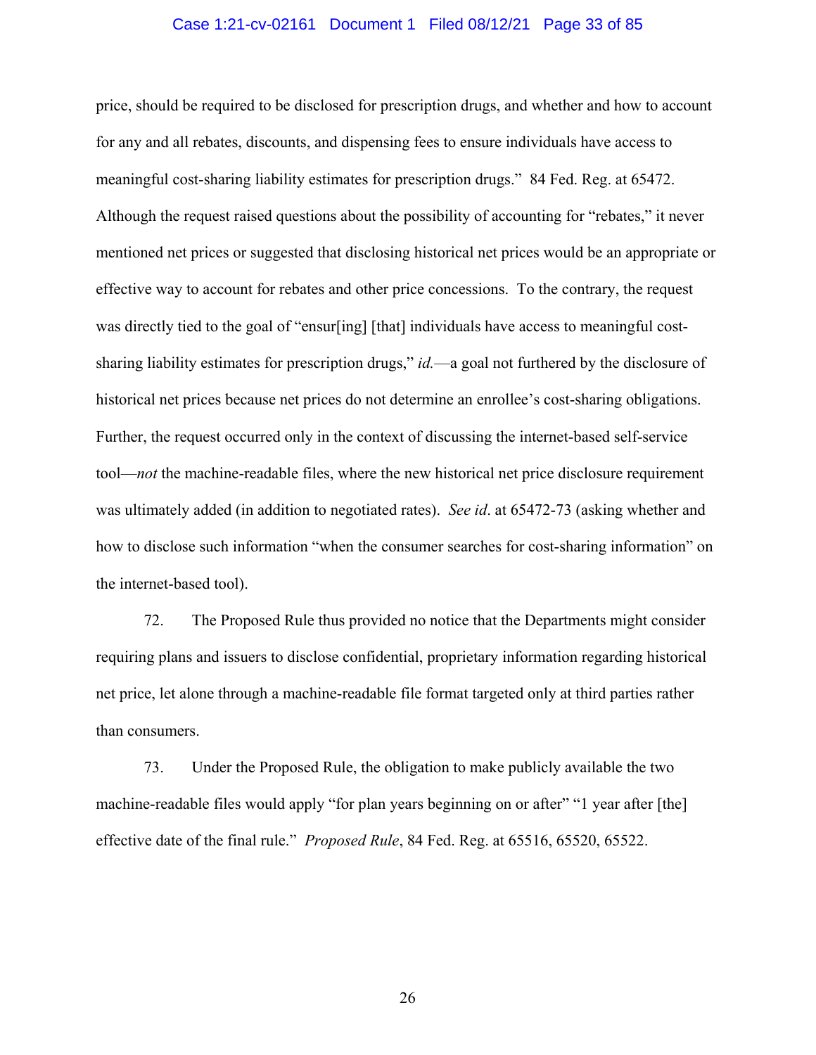price, should be required to be disclosed for prescription drugs, and whether and how to account for any and all rebates, discounts, and dispensing fees to ensure individuals have access to meaningful cost-sharing liability estimates for prescription drugs." 84 Fed. Reg. at 65472. Although the request raised questions about the possibility of accounting for "rebates," it never mentioned net prices or suggested that disclosing historical net prices would be an appropriate or effective way to account for rebates and other price concessions. To the contrary, the request was directly tied to the goal of "ensur[ing] [that] individuals have access to meaningful cost-sharing liability estimates for prescription drugs," *id.*—a goal not furthered by the disclosure of historical net prices because net prices do not determine an enrollee's cost-sharing obligations. Further, the request occurred only in the context of discussing the internet-based self-service tool—*not* the machine-readable files, where the new historical net price disclosure requirement was ultimately added (in addition to negotiated rates). *See id*. at 65472-73 (asking whether and how to disclose such information "when the consumer searches for cost-sharing information" on the internet-based tool).

72. The Proposed Rule thus provided no notice that the Departments might consider requiring plans and issuers to disclose confidential, proprietary information regarding historical net price, let alone through a machine-readable file format targeted only at third parties rather than consumers.

73. Under the Proposed Rule, the obligation to make publicly available the two machine-readable files would apply "for plan years beginning on or after" "1 year after [the] effective date of the final rule." *Proposed Rule*, 84 Fed. Reg. at 65516, 65520, 65522.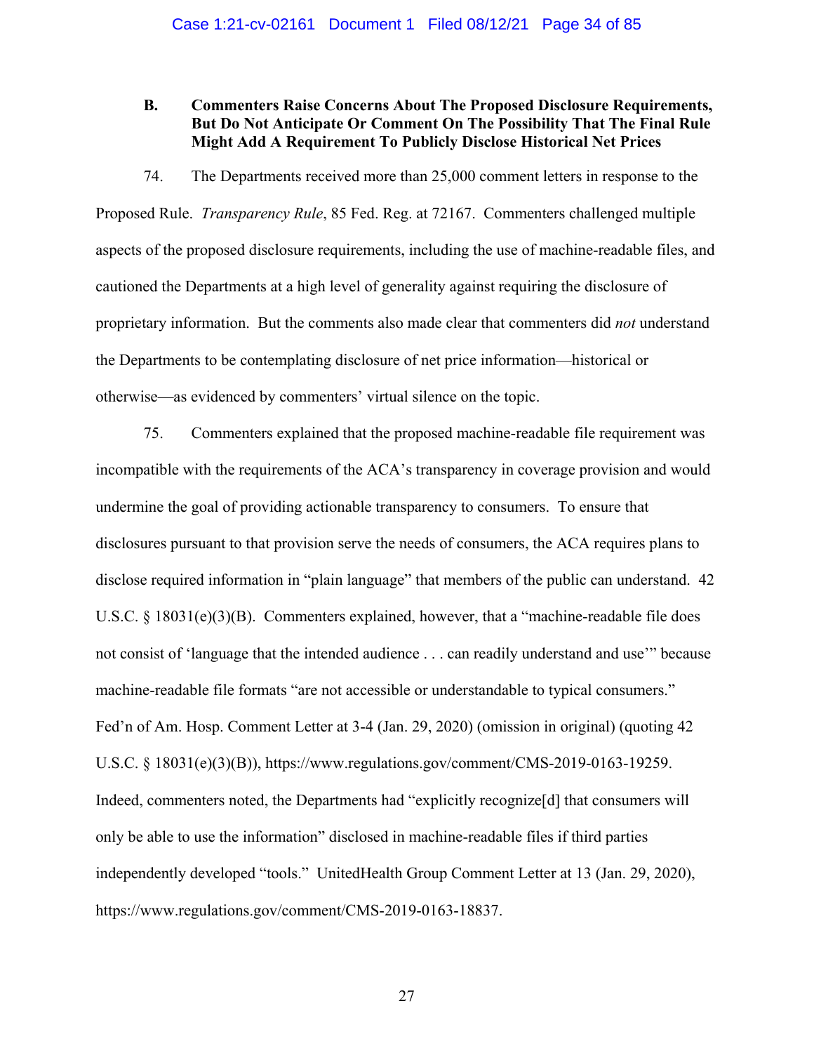### B. Commenters Raise Concerns About The Proposed Disclosure Requirements, But Do Not Anticipate Or Comment On The Possibility That The Final Rule Might Add A Requirement To Publicly Disclose Historical Net Prices

74. The Departments received more than 25,000 comment letters in response to the Proposed Rule. *Transparency Rule*, 85 Fed. Reg. at 72167. Commenters challenged multiple aspects of the proposed disclosure requirements, including the use of machine-readable files, and cautioned the Departments at a high level of generality against requiring the disclosure of proprietary information. But the comments also made clear that commenters did *not* understand the Departments to be contemplating disclosure of net price information—historical or otherwise—as evidenced by commenters' virtual silence on the topic.

75. Commenters explained that the proposed machine-readable file requirement was incompatible with the requirements of the ACA's transparency in coverage provision and would undermine the goal of providing actionable transparency to consumers. To ensure that disclosures pursuant to that provision serve the needs of consumers, the ACA requires plans to disclose required information in "plain language" that members of the public can understand. 42 U.S.C. § 18031(e)(3)(B). Commenters explained, however, that a "machine-readable file does not consist of 'language that the intended audience . . . can readily understand and use'" because machine-readable file formats "are not accessible or understandable to typical consumers." Fed'n of Am. Hosp. Comment Letter at 3-4 (Jan. 29, 2020) (omission in original) (quoting 42 U.S.C. § 18031(e)(3)(B)), https://www.regulations.gov/comment/CMS-2019-0163-19259. Indeed, commenters noted, the Departments had "explicitly recognize[d] that consumers will only be able to use the information" disclosed in machine-readable files if third parties independently developed "tools." UnitedHealth Group Comment Letter at 13 (Jan. 29, 2020), https://www.regulations.gov/comment/CMS-2019-0163-18837.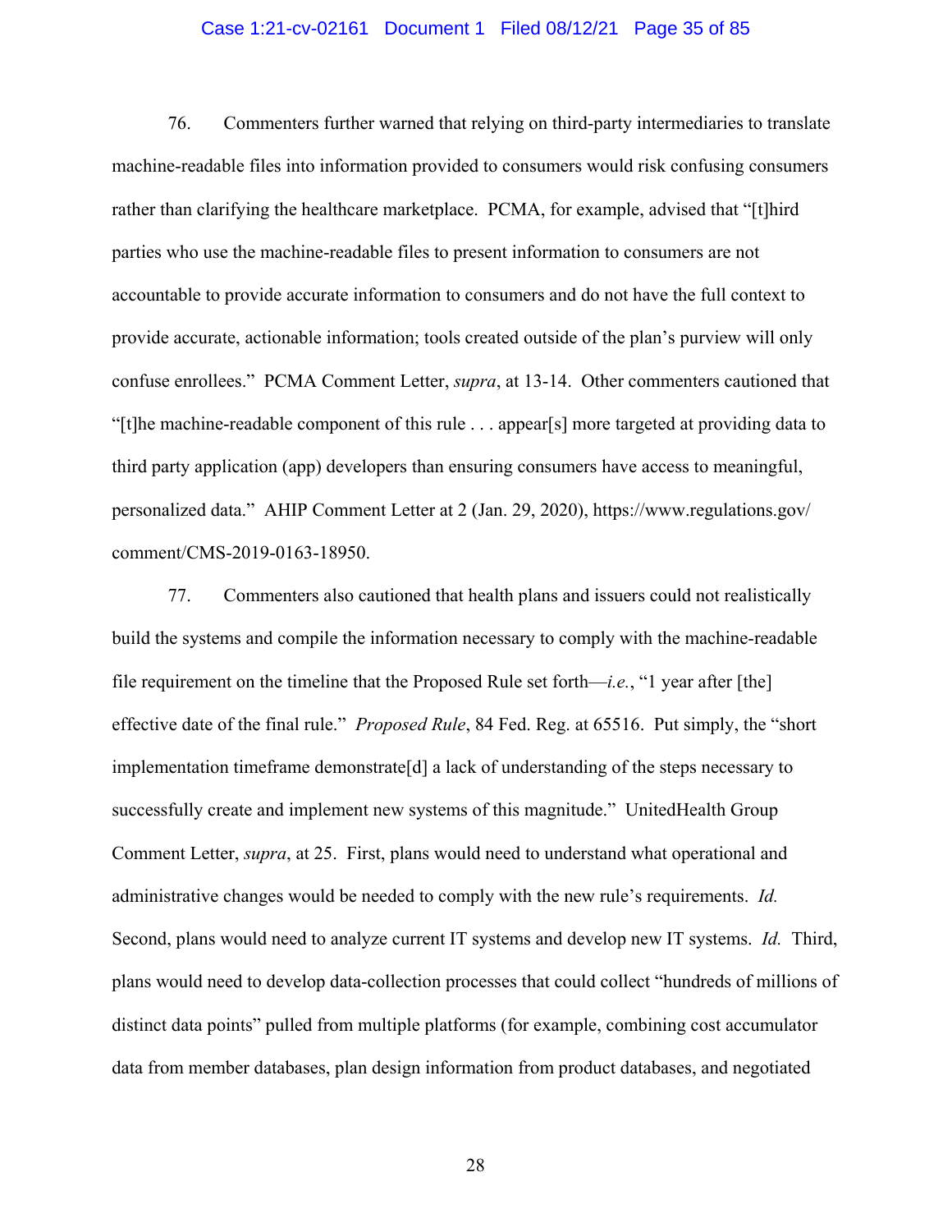76. Commenters further warned that relying on third-party intermediaries to translate machine-readable files into information provided to consumers would risk confusing consumers rather than clarifying the healthcare marketplace. PCMA, for example, advised that "[t]hird parties who use the machine-readable files to present information to consumers are not accountable to provide accurate information to consumers and do not have the full context to provide accurate, actionable information; tools created outside of the plan's purview will only confuse enrollees." PCMA Comment Letter, *supra*, at 13-14. Other commenters cautioned that "[t]he machine-readable component of this rule . . . appear[s] more targeted at providing data to third party application (app) developers than ensuring consumers have access to meaningful, personalized data." AHIP Comment Letter at 2 (Jan. 29, 2020), https://www.regulations.gov/comment/CMS-2019-0163-18950.

77. Commenters also cautioned that health plans and issuers could not realistically build the systems and compile the information necessary to comply with the machine-readable file requirement on the timeline that the Proposed Rule set forth—*i.e.*, "1 year after [the] effective date of the final rule." *Proposed Rule*, 84 Fed. Reg. at 65516. Put simply, the "short implementation timeframe demonstrate[d] a lack of understanding of the steps necessary to successfully create and implement new systems of this magnitude." UnitedHealth Group Comment Letter, *supra*, at 25. First, plans would need to understand what operational and administrative changes would be needed to comply with the new rule's requirements. *Id.* Second, plans would need to analyze current IT systems and develop new IT systems. *Id.* Third, plans would need to develop data-collection processes that could collect "hundreds of millions of distinct data points" pulled from multiple platforms (for example, combining cost accumulator data from member databases, plan design information from product databases, and negotiated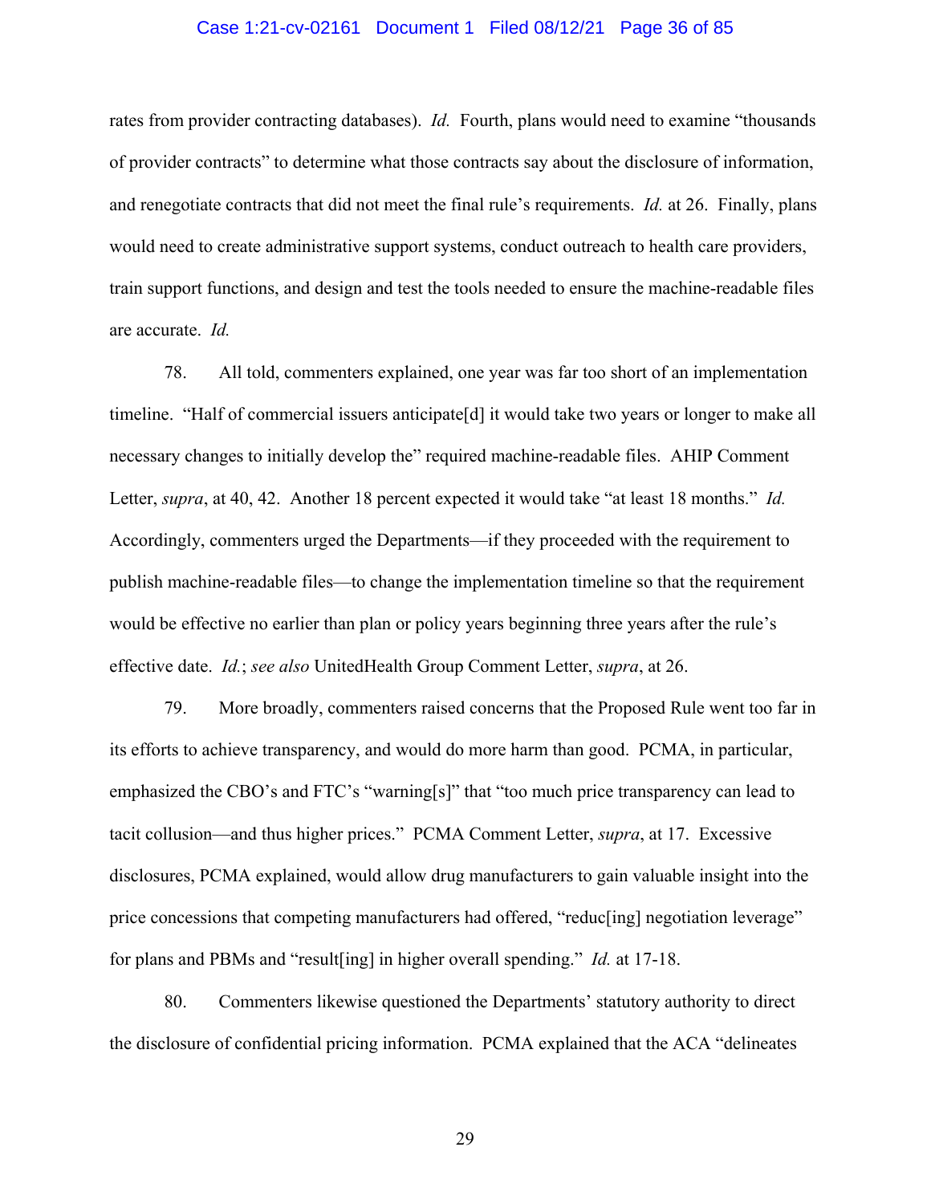rates from provider contracting databases). *Id.* Fourth, plans would need to examine "thousands of provider contracts" to determine what those contracts say about the disclosure of information, and renegotiate contracts that did not meet the final rule's requirements. *Id.* at 26. Finally, plans would need to create administrative support systems, conduct outreach to health care providers, train support functions, and design and test the tools needed to ensure the machine-readable files are accurate. *Id.*

78. All told, commenters explained, one year was far too short of an implementation timeline. "Half of commercial issuers anticipate[d] it would take two years or longer to make all necessary changes to initially develop the" required machine-readable files. AHIP Comment Letter, *supra*, at 40, 42. Another 18 percent expected it would take "at least 18 months." *Id.* Accordingly, commenters urged the Departments—if they proceeded with the requirement to publish machine-readable files—to change the implementation timeline so that the requirement would be effective no earlier than plan or policy years beginning three years after the rule's effective date. *Id.*; *see also* UnitedHealth Group Comment Letter, *supra*, at 26.

79. More broadly, commenters raised concerns that the Proposed Rule went too far in its efforts to achieve transparency, and would do more harm than good. PCMA, in particular, emphasized the CBO's and FTC's "warning[s]" that "too much price transparency can lead to tacit collusion—and thus higher prices." PCMA Comment Letter, *supra*, at 17. Excessive disclosures, PCMA explained, would allow drug manufacturers to gain valuable insight into the price concessions that competing manufacturers had offered, "reduc[ing] negotiation leverage" for plans and PBMs and "result[ing] in higher overall spending." *Id.* at 17-18.

80. Commenters likewise questioned the Departments' statutory authority to direct the disclosure of confidential pricing information. PCMA explained that the ACA "delineates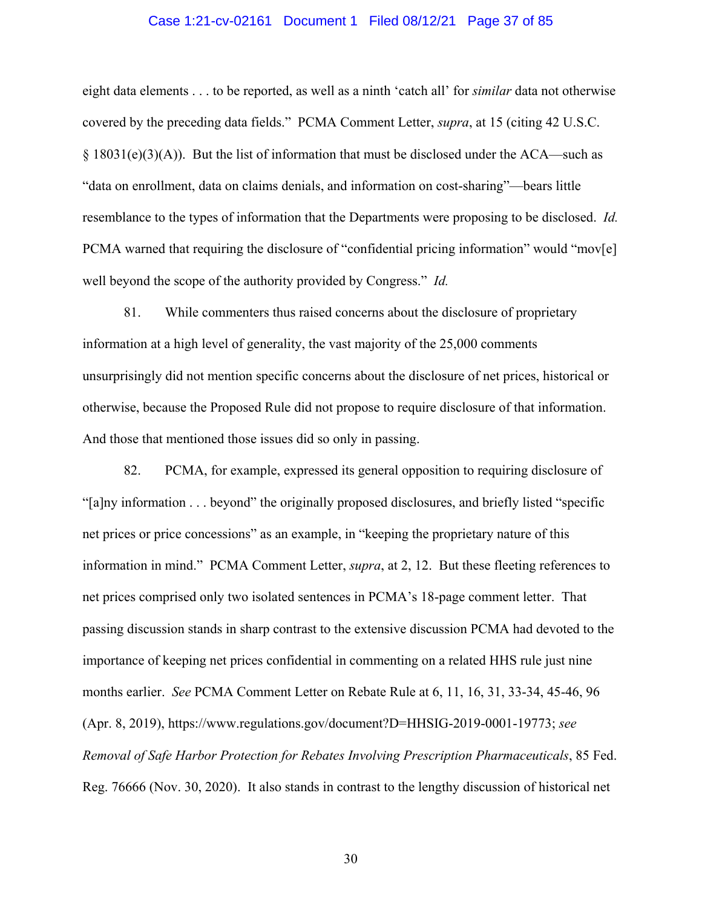eight data elements . . . to be reported, as well as a ninth 'catch all' for *similar* data not otherwise covered by the preceding data fields." PCMA Comment Letter, *supra*, at 15 (citing 42 U.S.C. § 18031(e)(3)(A)). But the list of information that must be disclosed under the ACA—such as "data on enrollment, data on claims denials, and information on cost-sharing"—bears little resemblance to the types of information that the Departments were proposing to be disclosed. *Id.* PCMA warned that requiring the disclosure of "confidential pricing information" would "mov[e] well beyond the scope of the authority provided by Congress." *Id.*

81. While commenters thus raised concerns about the disclosure of proprietary information at a high level of generality, the vast majority of the 25,000 comments unsurprisingly did not mention specific concerns about the disclosure of net prices, historical or otherwise, because the Proposed Rule did not propose to require disclosure of that information. And those that mentioned those issues did so only in passing.

82. PCMA, for example, expressed its general opposition to requiring disclosure of "[a]ny information . . . beyond" the originally proposed disclosures, and briefly listed "specific net prices or price concessions" as an example, in "keeping the proprietary nature of this information in mind." PCMA Comment Letter, *supra*, at 2, 12. But these fleeting references to net prices comprised only two isolated sentences in PCMA's 18-page comment letter. That passing discussion stands in sharp contrast to the extensive discussion PCMA had devoted to the importance of keeping net prices confidential in commenting on a related HHS rule just nine months earlier. *See* PCMA Comment Letter on Rebate Rule at 6, 11, 16, 31, 33-34, 45-46, 96 (Apr. 8, 2019), https://www.regulations.gov/document?D=HHSIG-2019-0001-19773; *see Removal of Safe Harbor Protection for Rebates Involving Prescription Pharmaceuticals*, 85 Fed. Reg. 76666 (Nov. 30, 2020). It also stands in contrast to the lengthy discussion of historical net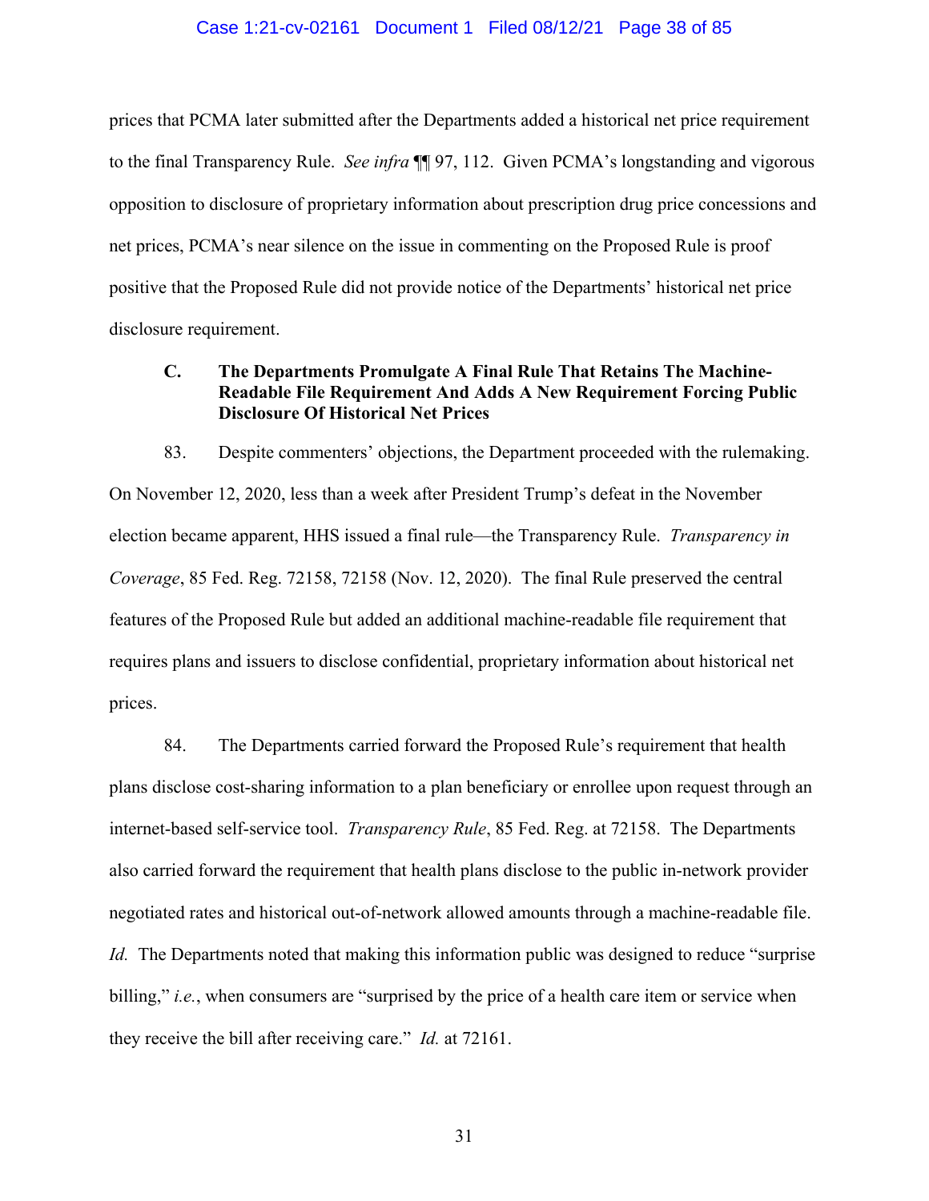prices that PCMA later submitted after the Departments added a historical net price requirement to the final Transparency Rule. *See infra* ¶¶ 97, 112. Given PCMA's longstanding and vigorous opposition to disclosure of proprietary information about prescription drug price concessions and net prices, PCMA's near silence on the issue in commenting on the Proposed Rule is proof positive that the Proposed Rule did not provide notice of the Departments' historical net price disclosure requirement.

### C. The Departments Promulgate A Final Rule That Retains The Machine-Readable File Requirement And Adds A New Requirement Forcing Public Disclosure Of Historical Net Prices

83. Despite commenters' objections, the Department proceeded with the rulemaking. On November 12, 2020, less than a week after President Trump's defeat in the November election became apparent, HHS issued a final rule—the Transparency Rule. *Transparency in Coverage*, 85 Fed. Reg. 72158, 72158 (Nov. 12, 2020). The final Rule preserved the central features of the Proposed Rule but added an additional machine-readable file requirement that requires plans and issuers to disclose confidential, proprietary information about historical net prices.

84. The Departments carried forward the Proposed Rule's requirement that health plans disclose cost-sharing information to a plan beneficiary or enrollee upon request through an internet-based self-service tool. *Transparency Rule*, 85 Fed. Reg. at 72158. The Departments also carried forward the requirement that health plans disclose to the public in-network provider negotiated rates and historical out-of-network allowed amounts through a machine-readable file. *Id.* The Departments noted that making this information public was designed to reduce "surprise billing," *i.e.*, when consumers are "surprised by the price of a health care item or service when they receive the bill after receiving care." *Id.* at 72161.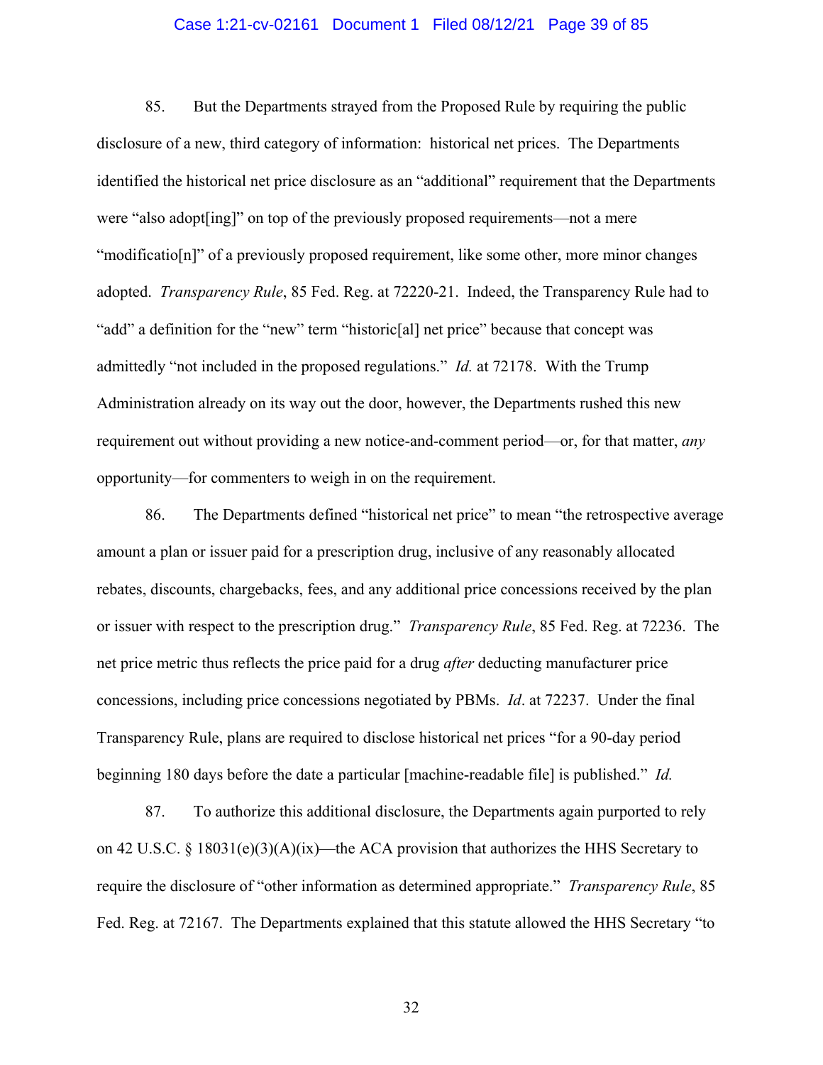85. But the Departments strayed from the Proposed Rule by requiring the public disclosure of a new, third category of information: historical net prices. The Departments identified the historical net price disclosure as an "additional" requirement that the Departments were "also adopt[ing]" on top of the previously proposed requirements—not a mere "modificatio[n]" of a previously proposed requirement, like some other, more minor changes adopted. *Transparency Rule*, 85 Fed. Reg. at 72220-21. Indeed, the Transparency Rule had to "add" a definition for the "new" term "historic[al] net price" because that concept was admittedly "not included in the proposed regulations." *Id.* at 72178. With the Trump Administration already on its way out the door, however, the Departments rushed this new requirement out without providing a new notice-and-comment period—or, for that matter, *any* opportunity—for commenters to weigh in on the requirement.

86. The Departments defined "historical net price" to mean "the retrospective average amount a plan or issuer paid for a prescription drug, inclusive of any reasonably allocated rebates, discounts, chargebacks, fees, and any additional price concessions received by the plan or issuer with respect to the prescription drug." *Transparency Rule*, 85 Fed. Reg. at 72236. The net price metric thus reflects the price paid for a drug *after* deducting manufacturer price concessions, including price concessions negotiated by PBMs. *Id*. at 72237. Under the final Transparency Rule, plans are required to disclose historical net prices "for a 90-day period beginning 180 days before the date a particular [machine-readable file] is published." *Id.*

87. To authorize this additional disclosure, the Departments again purported to rely on 42 U.S.C. § 18031(e)(3)(A)(ix)—the ACA provision that authorizes the HHS Secretary to require the disclosure of "other information as determined appropriate." *Transparency Rule*, 85 Fed. Reg. at 72167. The Departments explained that this statute allowed the HHS Secretary "to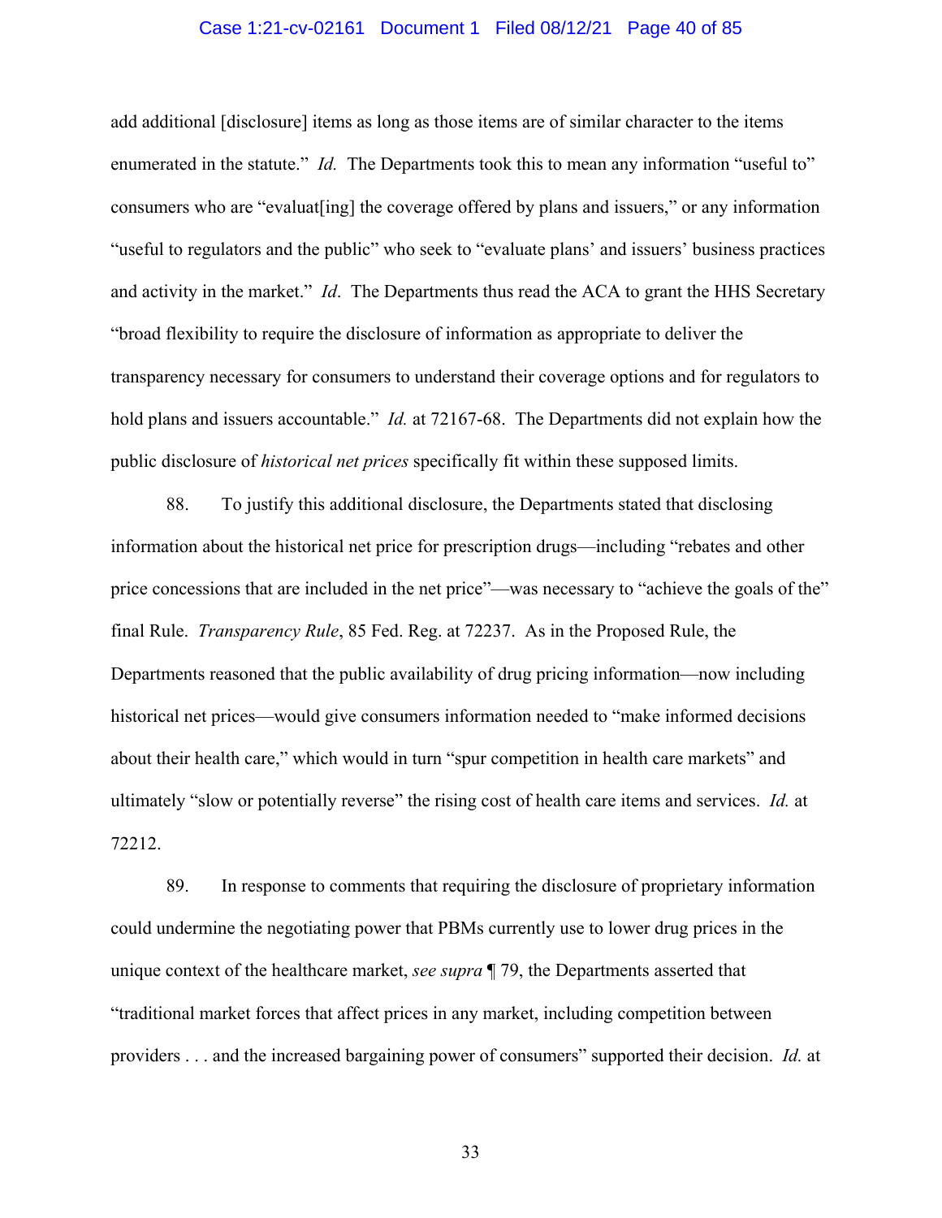add additional [disclosure] items as long as those items are of similar character to the items enumerated in the statute." *Id.* The Departments took this to mean any information "useful to" consumers who are "evaluat[ing] the coverage offered by plans and issuers," or any information "useful to regulators and the public" who seek to "evaluate plans' and issuers' business practices and activity in the market." *Id*. The Departments thus read the ACA to grant the HHS Secretary "broad flexibility to require the disclosure of information as appropriate to deliver the transparency necessary for consumers to understand their coverage options and for regulators to hold plans and issuers accountable." *Id.* at 72167-68. The Departments did not explain how the public disclosure of *historical net prices* specifically fit within these supposed limits.

88. To justify this additional disclosure, the Departments stated that disclosing information about the historical net price for prescription drugs—including "rebates and other price concessions that are included in the net price"—was necessary to "achieve the goals of the" final Rule. *Transparency Rule*, 85 Fed. Reg. at 72237. As in the Proposed Rule, the Departments reasoned that the public availability of drug pricing information—now including historical net prices—would give consumers information needed to "make informed decisions about their health care," which would in turn "spur competition in health care markets" and ultimately "slow or potentially reverse" the rising cost of health care items and services. *Id.* at 72212.

89. In response to comments that requiring the disclosure of proprietary information could undermine the negotiating power that PBMs currently use to lower drug prices in the unique context of the healthcare market, *see supra* ¶ 79, the Departments asserted that "traditional market forces that affect prices in any market, including competition between providers . . . and the increased bargaining power of consumers" supported their decision. *Id.* at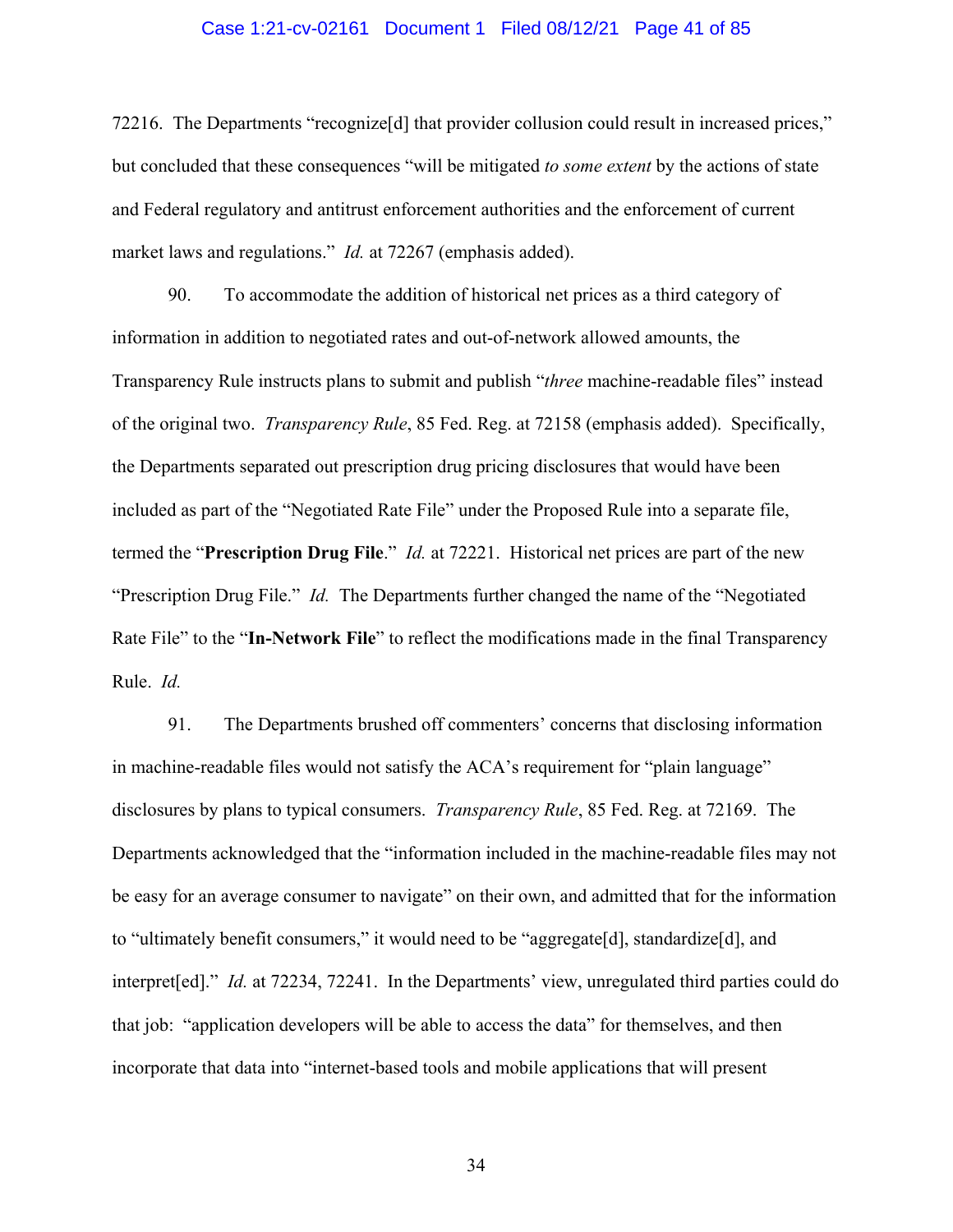72216. The Departments "recognize[d] that provider collusion could result in increased prices," but concluded that these consequences "will be mitigated *to some extent* by the actions of state and Federal regulatory and antitrust enforcement authorities and the enforcement of current market laws and regulations." *Id.* at 72267 (emphasis added).

90. To accommodate the addition of historical net prices as a third category of information in addition to negotiated rates and out-of-network allowed amounts, the Transparency Rule instructs plans to submit and publish "*three* machine-readable files" instead of the original two. *Transparency Rule*, 85 Fed. Reg. at 72158 (emphasis added). Specifically, the Departments separated out prescription drug pricing disclosures that would have been included as part of the "Negotiated Rate File" under the Proposed Rule into a separate file, termed the "**Prescription Drug File**." *Id.* at 72221. Historical net prices are part of the new "Prescription Drug File." *Id.* The Departments further changed the name of the "Negotiated Rate File" to the "**In-Network File**" to reflect the modifications made in the final Transparency Rule. *Id.*

91. The Departments brushed off commenters' concerns that disclosing information in machine-readable files would not satisfy the ACA's requirement for "plain language" disclosures by plans to typical consumers. *Transparency Rule*, 85 Fed. Reg. at 72169. The Departments acknowledged that the "information included in the machine-readable files may not be easy for an average consumer to navigate" on their own, and admitted that for the information to "ultimately benefit consumers," it would need to be "aggregate[d], standardize[d], and interpret[ed]." *Id.* at 72234, 72241. In the Departments' view, unregulated third parties could do that job: "application developers will be able to access the data" for themselves, and then incorporate that data into "internet-based tools and mobile applications that will present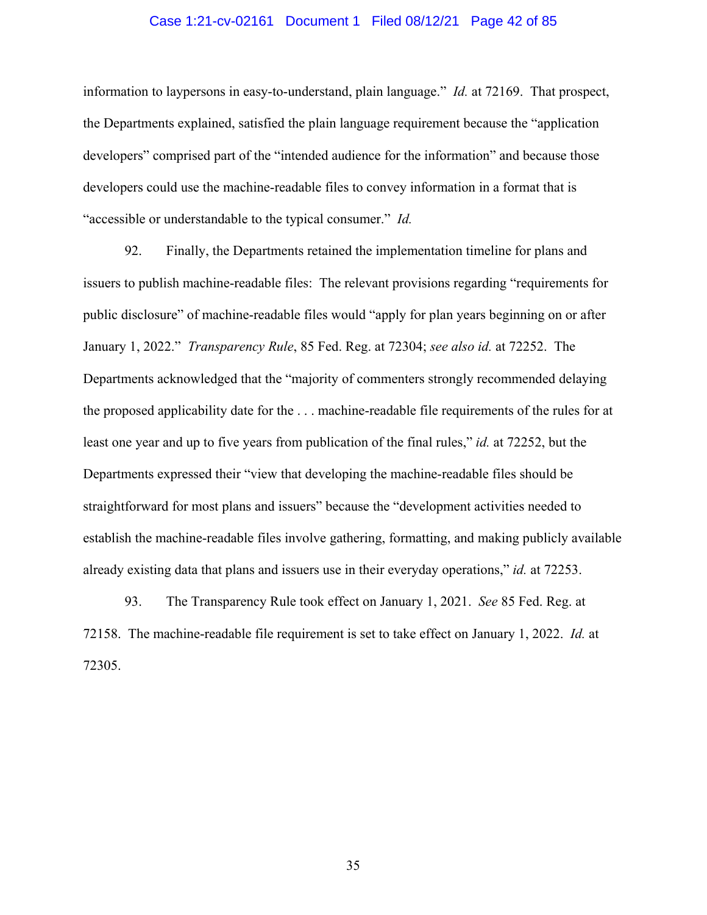information to laypersons in easy-to-understand, plain language." *Id.* at 72169. That prospect, the Departments explained, satisfied the plain language requirement because the "application developers" comprised part of the "intended audience for the information" and because those developers could use the machine-readable files to convey information in a format that is "accessible or understandable to the typical consumer." *Id.*

92. Finally, the Departments retained the implementation timeline for plans and issuers to publish machine-readable files: The relevant provisions regarding "requirements for public disclosure" of machine-readable files would "apply for plan years beginning on or after January 1, 2022." *Transparency Rule*, 85 Fed. Reg. at 72304; *see also id.* at 72252. The Departments acknowledged that the "majority of commenters strongly recommended delaying the proposed applicability date for the . . . machine-readable file requirements of the rules for at least one year and up to five years from publication of the final rules," *id.* at 72252, but the Departments expressed their "view that developing the machine-readable files should be straightforward for most plans and issuers" because the "development activities needed to establish the machine-readable files involve gathering, formatting, and making publicly available already existing data that plans and issuers use in their everyday operations," *id.* at 72253.

93. The Transparency Rule took effect on January 1, 2021. *See* 85 Fed. Reg. at 72158. The machine-readable file requirement is set to take effect on January 1, 2022. *Id.* at 72305.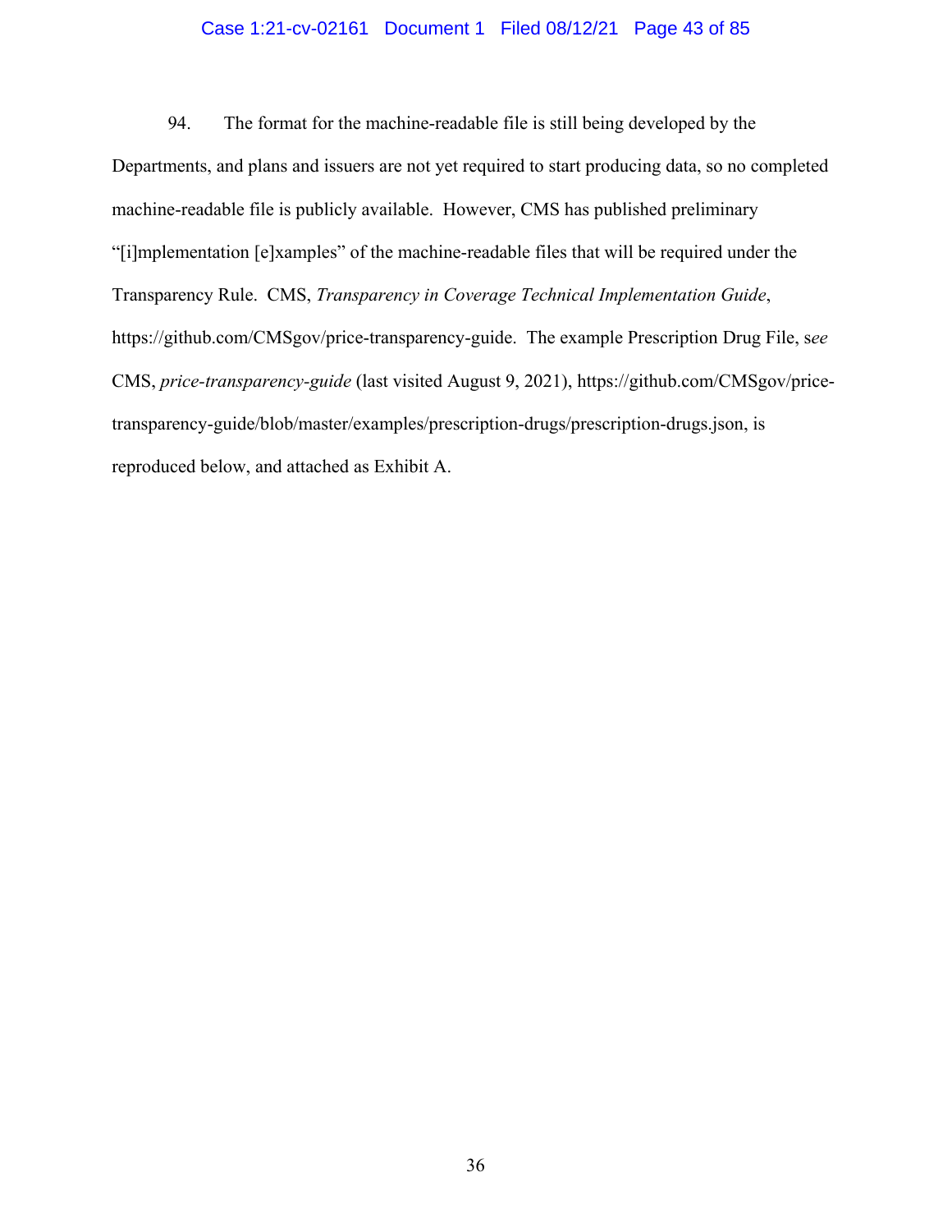94. The format for the machine-readable file is still being developed by the Departments, and plans and issuers are not yet required to start producing data, so no completed machine-readable file is publicly available. However, CMS has published preliminary "[i]mplementation [e]xamples" of the machine-readable files that will be required under the Transparency Rule. CMS, *Transparency in Coverage Technical Implementation Guide*, https://github.com/CMSgov/price-transparency-guide. The example Prescription Drug File, s*ee* CMS, *price-transparency-guide* (last visited August 9, 2021), https://github.com/CMSgov/price-transparency-guide/blob/master/examples/prescription-drugs/prescription-drugs.json, is reproduced below, and attached as Exhibit A.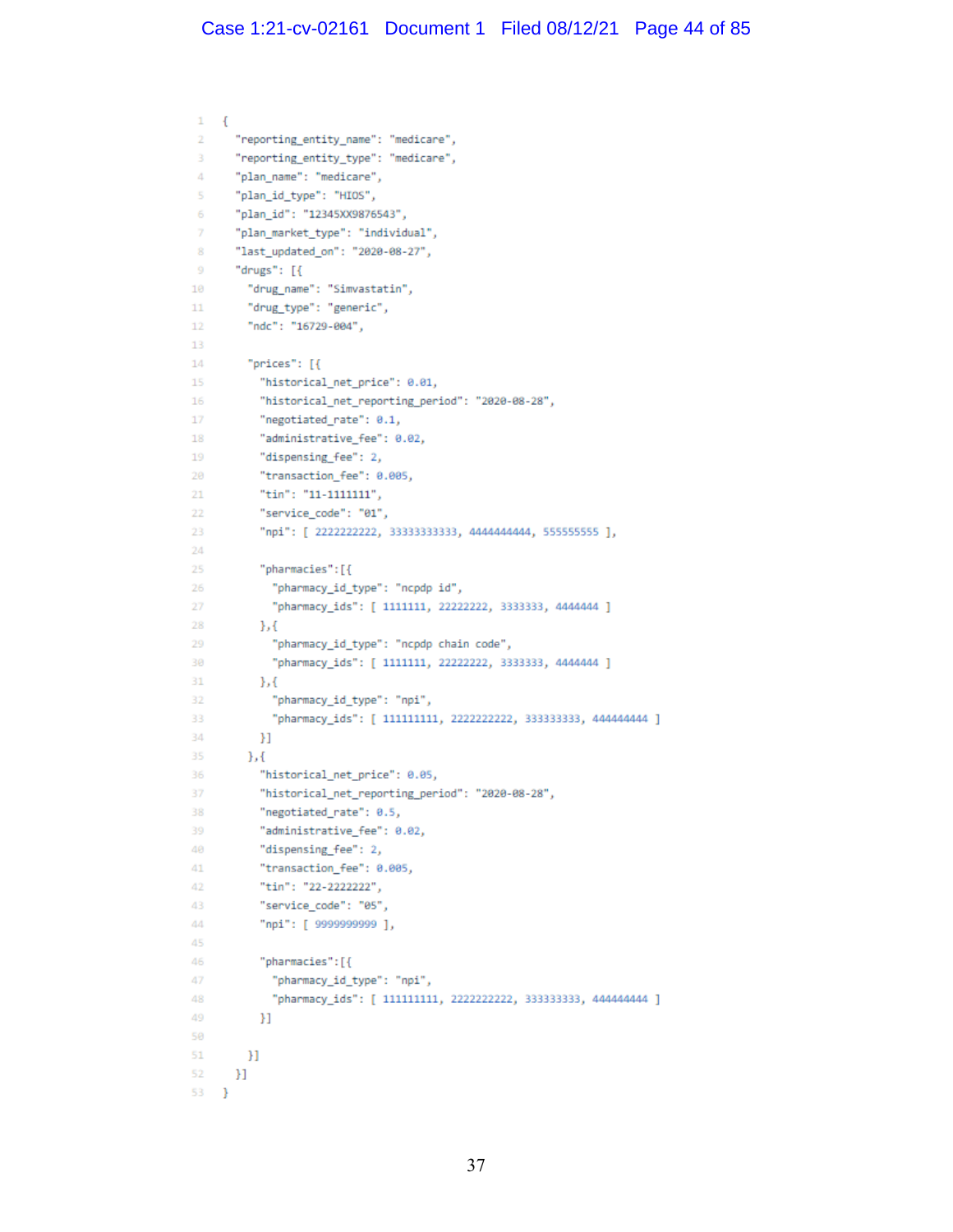```
{
  "reporting_entity_name": "medicare",
  "reporting_entity_type": "medicare",
  "plan_name": "medicare",
  "plan_id_type": "HIOS",
  "plan_id": "12345XX9876543",
  "plan_market_type": "individual",
  "last_updated_on": "2020-08-27",
  "drugs": [{
    "drug_name": "Simvastatin",
    "drug_type": "generic",
    "ndc": "16729-004",

    "prices": [{
      "historical_net_price": 0.01,
      "historical_net_reporting_period": "2020-08-28",
      "negotiated_rate": 0.1,
      "administrative_fee": 0.02,
      "dispensing_fee": 2,
      "transaction_fee": 0.005,
      "tin": "11-1111111",
      "service_code": "01",
      "npi": [ 2222222222, 33333333333, 4444444444, 555555555 ],

      "pharmacies":[{
        "pharmacy_id_type": "ncpdp id",
        "pharmacy_ids": [ 1111111, 22222222, 3333333, 4444444 ]
      },{
        "pharmacy_id_type": "ncpdp chain code",
        "pharmacy_ids": [ 1111111, 22222222, 3333333, 4444444 ]
      },{
        "pharmacy_id_type": "npi",
        "pharmacy_ids": [ 111111111, 2222222222, 333333333, 444444444 ]
      }]
    },{
      "historical_net_price": 0.05,
      "historical_net_reporting_period": "2020-08-28",
      "negotiated_rate": 0.5,
      "administrative_fee": 0.02,
      "dispensing_fee": 2,
      "transaction_fee": 0.005,
      "tin": "22-2222222",
      "service_code": "05",
      "npi": [ 9999999999 ],

      "pharmacies":[{
        "pharmacy_id_type": "npi",
        "pharmacy_ids": [ 111111111, 2222222222, 333333333, 444444444 ]
      }]

    }]
  }]
}
```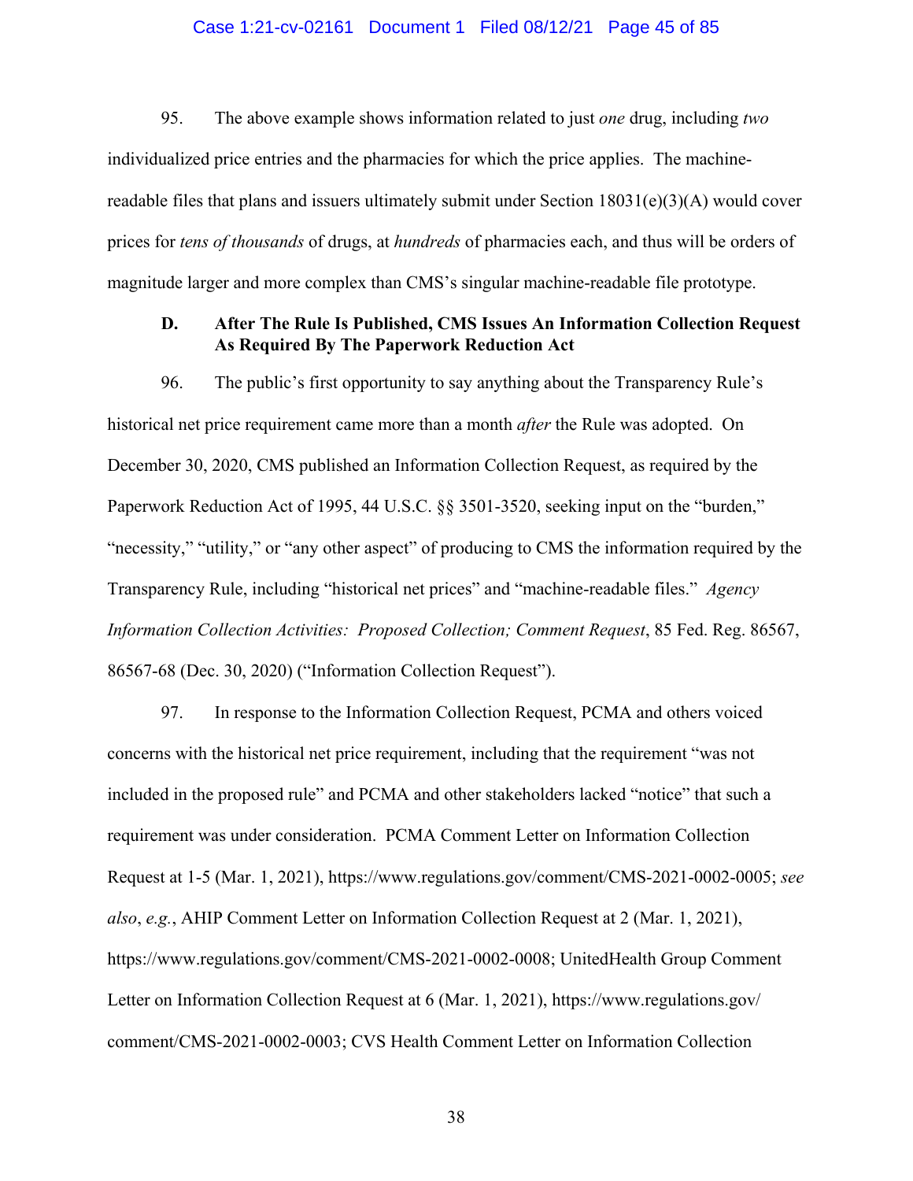95. The above example shows information related to just *one* drug, including *two* individualized price entries and the pharmacies for which the price applies. The machine-readable files that plans and issuers ultimately submit under Section 18031(e)(3)(A) would cover prices for *tens of thousands* of drugs, at *hundreds* of pharmacies each, and thus will be orders of magnitude larger and more complex than CMS's singular machine-readable file prototype.

### D. After The Rule Is Published, CMS Issues An Information Collection Request As Required By The Paperwork Reduction Act

96. The public's first opportunity to say anything about the Transparency Rule's historical net price requirement came more than a month *after* the Rule was adopted. On December 30, 2020, CMS published an Information Collection Request, as required by the Paperwork Reduction Act of 1995, 44 U.S.C. §§ 3501-3520, seeking input on the "burden," "necessity," "utility," or "any other aspect" of producing to CMS the information required by the Transparency Rule, including "historical net prices" and "machine-readable files." *Agency Information Collection Activities: Proposed Collection; Comment Request*, 85 Fed. Reg. 86567, 86567-68 (Dec. 30, 2020) ("Information Collection Request").

97. In response to the Information Collection Request, PCMA and others voiced concerns with the historical net price requirement, including that the requirement "was not included in the proposed rule" and PCMA and other stakeholders lacked "notice" that such a requirement was under consideration. PCMA Comment Letter on Information Collection Request at 1-5 (Mar. 1, 2021), https://www.regulations.gov/comment/CMS-2021-0002-0005; *see also*, *e.g.*, AHIP Comment Letter on Information Collection Request at 2 (Mar. 1, 2021), https://www.regulations.gov/comment/CMS-2021-0002-0008; UnitedHealth Group Comment Letter on Information Collection Request at 6 (Mar. 1, 2021), https://www.regulations.gov/comment/CMS-2021-0002-0003; CVS Health Comment Letter on Information Collection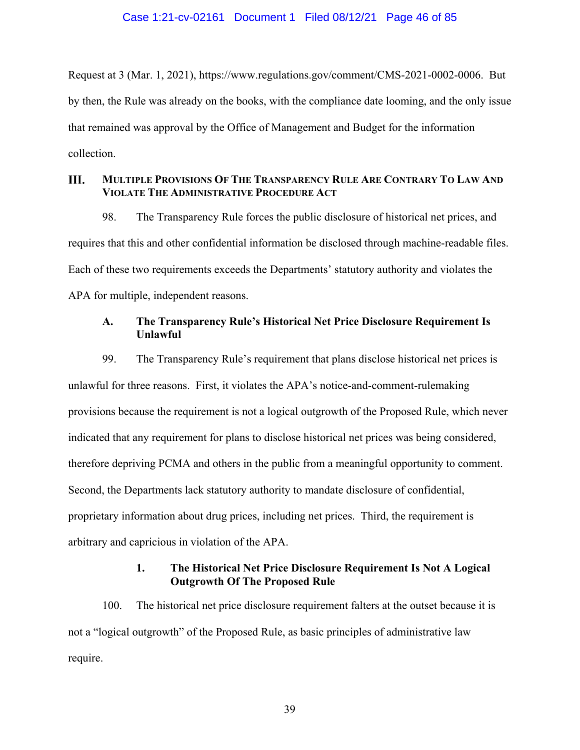Request at 3 (Mar. 1, 2021), https://www.regulations.gov/comment/CMS-2021-0002-0006. But by then, the Rule was already on the books, with the compliance date looming, and the only issue that remained was approval by the Office of Management and Budget for the information collection.

## III. Multiple Provisions Of The Transparency Rule Are Contrary To Law And Violate The Administrative Procedure Act

98. The Transparency Rule forces the public disclosure of historical net prices, and requires that this and other confidential information be disclosed through machine-readable files. Each of these two requirements exceeds the Departments' statutory authority and violates the APA for multiple, independent reasons.

### A. The Transparency Rule's Historical Net Price Disclosure Requirement Is Unlawful

99. The Transparency Rule's requirement that plans disclose historical net prices is unlawful for three reasons. First, it violates the APA's notice-and-comment-rulemaking provisions because the requirement is not a logical outgrowth of the Proposed Rule, which never indicated that any requirement for plans to disclose historical net prices was being considered, therefore depriving PCMA and others in the public from a meaningful opportunity to comment. Second, the Departments lack statutory authority to mandate disclosure of confidential, proprietary information about drug prices, including net prices. Third, the requirement is arbitrary and capricious in violation of the APA.

#### 1. The Historical Net Price Disclosure Requirement Is Not A Logical Outgrowth Of The Proposed Rule

100. The historical net price disclosure requirement falters at the outset because it is not a "logical outgrowth" of the Proposed Rule, as basic principles of administrative law require.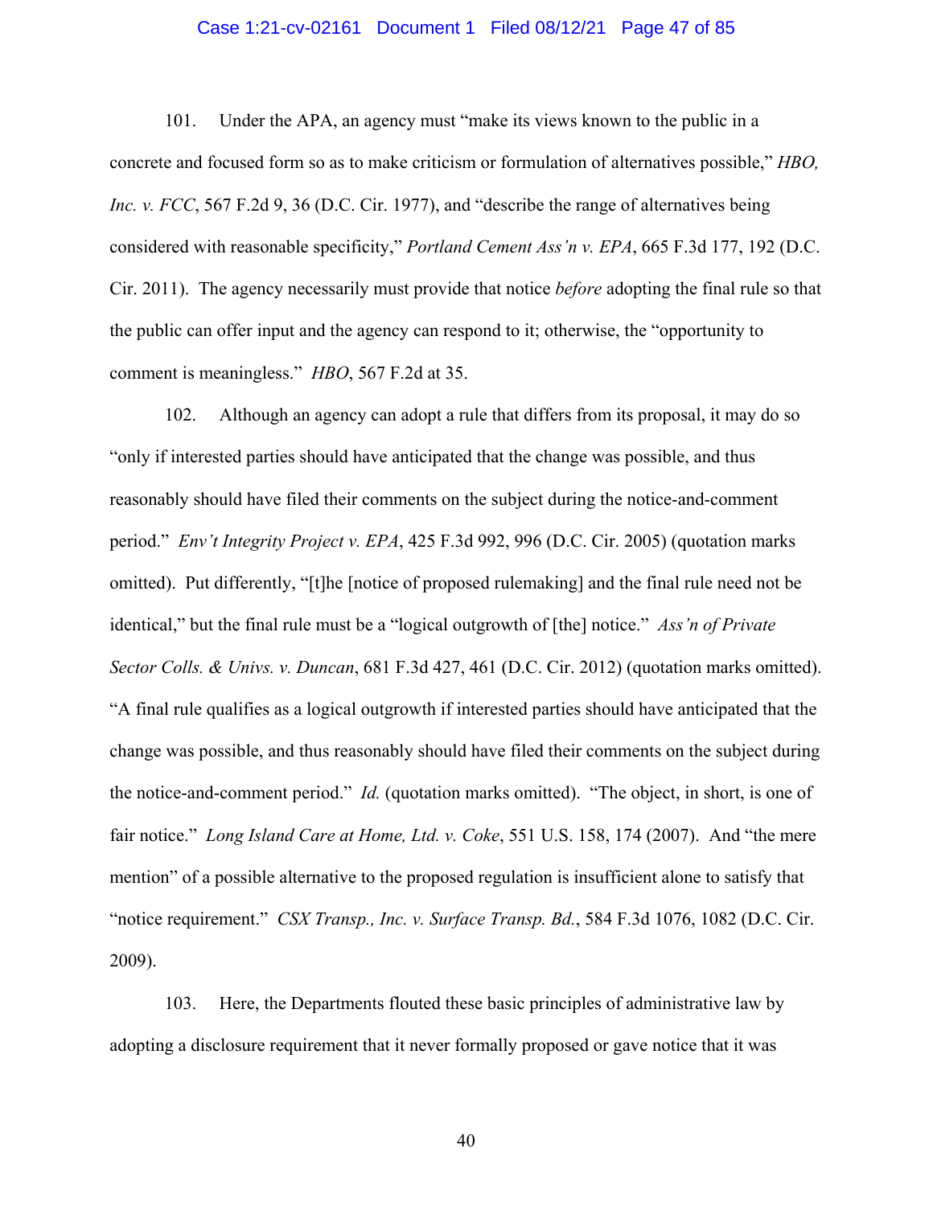101. Under the APA, an agency must "make its views known to the public in a concrete and focused form so as to make criticism or formulation of alternatives possible," *HBO, Inc. v. FCC*, 567 F.2d 9, 36 (D.C. Cir. 1977), and "describe the range of alternatives being considered with reasonable specificity," *Portland Cement Ass'n v. EPA*, 665 F.3d 177, 192 (D.C. Cir. 2011). The agency necessarily must provide that notice *before* adopting the final rule so that the public can offer input and the agency can respond to it; otherwise, the "opportunity to comment is meaningless." *HBO*, 567 F.2d at 35.

102. Although an agency can adopt a rule that differs from its proposal, it may do so "only if interested parties should have anticipated that the change was possible, and thus reasonably should have filed their comments on the subject during the notice-and-comment period." *Env't Integrity Project v. EPA*, 425 F.3d 992, 996 (D.C. Cir. 2005) (quotation marks omitted). Put differently, "[t]he [notice of proposed rulemaking] and the final rule need not be identical," but the final rule must be a "logical outgrowth of [the] notice." *Ass'n of Private Sector Colls. & Univs. v. Duncan*, 681 F.3d 427, 461 (D.C. Cir. 2012) (quotation marks omitted). "A final rule qualifies as a logical outgrowth if interested parties should have anticipated that the change was possible, and thus reasonably should have filed their comments on the subject during the notice-and-comment period." *Id.* (quotation marks omitted). "The object, in short, is one of fair notice." *Long Island Care at Home, Ltd. v. Coke*, 551 U.S. 158, 174 (2007). And "the mere mention" of a possible alternative to the proposed regulation is insufficient alone to satisfy that "notice requirement." *CSX Transp., Inc. v. Surface Transp. Bd.*, 584 F.3d 1076, 1082 (D.C. Cir. 2009).

103. Here, the Departments flouted these basic principles of administrative law by adopting a disclosure requirement that it never formally proposed or gave notice that it was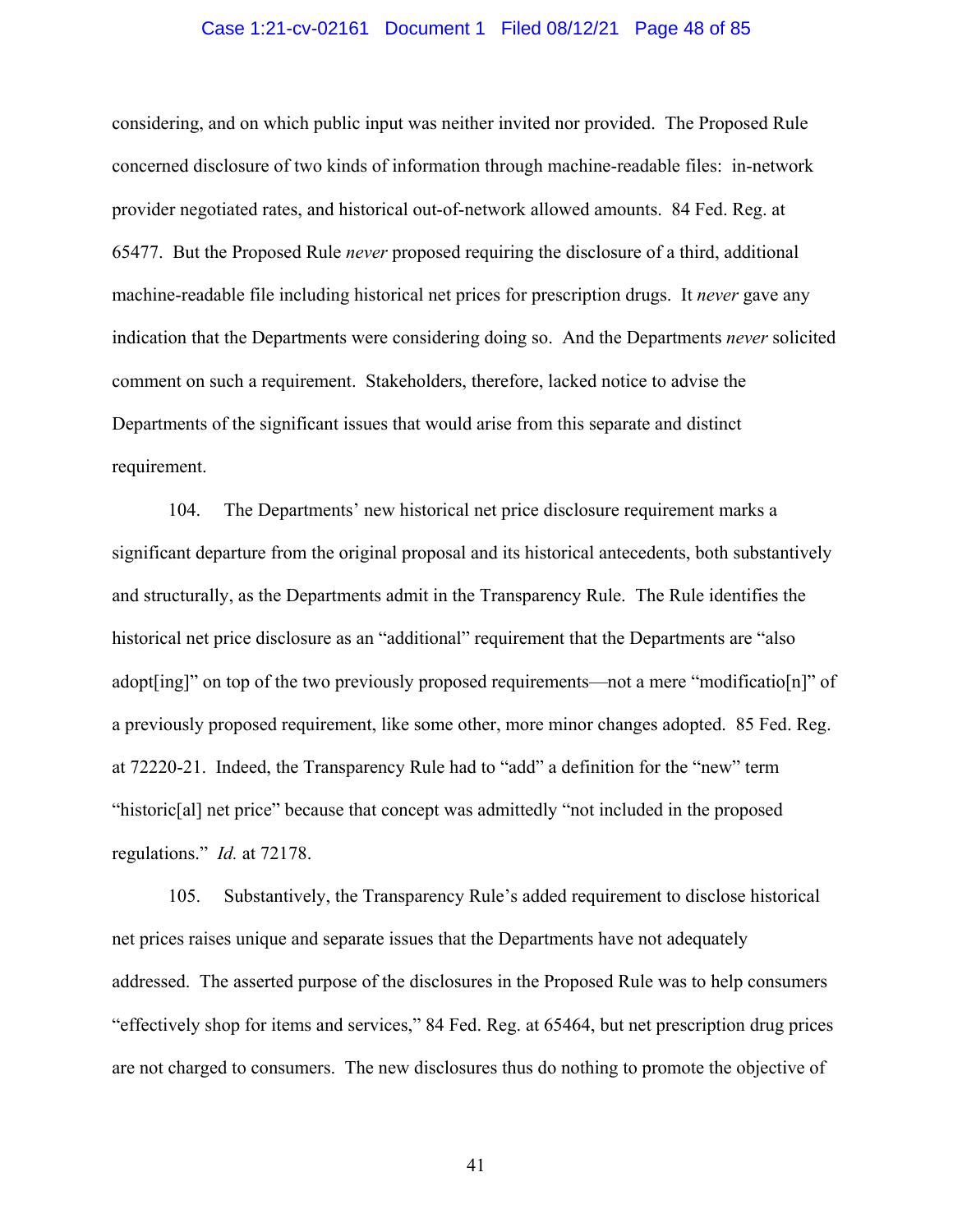considering, and on which public input was neither invited nor provided. The Proposed Rule concerned disclosure of two kinds of information through machine-readable files: in-network provider negotiated rates, and historical out-of-network allowed amounts. 84 Fed. Reg. at 65477. But the Proposed Rule *never* proposed requiring the disclosure of a third, additional machine-readable file including historical net prices for prescription drugs. It *never* gave any indication that the Departments were considering doing so. And the Departments *never* solicited comment on such a requirement. Stakeholders, therefore, lacked notice to advise the Departments of the significant issues that would arise from this separate and distinct requirement.

104. The Departments' new historical net price disclosure requirement marks a significant departure from the original proposal and its historical antecedents, both substantively and structurally, as the Departments admit in the Transparency Rule. The Rule identifies the historical net price disclosure as an "additional" requirement that the Departments are "also adopt[ing]" on top of the two previously proposed requirements—not a mere "modificatio[n]" of a previously proposed requirement, like some other, more minor changes adopted. 85 Fed. Reg. at 72220-21. Indeed, the Transparency Rule had to "add" a definition for the "new" term "historic[al] net price" because that concept was admittedly "not included in the proposed regulations." *Id.* at 72178.

105. Substantively, the Transparency Rule's added requirement to disclose historical net prices raises unique and separate issues that the Departments have not adequately addressed. The asserted purpose of the disclosures in the Proposed Rule was to help consumers "effectively shop for items and services," 84 Fed. Reg. at 65464, but net prescription drug prices are not charged to consumers. The new disclosures thus do nothing to promote the objective of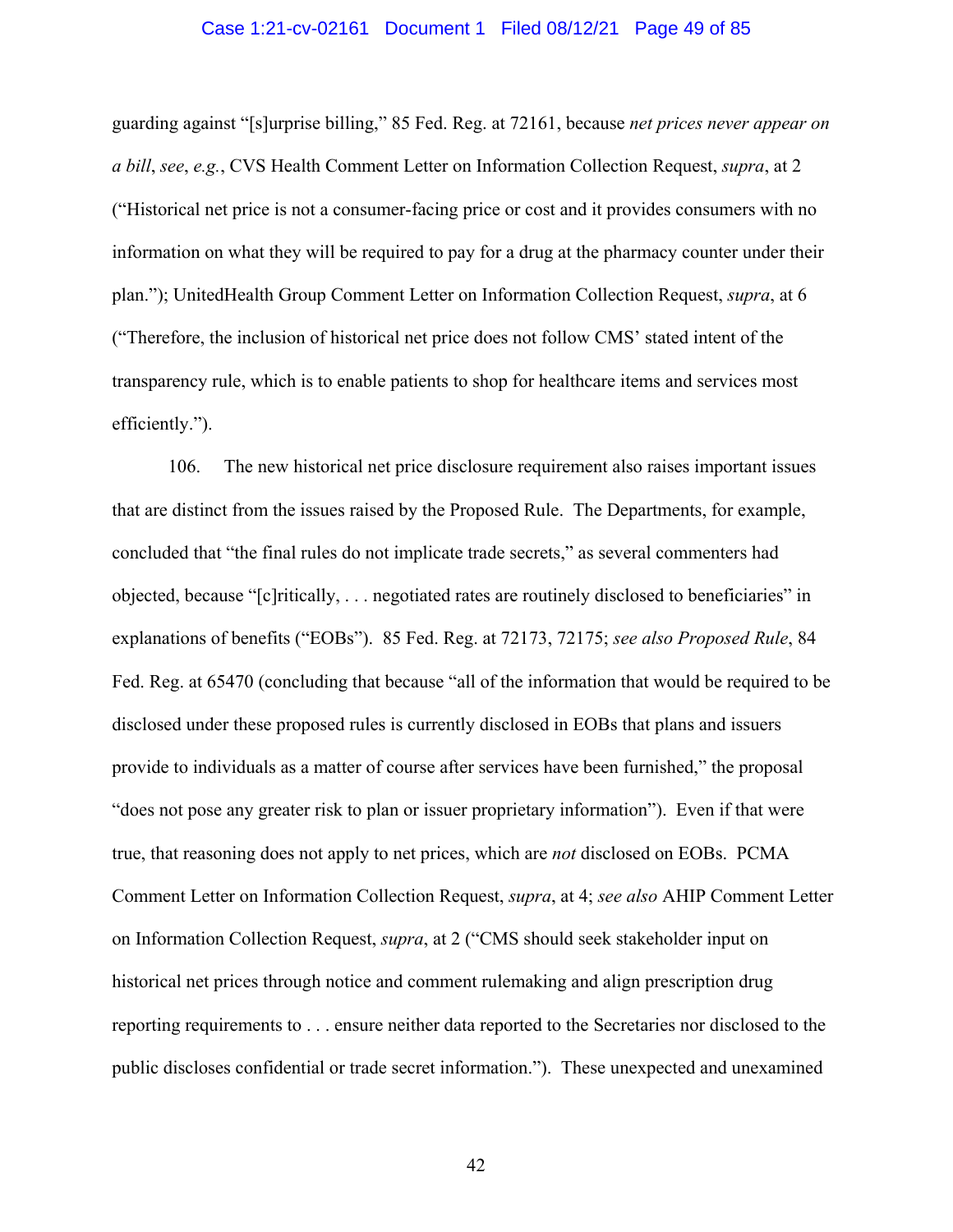guarding against "[s]urprise billing," 85 Fed. Reg. at 72161, because *net prices never appear on a bill*, *see*, *e.g.*, CVS Health Comment Letter on Information Collection Request, *supra*, at 2 ("Historical net price is not a consumer-facing price or cost and it provides consumers with no information on what they will be required to pay for a drug at the pharmacy counter under their plan."); UnitedHealth Group Comment Letter on Information Collection Request, *supra*, at 6 ("Therefore, the inclusion of historical net price does not follow CMS' stated intent of the transparency rule, which is to enable patients to shop for healthcare items and services most efficiently.").

106. The new historical net price disclosure requirement also raises important issues that are distinct from the issues raised by the Proposed Rule. The Departments, for example, concluded that "the final rules do not implicate trade secrets," as several commenters had objected, because "[c]ritically, . . . negotiated rates are routinely disclosed to beneficiaries" in explanations of benefits ("EOBs"). 85 Fed. Reg. at 72173, 72175; *see also Proposed Rule*, 84 Fed. Reg. at 65470 (concluding that because "all of the information that would be required to be disclosed under these proposed rules is currently disclosed in EOBs that plans and issuers provide to individuals as a matter of course after services have been furnished," the proposal "does not pose any greater risk to plan or issuer proprietary information"). Even if that were true, that reasoning does not apply to net prices, which are *not* disclosed on EOBs. PCMA Comment Letter on Information Collection Request, *supra*, at 4; *see also* AHIP Comment Letter on Information Collection Request, *supra*, at 2 ("CMS should seek stakeholder input on historical net prices through notice and comment rulemaking and align prescription drug reporting requirements to . . . ensure neither data reported to the Secretaries nor disclosed to the public discloses confidential or trade secret information."). These unexpected and unexamined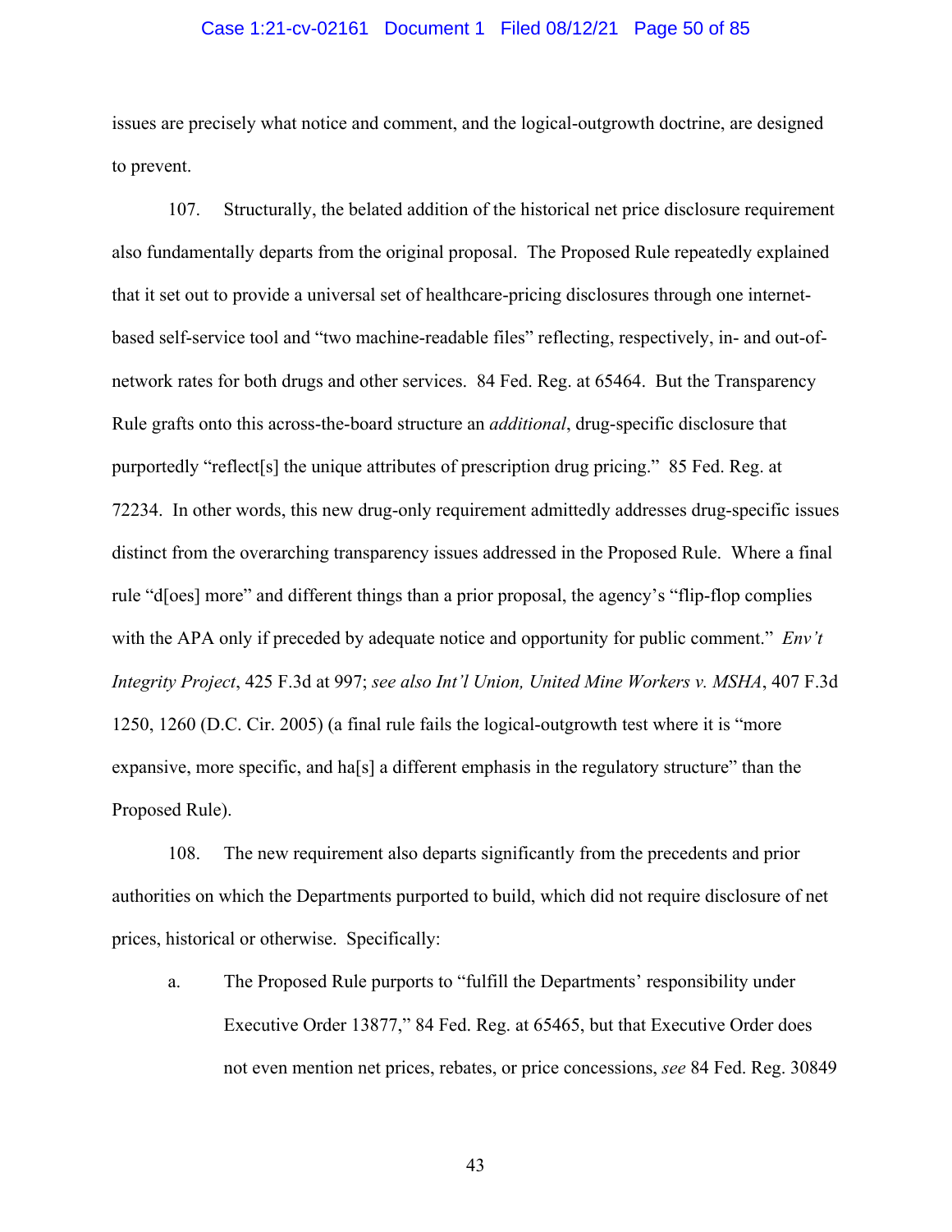issues are precisely what notice and comment, and the logical-outgrowth doctrine, are designed to prevent.

107. Structurally, the belated addition of the historical net price disclosure requirement also fundamentally departs from the original proposal. The Proposed Rule repeatedly explained that it set out to provide a universal set of healthcare-pricing disclosures through one internet-based self-service tool and "two machine-readable files" reflecting, respectively, in- and out-of-network rates for both drugs and other services. 84 Fed. Reg. at 65464. But the Transparency Rule grafts onto this across-the-board structure an *additional*, drug-specific disclosure that purportedly "reflect[s] the unique attributes of prescription drug pricing." 85 Fed. Reg. at 72234. In other words, this new drug-only requirement admittedly addresses drug-specific issues distinct from the overarching transparency issues addressed in the Proposed Rule. Where a final rule "d[oes] more" and different things than a prior proposal, the agency's "flip-flop complies with the APA only if preceded by adequate notice and opportunity for public comment." *Env't Integrity Project*, 425 F.3d at 997; *see also Int'l Union, United Mine Workers v. MSHA*, 407 F.3d 1250, 1260 (D.C. Cir. 2005) (a final rule fails the logical-outgrowth test where it is "more expansive, more specific, and ha[s] a different emphasis in the regulatory structure" than the Proposed Rule).

108. The new requirement also departs significantly from the precedents and prior authorities on which the Departments purported to build, which did not require disclosure of net prices, historical or otherwise. Specifically:

a. The Proposed Rule purports to "fulfill the Departments' responsibility under Executive Order 13877," 84 Fed. Reg. at 65465, but that Executive Order does not even mention net prices, rebates, or price concessions, *see* 84 Fed. Reg. 30849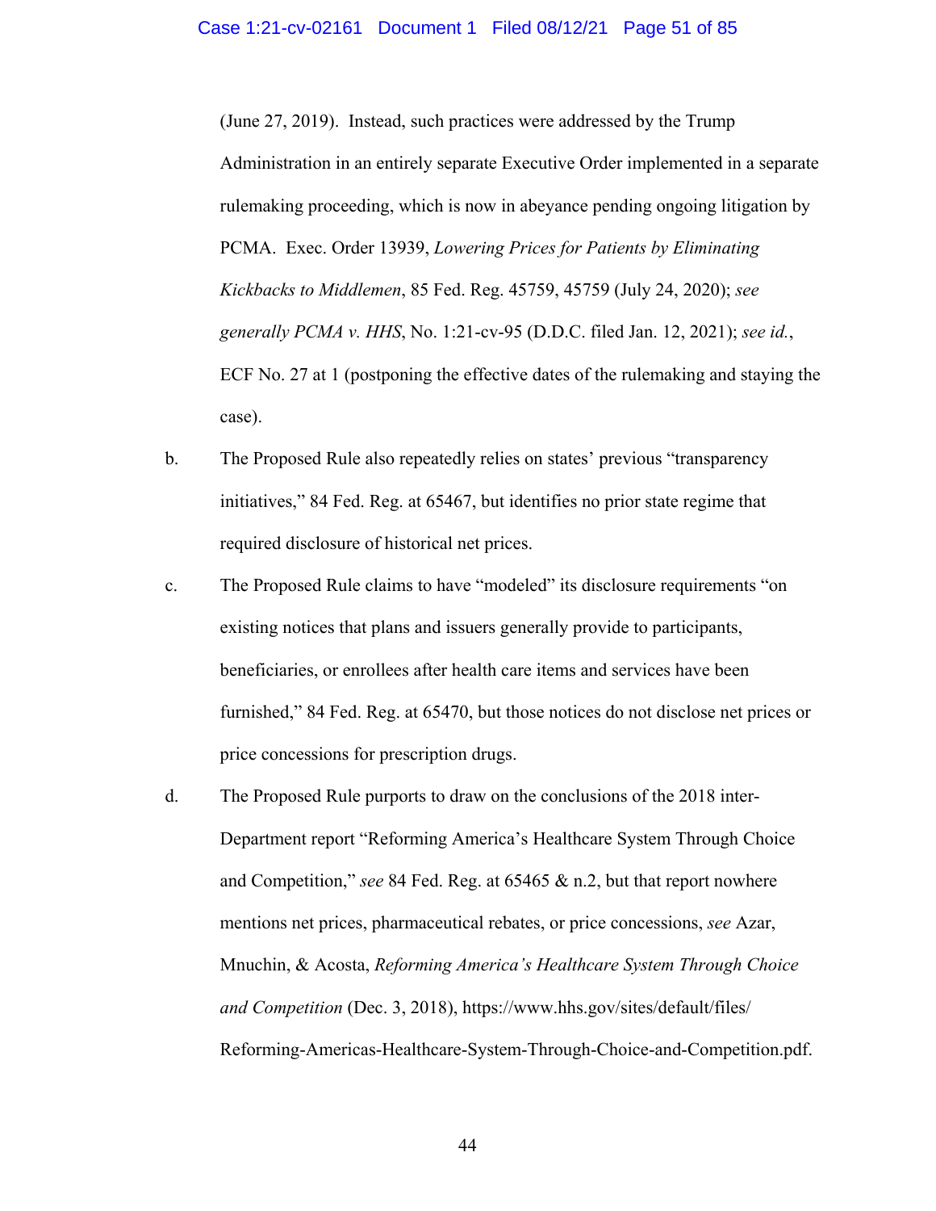(June 27, 2019). Instead, such practices were addressed by the Trump Administration in an entirely separate Executive Order implemented in a separate rulemaking proceeding, which is now in abeyance pending ongoing litigation by PCMA. Exec. Order 13939, *Lowering Prices for Patients by Eliminating Kickbacks to Middlemen*, 85 Fed. Reg. 45759, 45759 (July 24, 2020); *see generally PCMA v. HHS*, No. 1:21-cv-95 (D.D.C. filed Jan. 12, 2021); *see id.*, ECF No. 27 at 1 (postponing the effective dates of the rulemaking and staying the case).

b. The Proposed Rule also repeatedly relies on states' previous "transparency initiatives," 84 Fed. Reg. at 65467, but identifies no prior state regime that required disclosure of historical net prices.

c. The Proposed Rule claims to have "modeled" its disclosure requirements "on existing notices that plans and issuers generally provide to participants, beneficiaries, or enrollees after health care items and services have been furnished," 84 Fed. Reg. at 65470, but those notices do not disclose net prices or price concessions for prescription drugs.

d. The Proposed Rule purports to draw on the conclusions of the 2018 inter-Department report "Reforming America's Healthcare System Through Choice and Competition," *see* 84 Fed. Reg. at 65465 & n.2, but that report nowhere mentions net prices, pharmaceutical rebates, or price concessions, *see* Azar, Mnuchin, & Acosta, *Reforming America's Healthcare System Through Choice and Competition* (Dec. 3, 2018), https://www.hhs.gov/sites/default/files/Reforming-Americas-Healthcare-System-Through-Choice-and-Competition.pdf.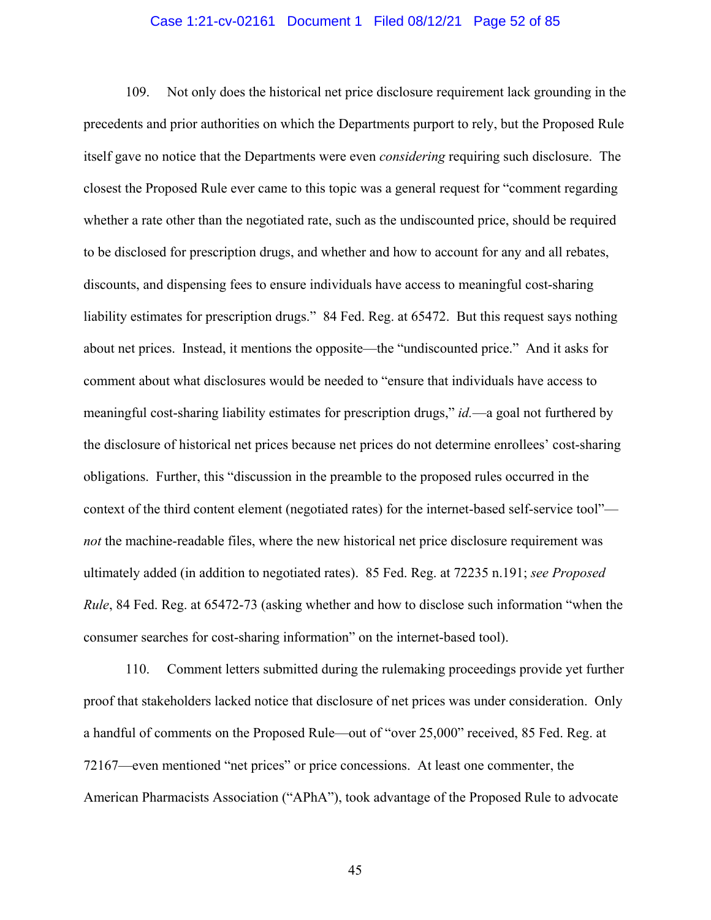109. Not only does the historical net price disclosure requirement lack grounding in the precedents and prior authorities on which the Departments purport to rely, but the Proposed Rule itself gave no notice that the Departments were even *considering* requiring such disclosure. The closest the Proposed Rule ever came to this topic was a general request for "comment regarding whether a rate other than the negotiated rate, such as the undiscounted price, should be required to be disclosed for prescription drugs, and whether and how to account for any and all rebates, discounts, and dispensing fees to ensure individuals have access to meaningful cost-sharing liability estimates for prescription drugs." 84 Fed. Reg. at 65472. But this request says nothing about net prices. Instead, it mentions the opposite—the "undiscounted price." And it asks for comment about what disclosures would be needed to "ensure that individuals have access to meaningful cost-sharing liability estimates for prescription drugs," *id.*—a goal not furthered by the disclosure of historical net prices because net prices do not determine enrollees' cost-sharing obligations. Further, this "discussion in the preamble to the proposed rules occurred in the context of the third content element (negotiated rates) for the internet-based self-service tool"—*not* the machine-readable files, where the new historical net price disclosure requirement was ultimately added (in addition to negotiated rates). 85 Fed. Reg. at 72235 n.191; *see Proposed Rule*, 84 Fed. Reg. at 65472-73 (asking whether and how to disclose such information "when the consumer searches for cost-sharing information" on the internet-based tool).

110. Comment letters submitted during the rulemaking proceedings provide yet further proof that stakeholders lacked notice that disclosure of net prices was under consideration. Only a handful of comments on the Proposed Rule—out of "over 25,000" received, 85 Fed. Reg. at 72167—even mentioned "net prices" or price concessions. At least one commenter, the American Pharmacists Association ("APhA"), took advantage of the Proposed Rule to advocate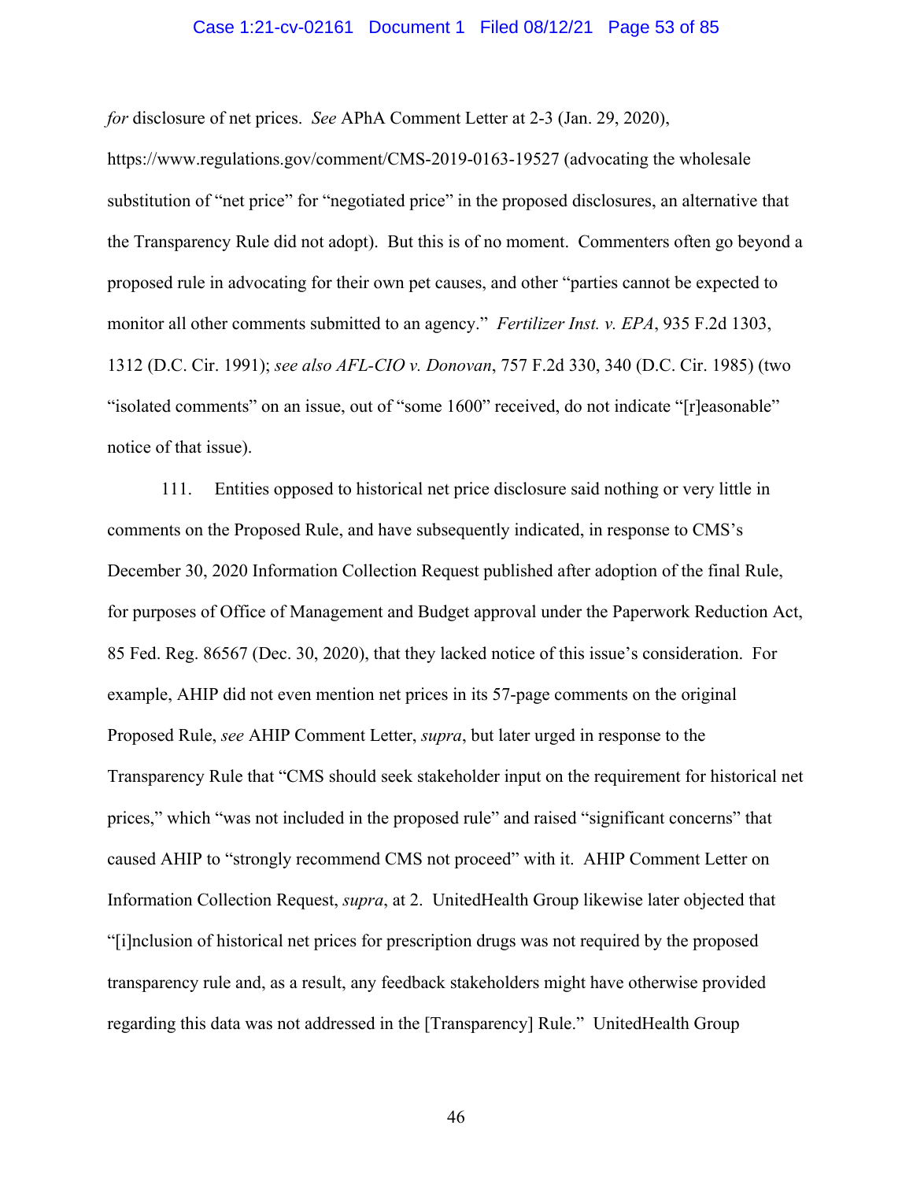*for* disclosure of net prices. *See* APhA Comment Letter at 2-3 (Jan. 29, 2020), https://www.regulations.gov/comment/CMS-2019-0163-19527 (advocating the wholesale substitution of "net price" for "negotiated price" in the proposed disclosures, an alternative that the Transparency Rule did not adopt). But this is of no moment. Commenters often go beyond a proposed rule in advocating for their own pet causes, and other "parties cannot be expected to monitor all other comments submitted to an agency." *Fertilizer Inst. v. EPA*, 935 F.2d 1303, 1312 (D.C. Cir. 1991); *see also AFL-CIO v. Donovan*, 757 F.2d 330, 340 (D.C. Cir. 1985) (two "isolated comments" on an issue, out of "some 1600" received, do not indicate "[r]easonable" notice of that issue).

111. Entities opposed to historical net price disclosure said nothing or very little in comments on the Proposed Rule, and have subsequently indicated, in response to CMS's December 30, 2020 Information Collection Request published after adoption of the final Rule, for purposes of Office of Management and Budget approval under the Paperwork Reduction Act, 85 Fed. Reg. 86567 (Dec. 30, 2020), that they lacked notice of this issue's consideration. For example, AHIP did not even mention net prices in its 57-page comments on the original Proposed Rule, *see* AHIP Comment Letter, *supra*, but later urged in response to the Transparency Rule that "CMS should seek stakeholder input on the requirement for historical net prices," which "was not included in the proposed rule" and raised "significant concerns" that caused AHIP to "strongly recommend CMS not proceed" with it. AHIP Comment Letter on Information Collection Request, *supra*, at 2. UnitedHealth Group likewise later objected that "[i]nclusion of historical net prices for prescription drugs was not required by the proposed transparency rule and, as a result, any feedback stakeholders might have otherwise provided regarding this data was not addressed in the [Transparency] Rule." UnitedHealth Group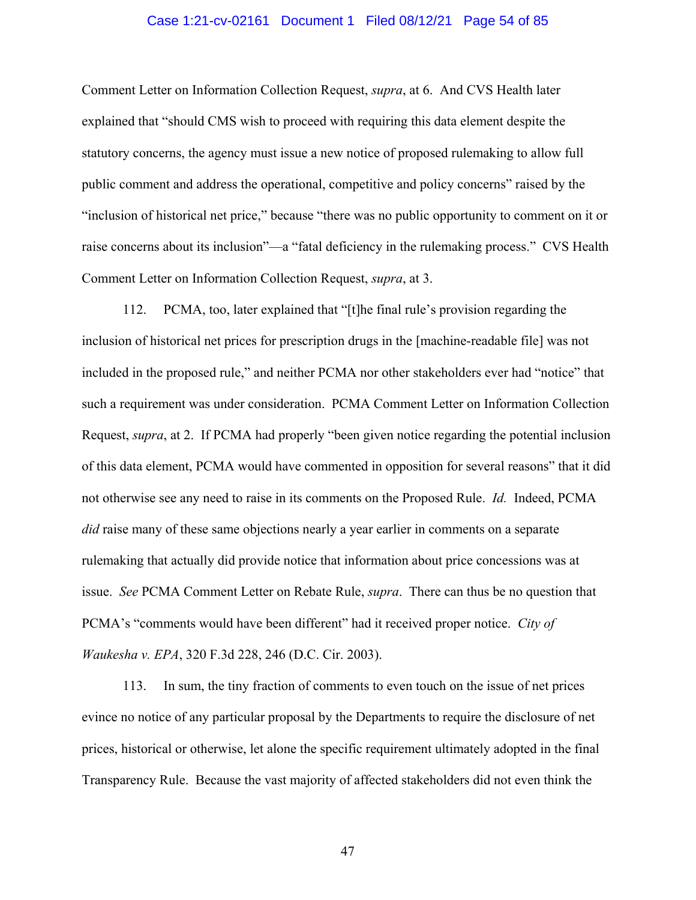Comment Letter on Information Collection Request, *supra*, at 6. And CVS Health later explained that "should CMS wish to proceed with requiring this data element despite the statutory concerns, the agency must issue a new notice of proposed rulemaking to allow full public comment and address the operational, competitive and policy concerns" raised by the "inclusion of historical net price," because "there was no public opportunity to comment on it or raise concerns about its inclusion"—a "fatal deficiency in the rulemaking process." CVS Health Comment Letter on Information Collection Request, *supra*, at 3.

112. PCMA, too, later explained that "[t]he final rule's provision regarding the inclusion of historical net prices for prescription drugs in the [machine-readable file] was not included in the proposed rule," and neither PCMA nor other stakeholders ever had "notice" that such a requirement was under consideration. PCMA Comment Letter on Information Collection Request, *supra*, at 2. If PCMA had properly "been given notice regarding the potential inclusion of this data element, PCMA would have commented in opposition for several reasons" that it did not otherwise see any need to raise in its comments on the Proposed Rule. *Id.* Indeed, PCMA *did* raise many of these same objections nearly a year earlier in comments on a separate rulemaking that actually did provide notice that information about price concessions was at issue. *See* PCMA Comment Letter on Rebate Rule, *supra*. There can thus be no question that PCMA's "comments would have been different" had it received proper notice. *City of Waukesha v. EPA*, 320 F.3d 228, 246 (D.C. Cir. 2003).

113. In sum, the tiny fraction of comments to even touch on the issue of net prices evince no notice of any particular proposal by the Departments to require the disclosure of net prices, historical or otherwise, let alone the specific requirement ultimately adopted in the final Transparency Rule. Because the vast majority of affected stakeholders did not even think the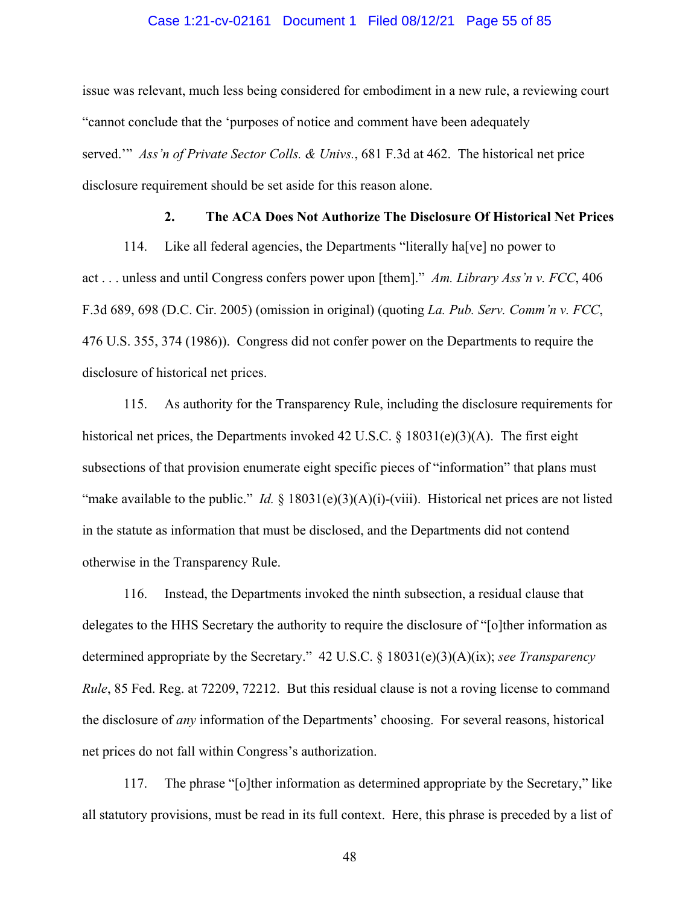issue was relevant, much less being considered for embodiment in a new rule, a reviewing court "cannot conclude that the 'purposes of notice and comment have been adequately served.'" *Ass'n of Private Sector Colls. & Univs.*, 681 F.3d at 462. The historical net price disclosure requirement should be set aside for this reason alone.

### 2. The ACA Does Not Authorize The Disclosure Of Historical Net Prices

114. Like all federal agencies, the Departments "literally ha[ve] no power to act . . . unless and until Congress confers power upon [them]." *Am. Library Ass'n v. FCC*, 406 F.3d 689, 698 (D.C. Cir. 2005) (omission in original) (quoting *La. Pub. Serv. Comm'n v. FCC*, 476 U.S. 355, 374 (1986)). Congress did not confer power on the Departments to require the disclosure of historical net prices.

115. As authority for the Transparency Rule, including the disclosure requirements for historical net prices, the Departments invoked 42 U.S.C. § 18031(e)(3)(A). The first eight subsections of that provision enumerate eight specific pieces of "information" that plans must "make available to the public." *Id.* § 18031(e)(3)(A)(i)-(viii). Historical net prices are not listed in the statute as information that must be disclosed, and the Departments did not contend otherwise in the Transparency Rule.

116. Instead, the Departments invoked the ninth subsection, a residual clause that delegates to the HHS Secretary the authority to require the disclosure of "[o]ther information as determined appropriate by the Secretary." 42 U.S.C. § 18031(e)(3)(A)(ix); *see Transparency Rule*, 85 Fed. Reg. at 72209, 72212. But this residual clause is not a roving license to command the disclosure of *any* information of the Departments' choosing. For several reasons, historical net prices do not fall within Congress's authorization.

117. The phrase "[o]ther information as determined appropriate by the Secretary," like all statutory provisions, must be read in its full context. Here, this phrase is preceded by a list of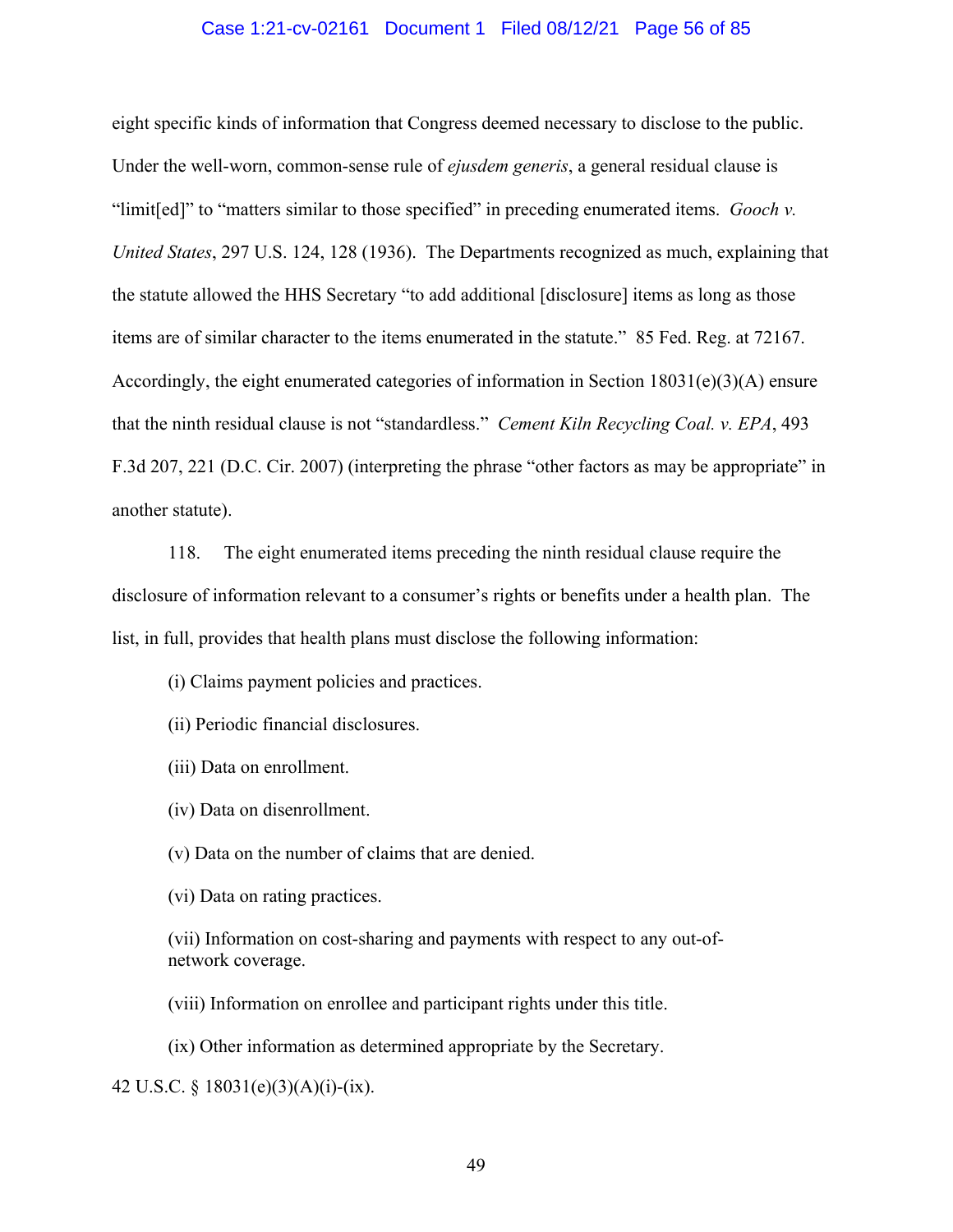eight specific kinds of information that Congress deemed necessary to disclose to the public. Under the well-worn, common-sense rule of *ejusdem generis*, a general residual clause is "limit[ed]" to "matters similar to those specified" in preceding enumerated items. *Gooch v. United States*, 297 U.S. 124, 128 (1936). The Departments recognized as much, explaining that the statute allowed the HHS Secretary "to add additional [disclosure] items as long as those items are of similar character to the items enumerated in the statute." 85 Fed. Reg. at 72167. Accordingly, the eight enumerated categories of information in Section 18031(e)(3)(A) ensure that the ninth residual clause is not "standardless." *Cement Kiln Recycling Coal. v. EPA*, 493 F.3d 207, 221 (D.C. Cir. 2007) (interpreting the phrase "other factors as may be appropriate" in another statute).

118. The eight enumerated items preceding the ninth residual clause require the disclosure of information relevant to a consumer's rights or benefits under a health plan. The list, in full, provides that health plans must disclose the following information:

> (i) Claims payment policies and practices.
>
> (ii) Periodic financial disclosures.
>
> (iii) Data on enrollment.
>
> (iv) Data on disenrollment.
>
> (v) Data on the number of claims that are denied.
>
> (vi) Data on rating practices.
>
> (vii) Information on cost-sharing and payments with respect to any out-of-network coverage.
>
> (viii) Information on enrollee and participant rights under this title.
>
> (ix) Other information as determined appropriate by the Secretary.

42 U.S.C. § 18031(e)(3)(A)(i)-(ix).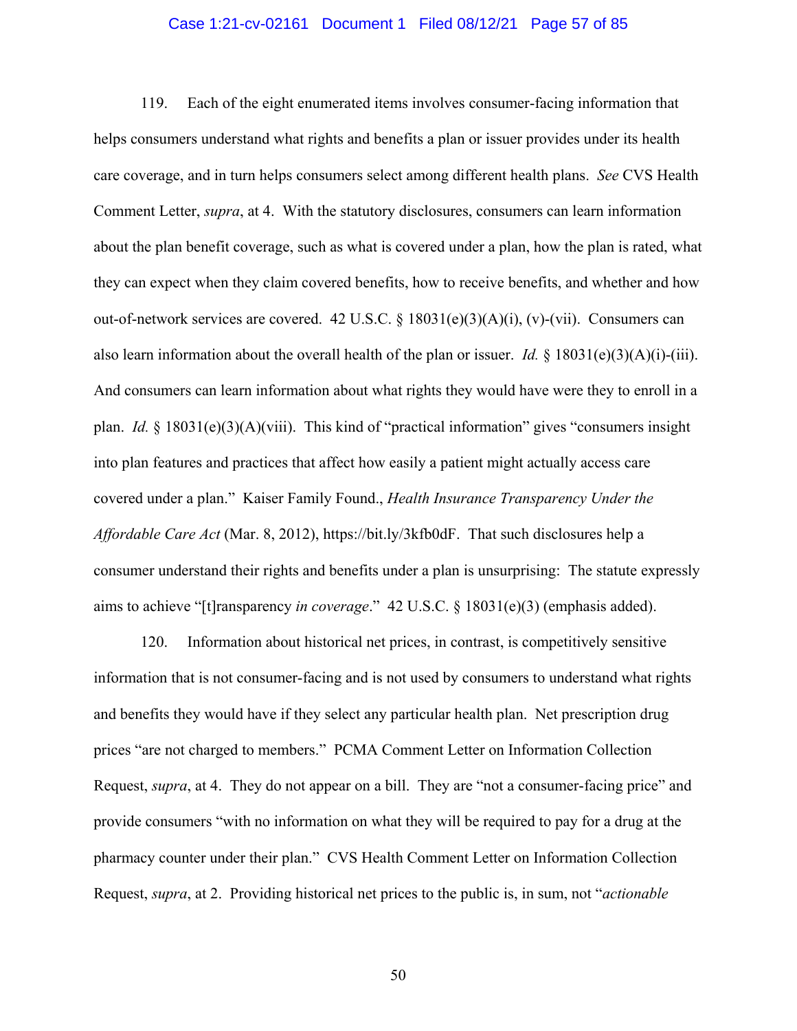119. Each of the eight enumerated items involves consumer-facing information that helps consumers understand what rights and benefits a plan or issuer provides under its health care coverage, and in turn helps consumers select among different health plans. *See* CVS Health Comment Letter, *supra*, at 4. With the statutory disclosures, consumers can learn information about the plan benefit coverage, such as what is covered under a plan, how the plan is rated, what they can expect when they claim covered benefits, how to receive benefits, and whether and how out-of-network services are covered. 42 U.S.C. § 18031(e)(3)(A)(i), (v)-(vii). Consumers can also learn information about the overall health of the plan or issuer. *Id.* § 18031(e)(3)(A)(i)-(iii). And consumers can learn information about what rights they would have were they to enroll in a plan. *Id.* § 18031(e)(3)(A)(viii). This kind of "practical information" gives "consumers insight into plan features and practices that affect how easily a patient might actually access care covered under a plan." Kaiser Family Found., *Health Insurance Transparency Under the Affordable Care Act* (Mar. 8, 2012), https://bit.ly/3kfb0dF. That such disclosures help a consumer understand their rights and benefits under a plan is unsurprising: The statute expressly aims to achieve "[t]ransparency *in coverage*." 42 U.S.C. § 18031(e)(3) (emphasis added).

120. Information about historical net prices, in contrast, is competitively sensitive information that is not consumer-facing and is not used by consumers to understand what rights and benefits they would have if they select any particular health plan. Net prescription drug prices "are not charged to members." PCMA Comment Letter on Information Collection Request, *supra*, at 4. They do not appear on a bill. They are "not a consumer-facing price" and provide consumers "with no information on what they will be required to pay for a drug at the pharmacy counter under their plan." CVS Health Comment Letter on Information Collection Request, *supra*, at 2. Providing historical net prices to the public is, in sum, not "*actionable*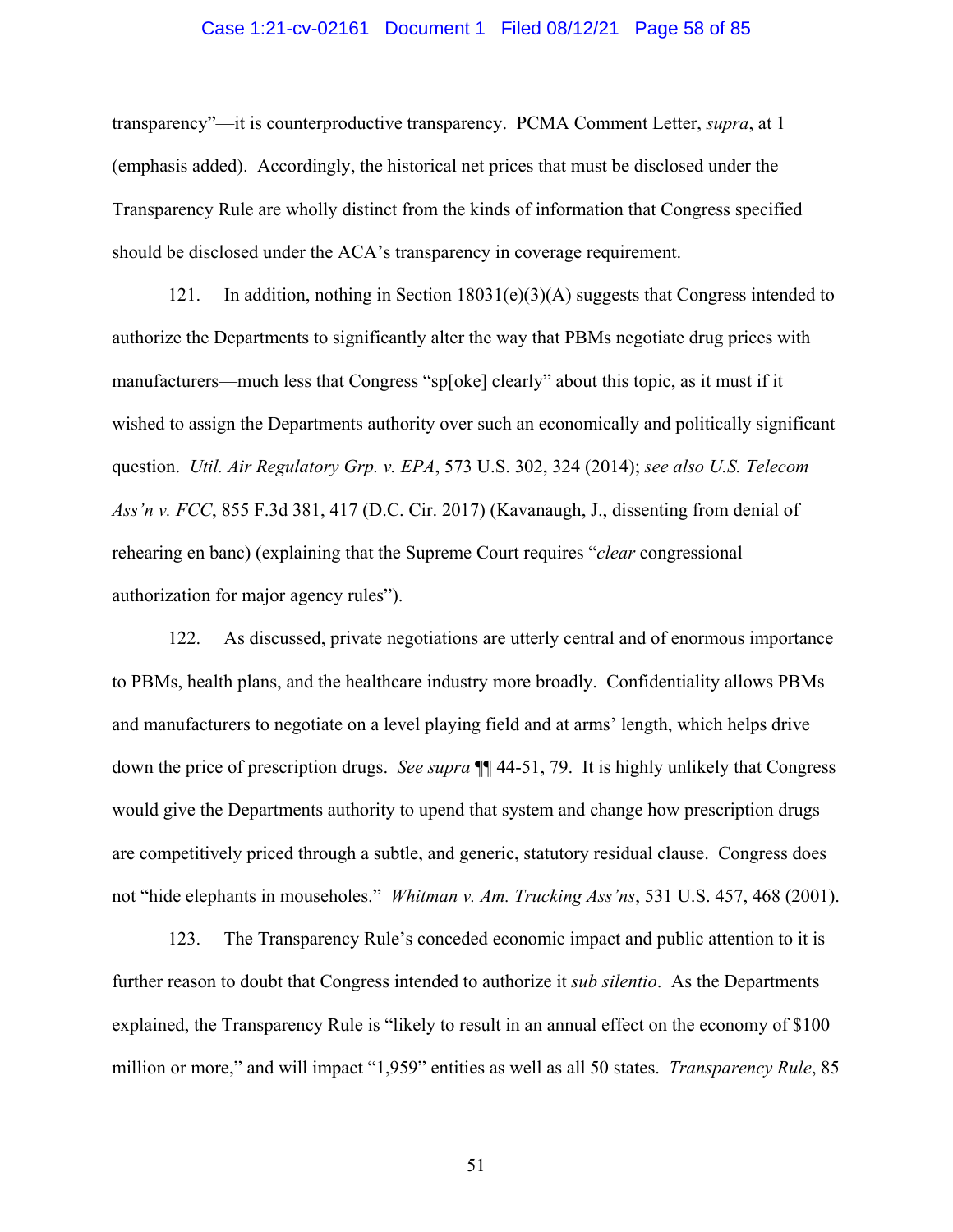transparency"—it is counterproductive transparency. PCMA Comment Letter, *supra*, at 1 (emphasis added). Accordingly, the historical net prices that must be disclosed under the Transparency Rule are wholly distinct from the kinds of information that Congress specified should be disclosed under the ACA's transparency in coverage requirement.

121. In addition, nothing in Section 18031(e)(3)(A) suggests that Congress intended to authorize the Departments to significantly alter the way that PBMs negotiate drug prices with manufacturers—much less that Congress "sp[oke] clearly" about this topic, as it must if it wished to assign the Departments authority over such an economically and politically significant question. *Util. Air Regulatory Grp. v. EPA*, 573 U.S. 302, 324 (2014); *see also U.S. Telecom Ass'n v. FCC*, 855 F.3d 381, 417 (D.C. Cir. 2017) (Kavanaugh, J., dissenting from denial of rehearing en banc) (explaining that the Supreme Court requires "*clear* congressional authorization for major agency rules").

122. As discussed, private negotiations are utterly central and of enormous importance to PBMs, health plans, and the healthcare industry more broadly. Confidentiality allows PBMs and manufacturers to negotiate on a level playing field and at arms' length, which helps drive down the price of prescription drugs. *See supra* ¶¶ 44-51, 79. It is highly unlikely that Congress would give the Departments authority to upend that system and change how prescription drugs are competitively priced through a subtle, and generic, statutory residual clause. Congress does not "hide elephants in mouseholes." *Whitman v. Am. Trucking Ass'ns*, 531 U.S. 457, 468 (2001).

123. The Transparency Rule's conceded economic impact and public attention to it is further reason to doubt that Congress intended to authorize it *sub silentio*. As the Departments explained, the Transparency Rule is "likely to result in an annual effect on the economy of $100 million or more," and will impact "1,959" entities as well as all 50 states. *Transparency Rule*, 85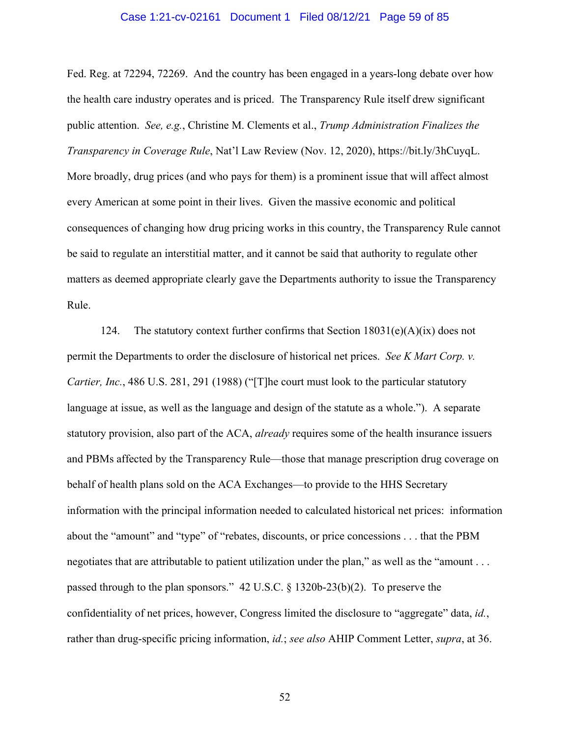Fed. Reg. at 72294, 72269. And the country has been engaged in a years-long debate over how the health care industry operates and is priced. The Transparency Rule itself drew significant public attention. *See, e.g.*, Christine M. Clements et al., *Trump Administration Finalizes the Transparency in Coverage Rule*, Nat'l Law Review (Nov. 12, 2020), https://bit.ly/3hCuyqL. More broadly, drug prices (and who pays for them) is a prominent issue that will affect almost every American at some point in their lives. Given the massive economic and political consequences of changing how drug pricing works in this country, the Transparency Rule cannot be said to regulate an interstitial matter, and it cannot be said that authority to regulate other matters as deemed appropriate clearly gave the Departments authority to issue the Transparency Rule.

124. The statutory context further confirms that Section 18031(e)(A)(ix) does not permit the Departments to order the disclosure of historical net prices. *See K Mart Corp. v. Cartier, Inc.*, 486 U.S. 281, 291 (1988) ("[T]he court must look to the particular statutory language at issue, as well as the language and design of the statute as a whole."). A separate statutory provision, also part of the ACA, *already* requires some of the health insurance issuers and PBMs affected by the Transparency Rule—those that manage prescription drug coverage on behalf of health plans sold on the ACA Exchanges—to provide to the HHS Secretary information with the principal information needed to calculated historical net prices: information about the "amount" and "type" of "rebates, discounts, or price concessions . . . that the PBM negotiates that are attributable to patient utilization under the plan," as well as the "amount . . . passed through to the plan sponsors." 42 U.S.C. § 1320b-23(b)(2). To preserve the confidentiality of net prices, however, Congress limited the disclosure to "aggregate" data, *id.*, rather than drug-specific pricing information, *id.*; *see also* AHIP Comment Letter, *supra*, at 36.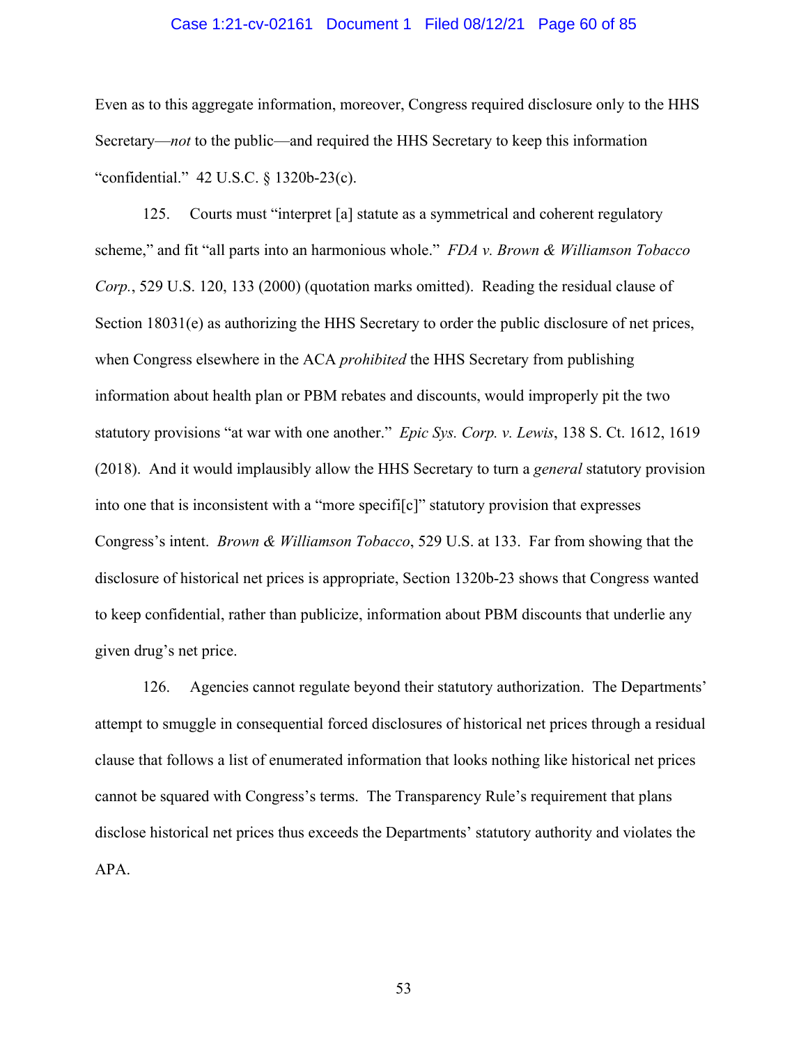Even as to this aggregate information, moreover, Congress required disclosure only to the HHS Secretary—*not* to the public—and required the HHS Secretary to keep this information "confidential." 42 U.S.C. § 1320b-23(c).

125. Courts must "interpret [a] statute as a symmetrical and coherent regulatory scheme," and fit "all parts into an harmonious whole." *FDA v. Brown & Williamson Tobacco Corp.*, 529 U.S. 120, 133 (2000) (quotation marks omitted). Reading the residual clause of Section 18031(e) as authorizing the HHS Secretary to order the public disclosure of net prices, when Congress elsewhere in the ACA *prohibited* the HHS Secretary from publishing information about health plan or PBM rebates and discounts, would improperly pit the two statutory provisions "at war with one another." *Epic Sys. Corp. v. Lewis*, 138 S. Ct. 1612, 1619 (2018). And it would implausibly allow the HHS Secretary to turn a *general* statutory provision into one that is inconsistent with a "more specifi[c]" statutory provision that expresses Congress's intent. *Brown & Williamson Tobacco*, 529 U.S. at 133. Far from showing that the disclosure of historical net prices is appropriate, Section 1320b-23 shows that Congress wanted to keep confidential, rather than publicize, information about PBM discounts that underlie any given drug's net price.

126. Agencies cannot regulate beyond their statutory authorization. The Departments' attempt to smuggle in consequential forced disclosures of historical net prices through a residual clause that follows a list of enumerated information that looks nothing like historical net prices cannot be squared with Congress's terms. The Transparency Rule's requirement that plans disclose historical net prices thus exceeds the Departments' statutory authority and violates the APA.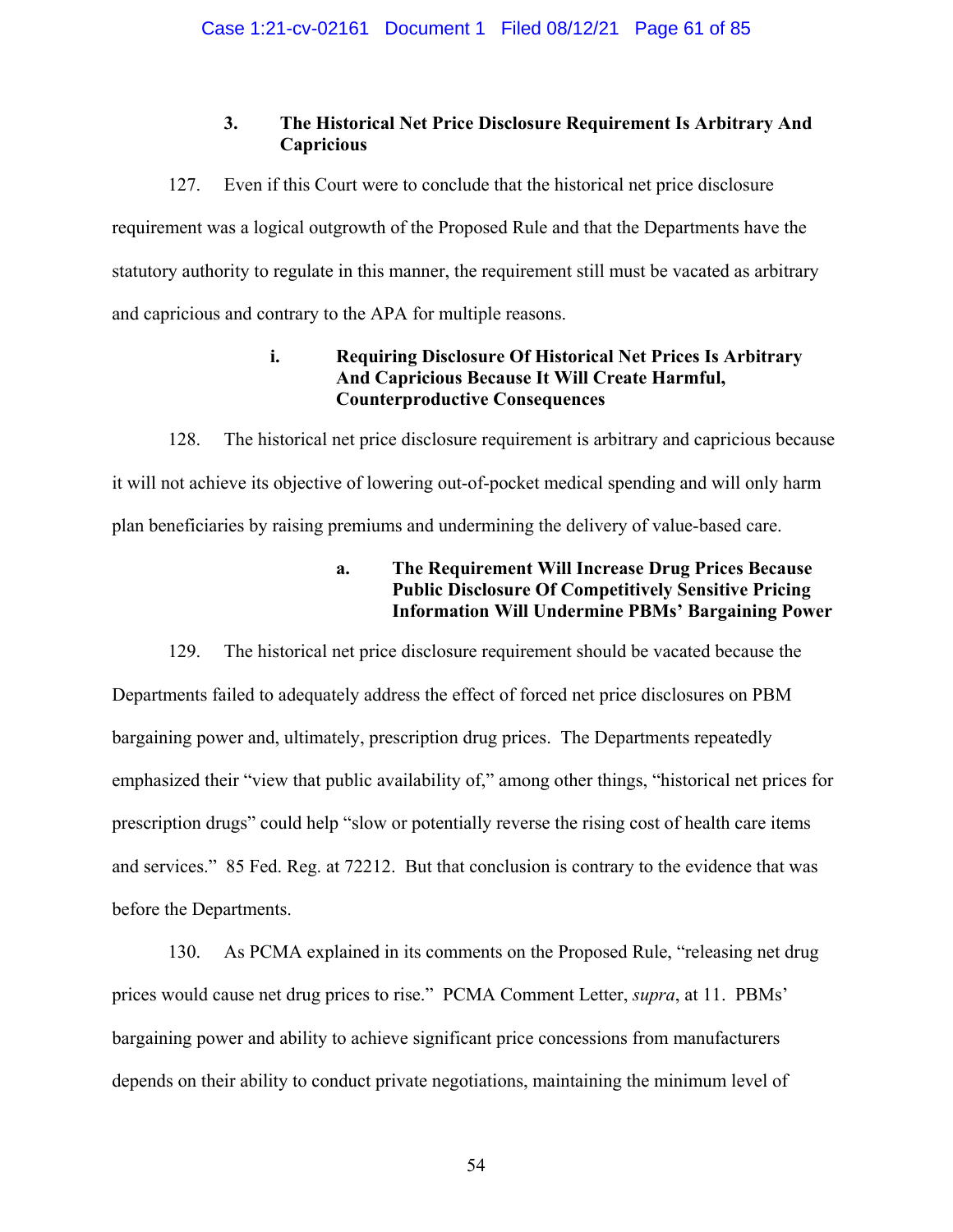### 3. The Historical Net Price Disclosure Requirement Is Arbitrary And Capricious

127. Even if this Court were to conclude that the historical net price disclosure requirement was a logical outgrowth of the Proposed Rule and that the Departments have the statutory authority to regulate in this manner, the requirement still must be vacated as arbitrary and capricious and contrary to the APA for multiple reasons.

#### i. Requiring Disclosure Of Historical Net Prices Is Arbitrary And Capricious Because It Will Create Harmful, Counterproductive Consequences

128. The historical net price disclosure requirement is arbitrary and capricious because it will not achieve its objective of lowering out-of-pocket medical spending and will only harm plan beneficiaries by raising premiums and undermining the delivery of value-based care.

##### a. The Requirement Will Increase Drug Prices Because Public Disclosure Of Competitively Sensitive Pricing Information Will Undermine PBMs' Bargaining Power

129. The historical net price disclosure requirement should be vacated because the Departments failed to adequately address the effect of forced net price disclosures on PBM bargaining power and, ultimately, prescription drug prices. The Departments repeatedly emphasized their "view that public availability of," among other things, "historical net prices for prescription drugs" could help "slow or potentially reverse the rising cost of health care items and services." 85 Fed. Reg. at 72212. But that conclusion is contrary to the evidence that was before the Departments.

130. As PCMA explained in its comments on the Proposed Rule, "releasing net drug prices would cause net drug prices to rise." PCMA Comment Letter, *supra*, at 11. PBMs' bargaining power and ability to achieve significant price concessions from manufacturers depends on their ability to conduct private negotiations, maintaining the minimum level of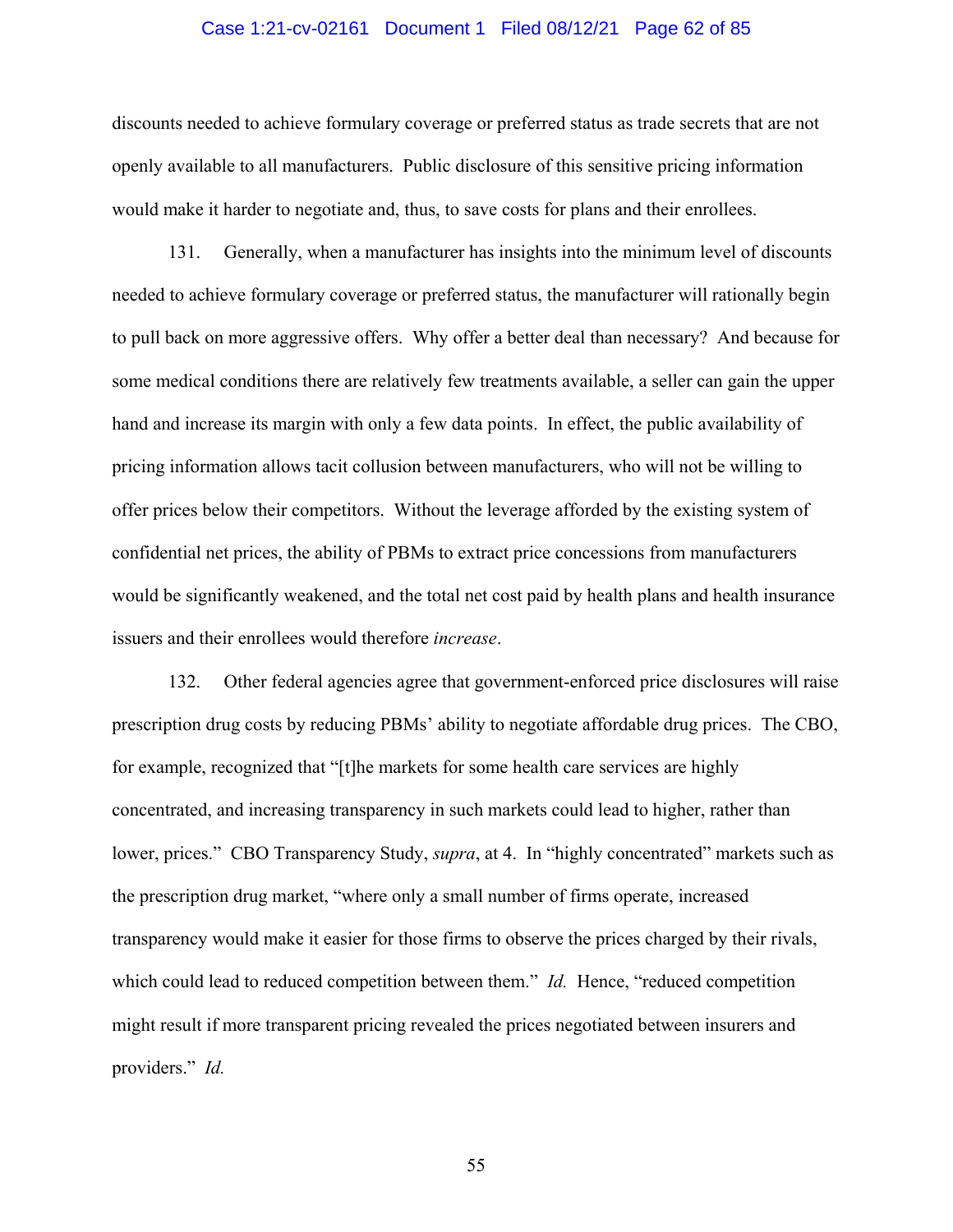discounts needed to achieve formulary coverage or preferred status as trade secrets that are not openly available to all manufacturers. Public disclosure of this sensitive pricing information would make it harder to negotiate and, thus, to save costs for plans and their enrollees.

131. Generally, when a manufacturer has insights into the minimum level of discounts needed to achieve formulary coverage or preferred status, the manufacturer will rationally begin to pull back on more aggressive offers. Why offer a better deal than necessary? And because for some medical conditions there are relatively few treatments available, a seller can gain the upper hand and increase its margin with only a few data points. In effect, the public availability of pricing information allows tacit collusion between manufacturers, who will not be willing to offer prices below their competitors. Without the leverage afforded by the existing system of confidential net prices, the ability of PBMs to extract price concessions from manufacturers would be significantly weakened, and the total net cost paid by health plans and health insurance issuers and their enrollees would therefore *increase*.

132. Other federal agencies agree that government-enforced price disclosures will raise prescription drug costs by reducing PBMs' ability to negotiate affordable drug prices. The CBO, for example, recognized that "[t]he markets for some health care services are highly concentrated, and increasing transparency in such markets could lead to higher, rather than lower, prices." CBO Transparency Study, *supra*, at 4. In "highly concentrated" markets such as the prescription drug market, "where only a small number of firms operate, increased transparency would make it easier for those firms to observe the prices charged by their rivals, which could lead to reduced competition between them." *Id.* Hence, "reduced competition might result if more transparent pricing revealed the prices negotiated between insurers and providers." *Id.*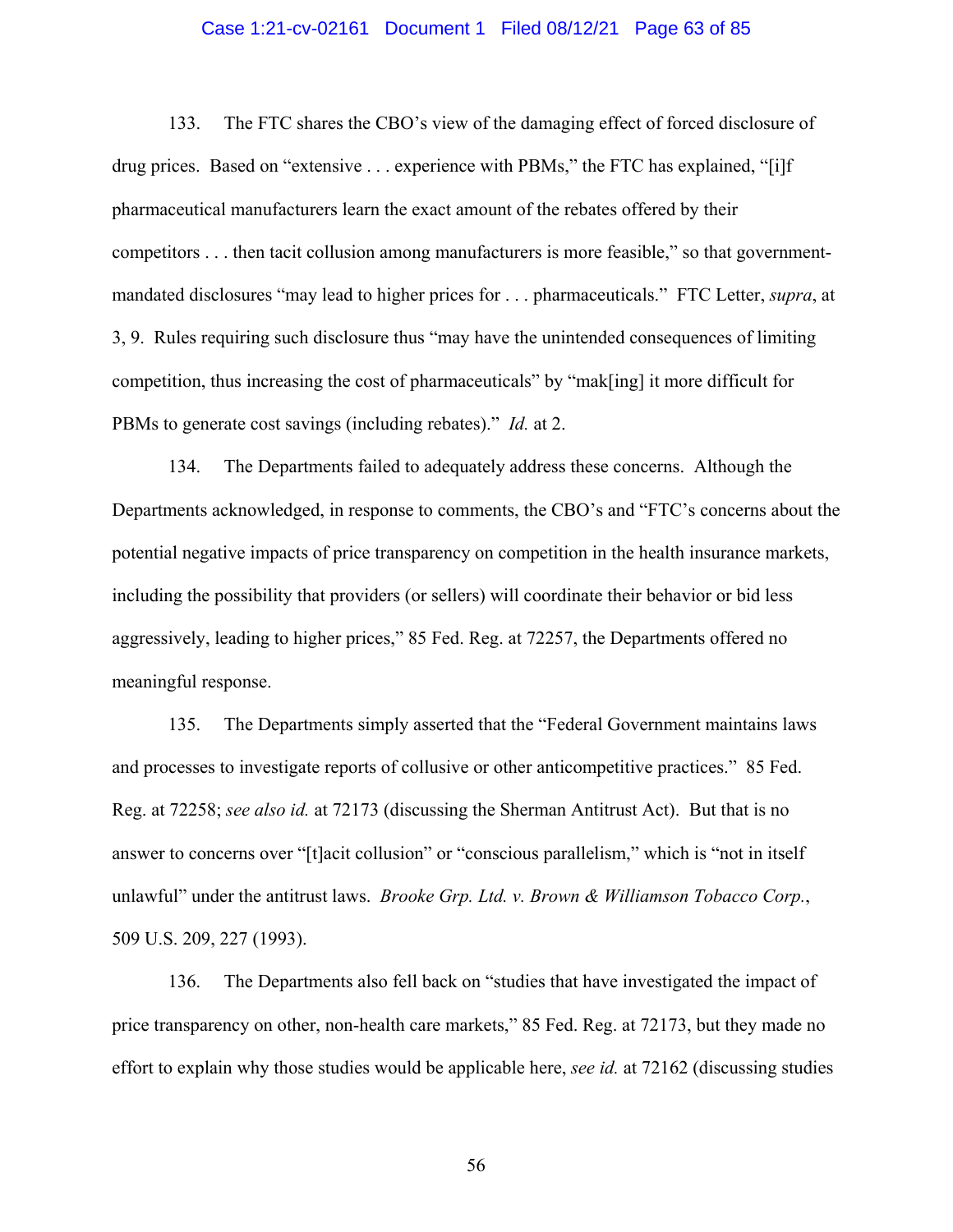133. The FTC shares the CBO's view of the damaging effect of forced disclosure of drug prices. Based on "extensive . . . experience with PBMs," the FTC has explained, "[i]f pharmaceutical manufacturers learn the exact amount of the rebates offered by their competitors . . . then tacit collusion among manufacturers is more feasible," so that government-mandated disclosures "may lead to higher prices for . . . pharmaceuticals." FTC Letter, *supra*, at 3, 9. Rules requiring such disclosure thus "may have the unintended consequences of limiting competition, thus increasing the cost of pharmaceuticals" by "mak[ing] it more difficult for PBMs to generate cost savings (including rebates)." *Id.* at 2.

134. The Departments failed to adequately address these concerns. Although the Departments acknowledged, in response to comments, the CBO's and "FTC's concerns about the potential negative impacts of price transparency on competition in the health insurance markets, including the possibility that providers (or sellers) will coordinate their behavior or bid less aggressively, leading to higher prices," 85 Fed. Reg. at 72257, the Departments offered no meaningful response.

135. The Departments simply asserted that the "Federal Government maintains laws and processes to investigate reports of collusive or other anticompetitive practices." 85 Fed. Reg. at 72258; *see also id.* at 72173 (discussing the Sherman Antitrust Act). But that is no answer to concerns over "[t]acit collusion" or "conscious parallelism," which is "not in itself unlawful" under the antitrust laws. *Brooke Grp. Ltd. v. Brown & Williamson Tobacco Corp.*, 509 U.S. 209, 227 (1993).

136. The Departments also fell back on "studies that have investigated the impact of price transparency on other, non-health care markets," 85 Fed. Reg. at 72173, but they made no effort to explain why those studies would be applicable here, *see id.* at 72162 (discussing studies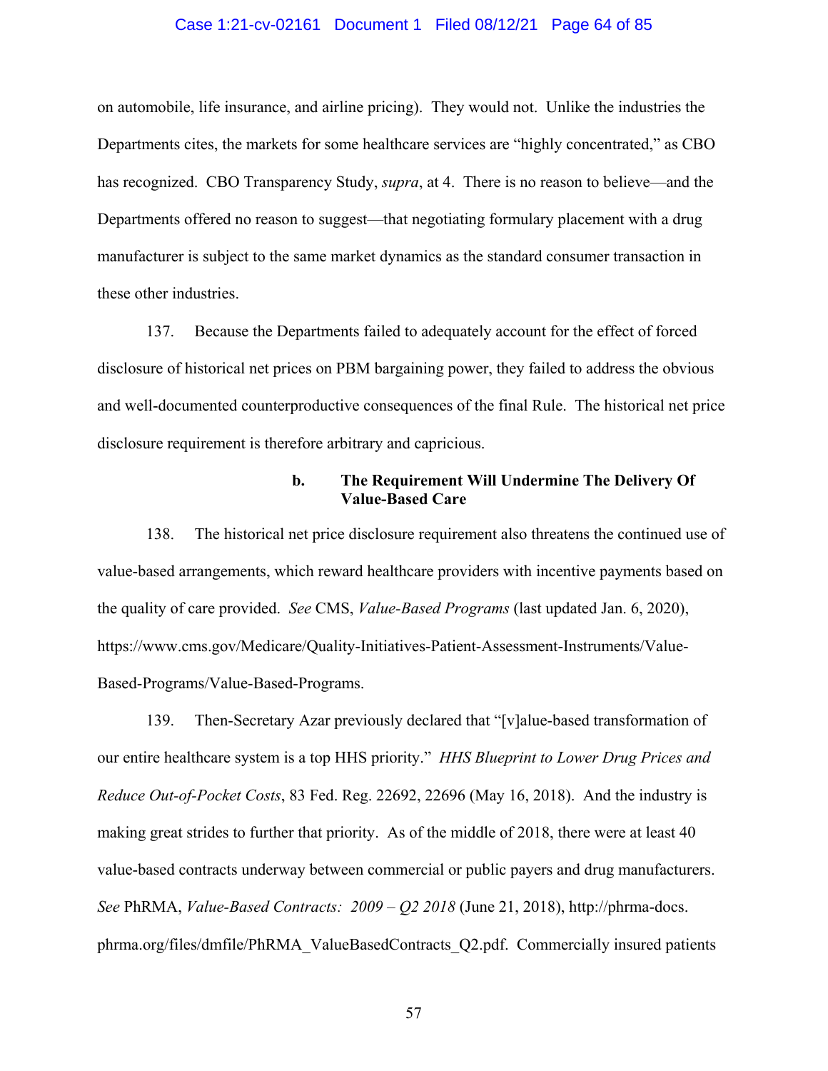on automobile, life insurance, and airline pricing). They would not. Unlike the industries the Departments cites, the markets for some healthcare services are "highly concentrated," as CBO has recognized. CBO Transparency Study, *supra*, at 4. There is no reason to believe—and the Departments offered no reason to suggest—that negotiating formulary placement with a drug manufacturer is subject to the same market dynamics as the standard consumer transaction in these other industries.

137. Because the Departments failed to adequately account for the effect of forced disclosure of historical net prices on PBM bargaining power, they failed to address the obvious and well-documented counterproductive consequences of the final Rule. The historical net price disclosure requirement is therefore arbitrary and capricious.

**b. The Requirement Will Undermine The Delivery Of Value-Based Care**

138. The historical net price disclosure requirement also threatens the continued use of value-based arrangements, which reward healthcare providers with incentive payments based on the quality of care provided. *See* CMS, *Value-Based Programs* (last updated Jan. 6, 2020), https://www.cms.gov/Medicare/Quality-Initiatives-Patient-Assessment-Instruments/Value-Based-Programs/Value-Based-Programs.

139. Then-Secretary Azar previously declared that "[v]alue-based transformation of our entire healthcare system is a top HHS priority." *HHS Blueprint to Lower Drug Prices and Reduce Out-of-Pocket Costs*, 83 Fed. Reg. 22692, 22696 (May 16, 2018). And the industry is making great strides to further that priority. As of the middle of 2018, there were at least 40 value-based contracts underway between commercial or public payers and drug manufacturers. *See* PhRMA, *Value-Based Contracts: 2009 – Q2 2018* (June 21, 2018), http://phrma-docs.phrma.org/files/dmfile/PhRMA_ValueBasedContracts_Q2.pdf. Commercially insured patients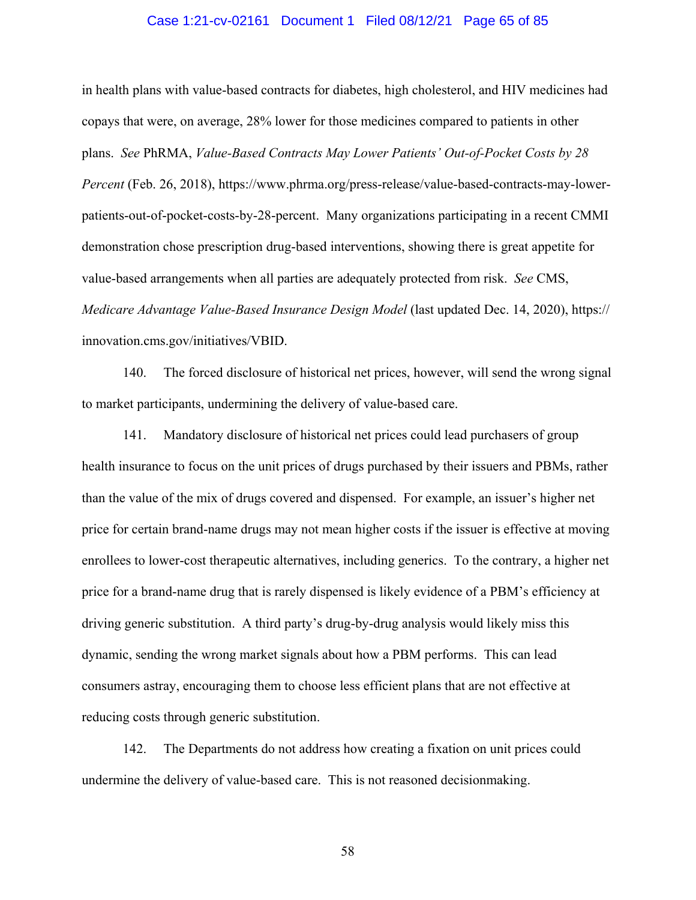in health plans with value-based contracts for diabetes, high cholesterol, and HIV medicines had copays that were, on average, 28% lower for those medicines compared to patients in other plans. *See* PhRMA, *Value-Based Contracts May Lower Patients' Out-of-Pocket Costs by 28 Percent* (Feb. 26, 2018), https://www.phrma.org/press-release/value-based-contracts-may-lower-patients-out-of-pocket-costs-by-28-percent. Many organizations participating in a recent CMMI demonstration chose prescription drug-based interventions, showing there is great appetite for value-based arrangements when all parties are adequately protected from risk. *See* CMS, *Medicare Advantage Value-Based Insurance Design Model* (last updated Dec. 14, 2020), https://innovation.cms.gov/initiatives/VBID.

140. The forced disclosure of historical net prices, however, will send the wrong signal to market participants, undermining the delivery of value-based care.

141. Mandatory disclosure of historical net prices could lead purchasers of group health insurance to focus on the unit prices of drugs purchased by their issuers and PBMs, rather than the value of the mix of drugs covered and dispensed. For example, an issuer's higher net price for certain brand-name drugs may not mean higher costs if the issuer is effective at moving enrollees to lower-cost therapeutic alternatives, including generics. To the contrary, a higher net price for a brand-name drug that is rarely dispensed is likely evidence of a PBM's efficiency at driving generic substitution. A third party's drug-by-drug analysis would likely miss this dynamic, sending the wrong market signals about how a PBM performs. This can lead consumers astray, encouraging them to choose less efficient plans that are not effective at reducing costs through generic substitution.

142. The Departments do not address how creating a fixation on unit prices could undermine the delivery of value-based care. This is not reasoned decisionmaking.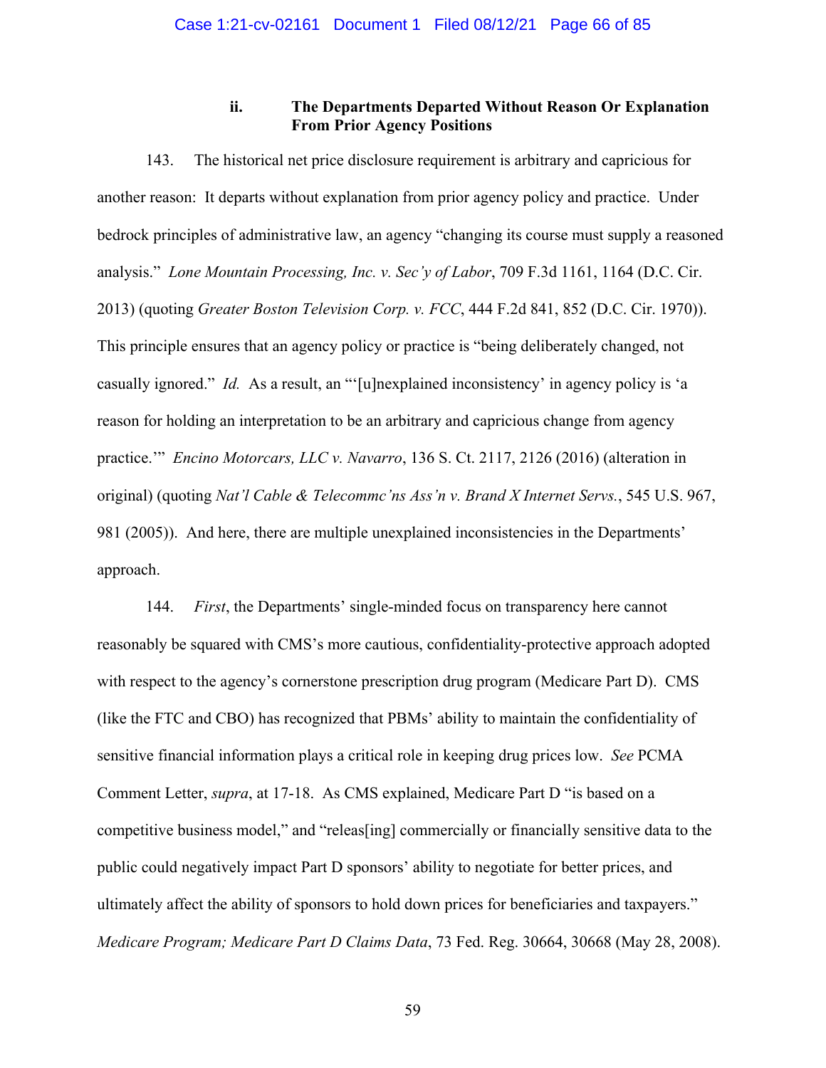#### ii. The Departments Departed Without Reason Or Explanation From Prior Agency Positions

143. The historical net price disclosure requirement is arbitrary and capricious for another reason: It departs without explanation from prior agency policy and practice. Under bedrock principles of administrative law, an agency "changing its course must supply a reasoned analysis." *Lone Mountain Processing, Inc. v. Sec'y of Labor*, 709 F.3d 1161, 1164 (D.C. Cir. 2013) (quoting *Greater Boston Television Corp. v. FCC*, 444 F.2d 841, 852 (D.C. Cir. 1970)). This principle ensures that an agency policy or practice is "being deliberately changed, not casually ignored." *Id.* As a result, an "'[u]nexplained inconsistency' in agency policy is 'a reason for holding an interpretation to be an arbitrary and capricious change from agency practice.'" *Encino Motorcars, LLC v. Navarro*, 136 S. Ct. 2117, 2126 (2016) (alteration in original) (quoting *Nat'l Cable & Telecommc'ns Ass'n v. Brand X Internet Servs.*, 545 U.S. 967, 981 (2005)). And here, there are multiple unexplained inconsistencies in the Departments' approach.

144. *First*, the Departments' single-minded focus on transparency here cannot reasonably be squared with CMS's more cautious, confidentiality-protective approach adopted with respect to the agency's cornerstone prescription drug program (Medicare Part D). CMS (like the FTC and CBO) has recognized that PBMs' ability to maintain the confidentiality of sensitive financial information plays a critical role in keeping drug prices low. *See* PCMA Comment Letter, *supra*, at 17-18. As CMS explained, Medicare Part D "is based on a competitive business model," and "releas[ing] commercially or financially sensitive data to the public could negatively impact Part D sponsors' ability to negotiate for better prices, and ultimately affect the ability of sponsors to hold down prices for beneficiaries and taxpayers." *Medicare Program; Medicare Part D Claims Data*, 73 Fed. Reg. 30664, 30668 (May 28, 2008).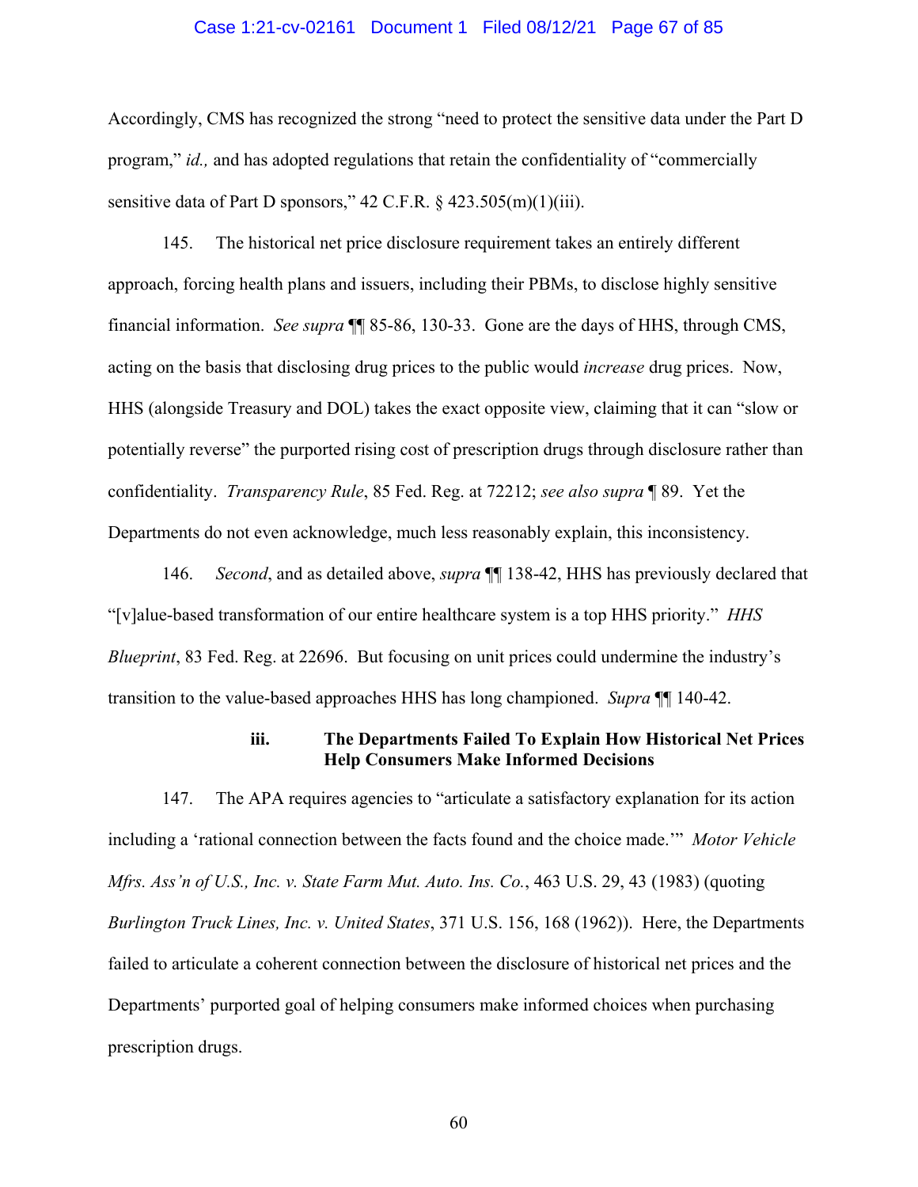Accordingly, CMS has recognized the strong "need to protect the sensitive data under the Part D program," *id.,* and has adopted regulations that retain the confidentiality of "commercially sensitive data of Part D sponsors," 42 C.F.R. § 423.505(m)(1)(iii).

145. The historical net price disclosure requirement takes an entirely different approach, forcing health plans and issuers, including their PBMs, to disclose highly sensitive financial information. *See supra* ¶¶ 85-86, 130-33. Gone are the days of HHS, through CMS, acting on the basis that disclosing drug prices to the public would *increase* drug prices. Now, HHS (alongside Treasury and DOL) takes the exact opposite view, claiming that it can "slow or potentially reverse" the purported rising cost of prescription drugs through disclosure rather than confidentiality. *Transparency Rule*, 85 Fed. Reg. at 72212; *see also supra* ¶ 89. Yet the Departments do not even acknowledge, much less reasonably explain, this inconsistency.

146. *Second*, and as detailed above, *supra* ¶¶ 138-42, HHS has previously declared that "[v]alue-based transformation of our entire healthcare system is a top HHS priority." *HHS Blueprint*, 83 Fed. Reg. at 22696. But focusing on unit prices could undermine the industry's transition to the value-based approaches HHS has long championed. *Supra* ¶¶ 140-42.

#### iii. The Departments Failed To Explain How Historical Net Prices Help Consumers Make Informed Decisions

147. The APA requires agencies to "articulate a satisfactory explanation for its action including a 'rational connection between the facts found and the choice made.'" *Motor Vehicle Mfrs. Ass'n of U.S., Inc. v. State Farm Mut. Auto. Ins. Co.*, 463 U.S. 29, 43 (1983) (quoting *Burlington Truck Lines, Inc. v. United States*, 371 U.S. 156, 168 (1962)). Here, the Departments failed to articulate a coherent connection between the disclosure of historical net prices and the Departments' purported goal of helping consumers make informed choices when purchasing prescription drugs.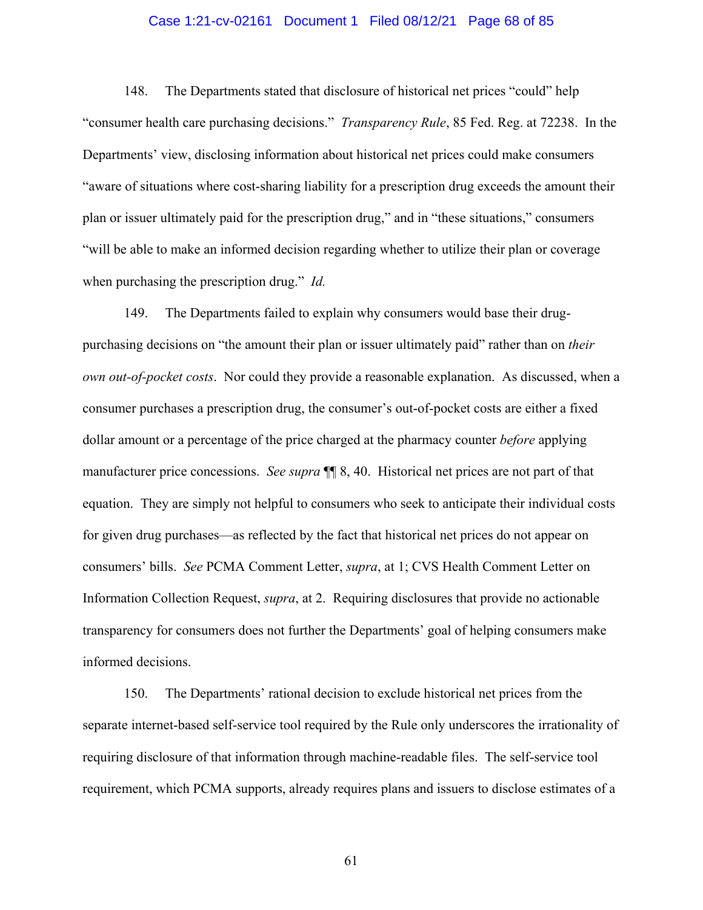148. The Departments stated that disclosure of historical net prices "could" help "consumer health care purchasing decisions." *Transparency Rule*, 85 Fed. Reg. at 72238. In the Departments' view, disclosing information about historical net prices could make consumers "aware of situations where cost-sharing liability for a prescription drug exceeds the amount their plan or issuer ultimately paid for the prescription drug," and in "these situations," consumers "will be able to make an informed decision regarding whether to utilize their plan or coverage when purchasing the prescription drug." *Id.*

149. The Departments failed to explain why consumers would base their drug-purchasing decisions on "the amount their plan or issuer ultimately paid" rather than on *their own out-of-pocket costs*. Nor could they provide a reasonable explanation. As discussed, when a consumer purchases a prescription drug, the consumer's out-of-pocket costs are either a fixed dollar amount or a percentage of the price charged at the pharmacy counter *before* applying manufacturer price concessions. *See supra* ¶¶ 8, 40. Historical net prices are not part of that equation. They are simply not helpful to consumers who seek to anticipate their individual costs for given drug purchases—as reflected by the fact that historical net prices do not appear on consumers' bills. *See* PCMA Comment Letter, *supra*, at 1; CVS Health Comment Letter on Information Collection Request, *supra*, at 2. Requiring disclosures that provide no actionable transparency for consumers does not further the Departments' goal of helping consumers make informed decisions.

150. The Departments' rational decision to exclude historical net prices from the separate internet-based self-service tool required by the Rule only underscores the irrationality of requiring disclosure of that information through machine-readable files. The self-service tool requirement, which PCMA supports, already requires plans and issuers to disclose estimates of a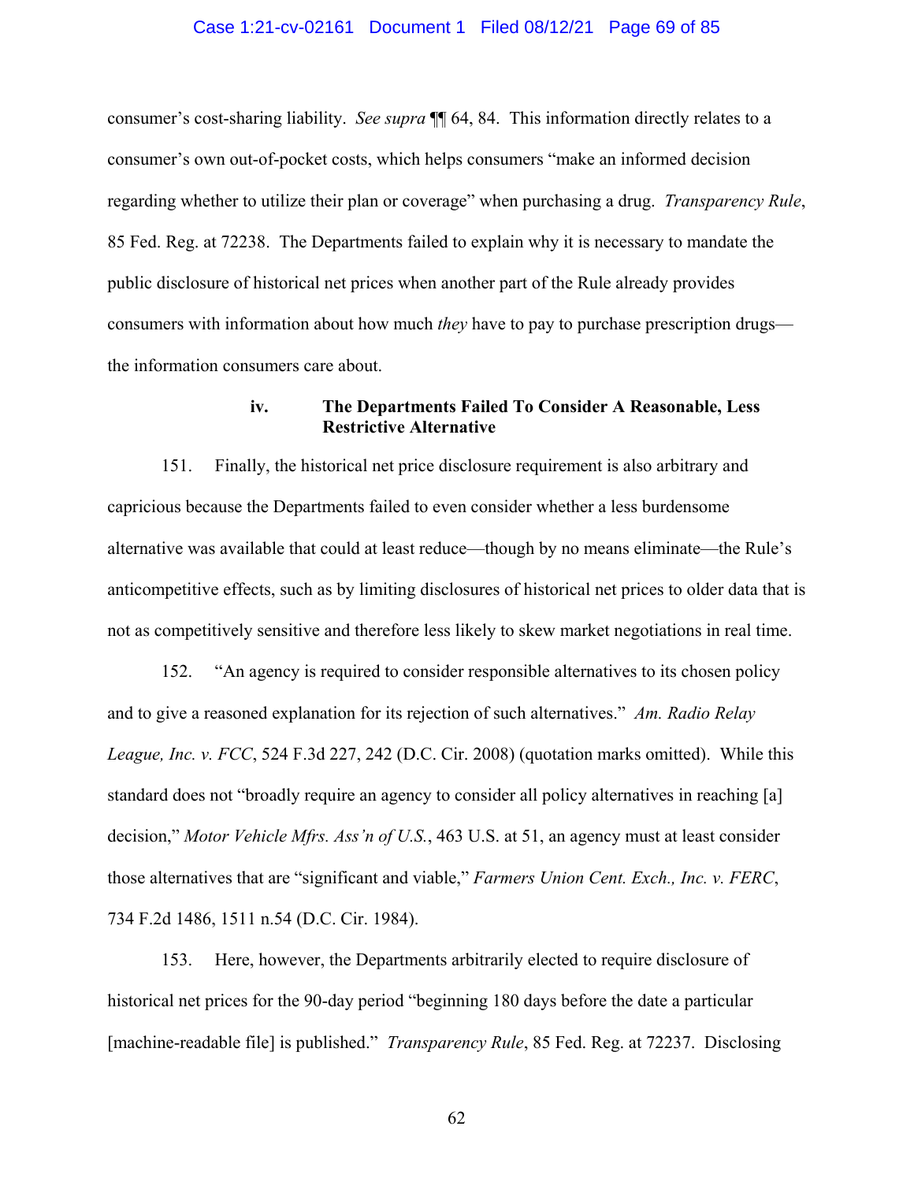consumer's cost-sharing liability. *See supra* ¶¶ 64, 84. This information directly relates to a consumer's own out-of-pocket costs, which helps consumers "make an informed decision regarding whether to utilize their plan or coverage" when purchasing a drug. *Transparency Rule*, 85 Fed. Reg. at 72238. The Departments failed to explain why it is necessary to mandate the public disclosure of historical net prices when another part of the Rule already provides consumers with information about how much *they* have to pay to purchase prescription drugs—the information consumers care about.

#### iv. The Departments Failed To Consider A Reasonable, Less Restrictive Alternative

151. Finally, the historical net price disclosure requirement is also arbitrary and capricious because the Departments failed to even consider whether a less burdensome alternative was available that could at least reduce—though by no means eliminate—the Rule's anticompetitive effects, such as by limiting disclosures of historical net prices to older data that is not as competitively sensitive and therefore less likely to skew market negotiations in real time.

152. "An agency is required to consider responsible alternatives to its chosen policy and to give a reasoned explanation for its rejection of such alternatives." *Am. Radio Relay League, Inc. v. FCC*, 524 F.3d 227, 242 (D.C. Cir. 2008) (quotation marks omitted). While this standard does not "broadly require an agency to consider all policy alternatives in reaching [a] decision," *Motor Vehicle Mfrs. Ass'n of U.S.*, 463 U.S. at 51, an agency must at least consider those alternatives that are "significant and viable," *Farmers Union Cent. Exch., Inc. v. FERC*, 734 F.2d 1486, 1511 n.54 (D.C. Cir. 1984).

153. Here, however, the Departments arbitrarily elected to require disclosure of historical net prices for the 90-day period "beginning 180 days before the date a particular [machine-readable file] is published." *Transparency Rule*, 85 Fed. Reg. at 72237. Disclosing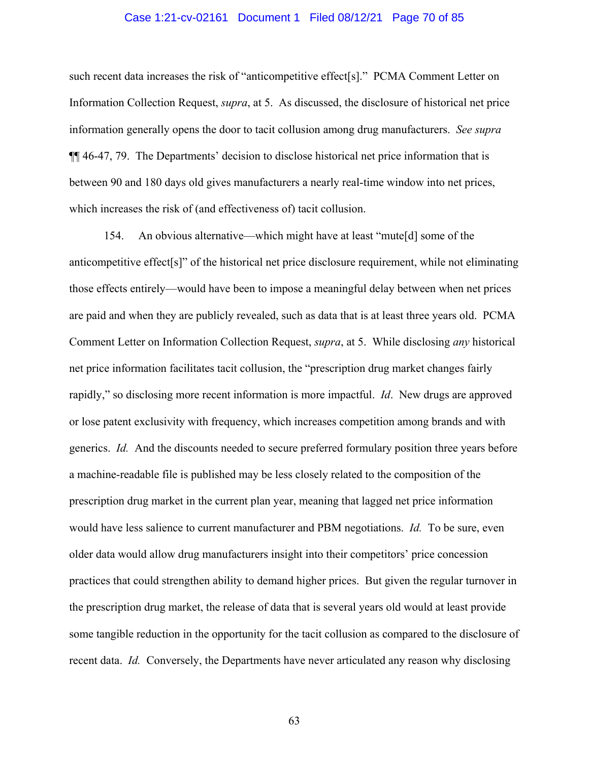such recent data increases the risk of "anticompetitive effect[s]." PCMA Comment Letter on Information Collection Request, *supra*, at 5. As discussed, the disclosure of historical net price information generally opens the door to tacit collusion among drug manufacturers. *See supra* ¶¶ 46-47, 79. The Departments' decision to disclose historical net price information that is between 90 and 180 days old gives manufacturers a nearly real-time window into net prices, which increases the risk of (and effectiveness of) tacit collusion.

154. An obvious alternative—which might have at least "mute[d] some of the anticompetitive effect[s]" of the historical net price disclosure requirement, while not eliminating those effects entirely—would have been to impose a meaningful delay between when net prices are paid and when they are publicly revealed, such as data that is at least three years old. PCMA Comment Letter on Information Collection Request, *supra*, at 5. While disclosing *any* historical net price information facilitates tacit collusion, the "prescription drug market changes fairly rapidly," so disclosing more recent information is more impactful. *Id*. New drugs are approved or lose patent exclusivity with frequency, which increases competition among brands and with generics. *Id.* And the discounts needed to secure preferred formulary position three years before a machine-readable file is published may be less closely related to the composition of the prescription drug market in the current plan year, meaning that lagged net price information would have less salience to current manufacturer and PBM negotiations. *Id.* To be sure, even older data would allow drug manufacturers insight into their competitors' price concession practices that could strengthen ability to demand higher prices. But given the regular turnover in the prescription drug market, the release of data that is several years old would at least provide some tangible reduction in the opportunity for the tacit collusion as compared to the disclosure of recent data. *Id.* Conversely, the Departments have never articulated any reason why disclosing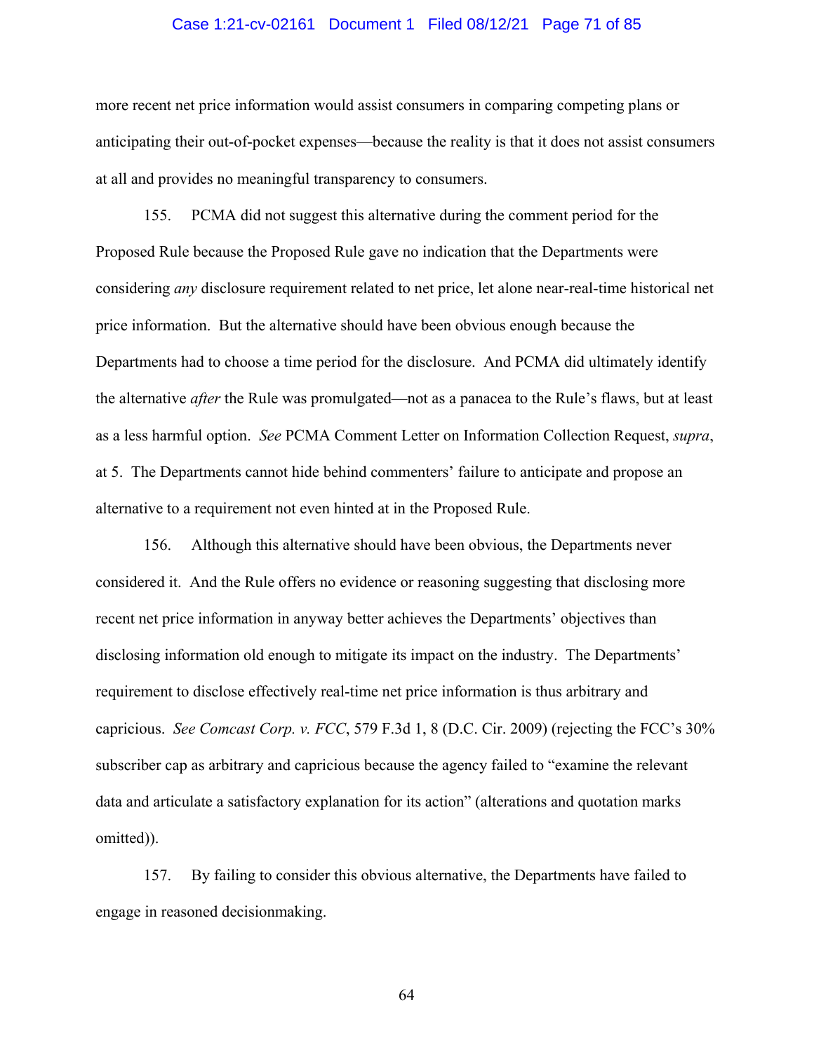more recent net price information would assist consumers in comparing competing plans or anticipating their out-of-pocket expenses—because the reality is that it does not assist consumers at all and provides no meaningful transparency to consumers.

155. PCMA did not suggest this alternative during the comment period for the Proposed Rule because the Proposed Rule gave no indication that the Departments were considering *any* disclosure requirement related to net price, let alone near-real-time historical net price information. But the alternative should have been obvious enough because the Departments had to choose a time period for the disclosure. And PCMA did ultimately identify the alternative *after* the Rule was promulgated—not as a panacea to the Rule's flaws, but at least as a less harmful option. *See* PCMA Comment Letter on Information Collection Request, *supra*, at 5. The Departments cannot hide behind commenters' failure to anticipate and propose an alternative to a requirement not even hinted at in the Proposed Rule.

156. Although this alternative should have been obvious, the Departments never considered it. And the Rule offers no evidence or reasoning suggesting that disclosing more recent net price information in anyway better achieves the Departments' objectives than disclosing information old enough to mitigate its impact on the industry. The Departments' requirement to disclose effectively real-time net price information is thus arbitrary and capricious. *See Comcast Corp. v. FCC*, 579 F.3d 1, 8 (D.C. Cir. 2009) (rejecting the FCC's 30% subscriber cap as arbitrary and capricious because the agency failed to "examine the relevant data and articulate a satisfactory explanation for its action" (alterations and quotation marks omitted)).

157. By failing to consider this obvious alternative, the Departments have failed to engage in reasoned decisionmaking.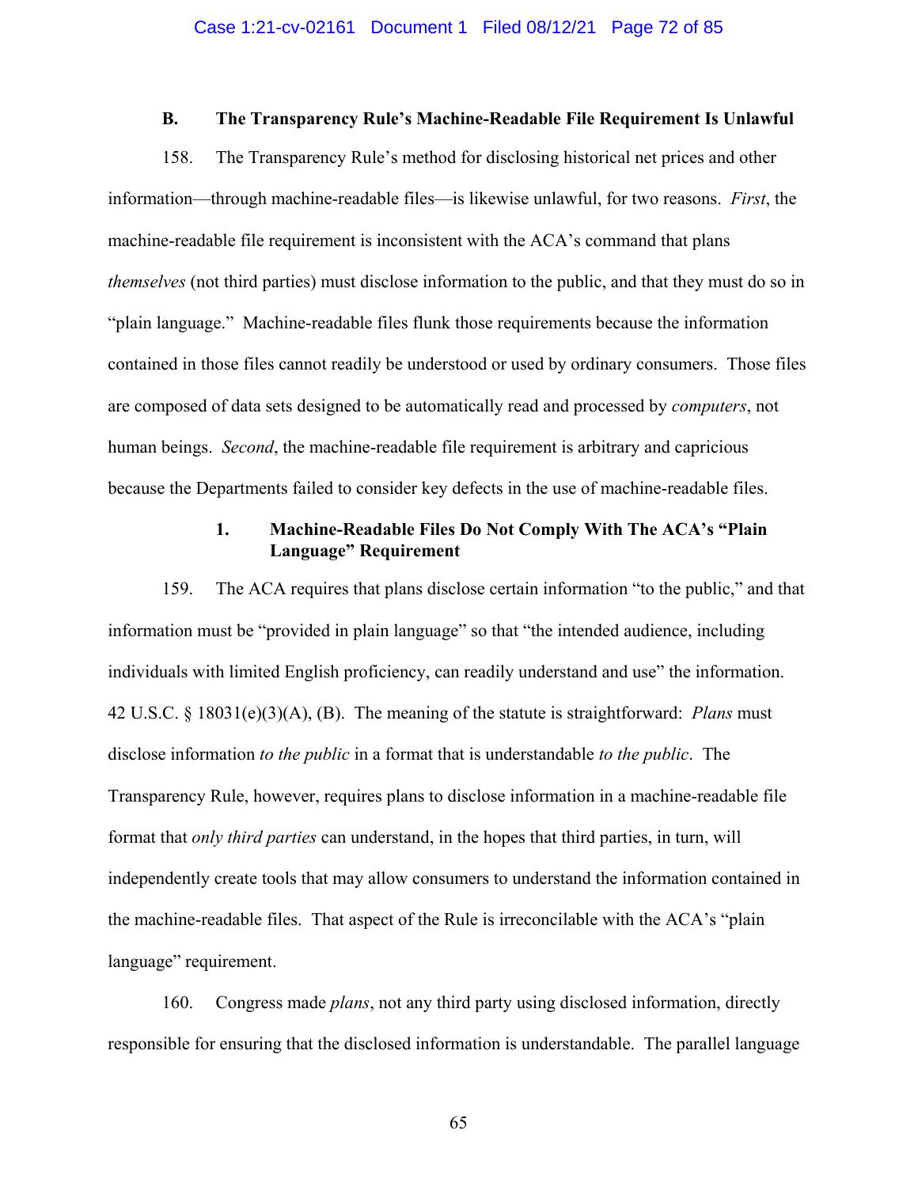### B. The Transparency Rule's Machine-Readable File Requirement Is Unlawful

158. The Transparency Rule's method for disclosing historical net prices and other information—through machine-readable files—is likewise unlawful, for two reasons. *First*, the machine-readable file requirement is inconsistent with the ACA's command that plans *themselves* (not third parties) must disclose information to the public, and that they must do so in "plain language." Machine-readable files flunk those requirements because the information contained in those files cannot readily be understood or used by ordinary consumers. Those files are composed of data sets designed to be automatically read and processed by *computers*, not human beings. *Second*, the machine-readable file requirement is arbitrary and capricious because the Departments failed to consider key defects in the use of machine-readable files.

#### 1. Machine-Readable Files Do Not Comply With The ACA's "Plain Language" Requirement

159. The ACA requires that plans disclose certain information "to the public," and that information must be "provided in plain language" so that "the intended audience, including individuals with limited English proficiency, can readily understand and use" the information. 42 U.S.C. § 18031(e)(3)(A), (B). The meaning of the statute is straightforward: *Plans* must disclose information *to the public* in a format that is understandable *to the public*. The Transparency Rule, however, requires plans to disclose information in a machine-readable file format that *only third parties* can understand, in the hopes that third parties, in turn, will independently create tools that may allow consumers to understand the information contained in the machine-readable files. That aspect of the Rule is irreconcilable with the ACA's "plain language" requirement.

160. Congress made *plans*, not any third party using disclosed information, directly responsible for ensuring that the disclosed information is understandable. The parallel language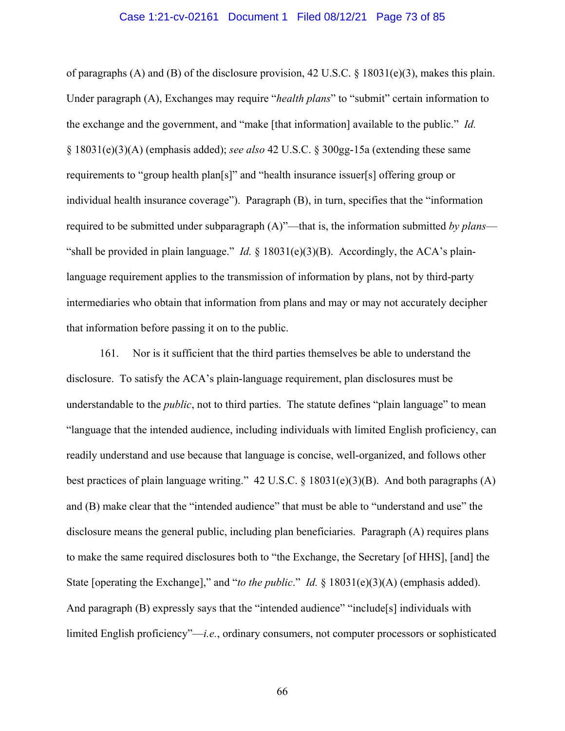of paragraphs (A) and (B) of the disclosure provision, 42 U.S.C. § 18031(e)(3), makes this plain. Under paragraph (A), Exchanges may require "*health plans*" to "submit" certain information to the exchange and the government, and "make [that information] available to the public." *Id.* § 18031(e)(3)(A) (emphasis added); *see also* 42 U.S.C. § 300gg-15a (extending these same requirements to "group health plan[s]" and "health insurance issuer[s] offering group or individual health insurance coverage"). Paragraph (B), in turn, specifies that the "information required to be submitted under subparagraph (A)"—that is, the information submitted *by plans*—"shall be provided in plain language." *Id.* § 18031(e)(3)(B). Accordingly, the ACA's plain-language requirement applies to the transmission of information by plans, not by third-party intermediaries who obtain that information from plans and may or may not accurately decipher that information before passing it on to the public.

161. Nor is it sufficient that the third parties themselves be able to understand the disclosure. To satisfy the ACA's plain-language requirement, plan disclosures must be understandable to the *public*, not to third parties. The statute defines "plain language" to mean "language that the intended audience, including individuals with limited English proficiency, can readily understand and use because that language is concise, well-organized, and follows other best practices of plain language writing." 42 U.S.C. § 18031(e)(3)(B). And both paragraphs (A) and (B) make clear that the "intended audience" that must be able to "understand and use" the disclosure means the general public, including plan beneficiaries. Paragraph (A) requires plans to make the same required disclosures both to "the Exchange, the Secretary [of HHS], [and] the State [operating the Exchange]," and "*to the public*." *Id.* § 18031(e)(3)(A) (emphasis added). And paragraph (B) expressly says that the "intended audience" "include[s] individuals with limited English proficiency"—*i.e.*, ordinary consumers, not computer processors or sophisticated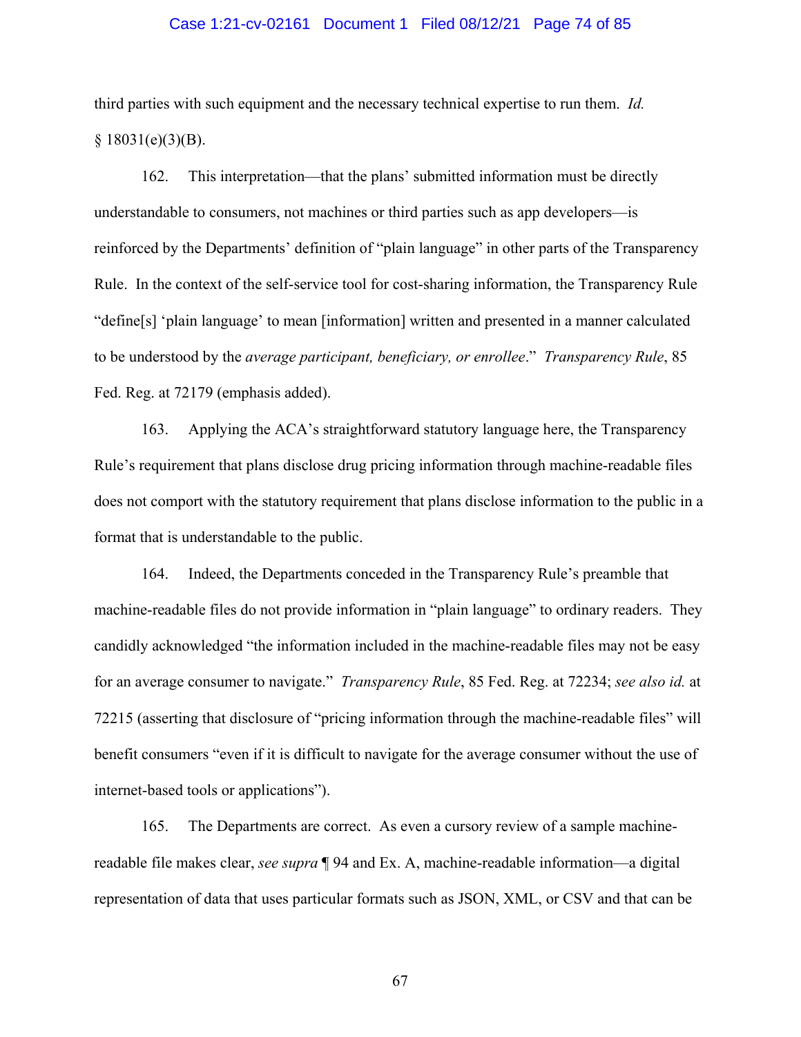third parties with such equipment and the necessary technical expertise to run them. *Id.* § 18031(e)(3)(B).

162. This interpretation—that the plans' submitted information must be directly understandable to consumers, not machines or third parties such as app developers—is reinforced by the Departments' definition of "plain language" in other parts of the Transparency Rule. In the context of the self-service tool for cost-sharing information, the Transparency Rule "define[s] 'plain language' to mean [information] written and presented in a manner calculated to be understood by the *average participant, beneficiary, or enrollee*." *Transparency Rule*, 85 Fed. Reg. at 72179 (emphasis added).

163. Applying the ACA's straightforward statutory language here, the Transparency Rule's requirement that plans disclose drug pricing information through machine-readable files does not comport with the statutory requirement that plans disclose information to the public in a format that is understandable to the public.

164. Indeed, the Departments conceded in the Transparency Rule's preamble that machine-readable files do not provide information in "plain language" to ordinary readers. They candidly acknowledged "the information included in the machine-readable files may not be easy for an average consumer to navigate." *Transparency Rule*, 85 Fed. Reg. at 72234; *see also id.* at 72215 (asserting that disclosure of "pricing information through the machine-readable files" will benefit consumers "even if it is difficult to navigate for the average consumer without the use of internet-based tools or applications").

165. The Departments are correct. As even a cursory review of a sample machine-readable file makes clear, *see supra* ¶ 94 and Ex. A, machine-readable information—a digital representation of data that uses particular formats such as JSON, XML, or CSV and that can be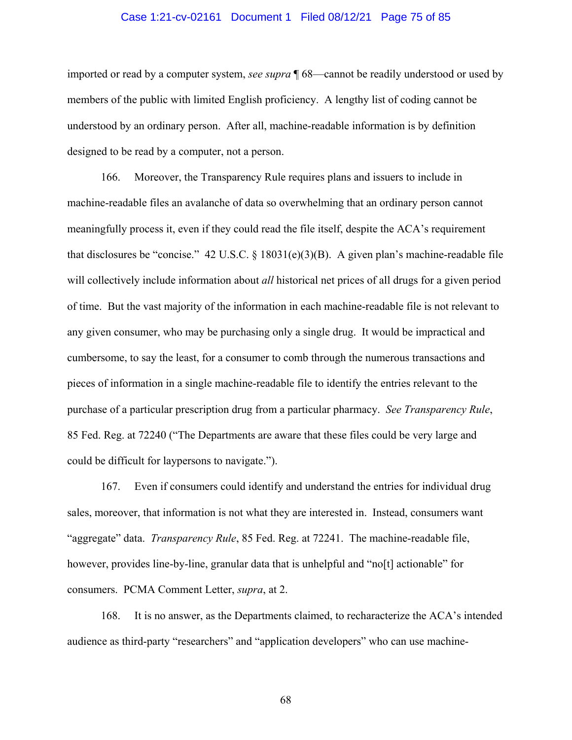imported or read by a computer system, *see supra* ¶ 68—cannot be readily understood or used by members of the public with limited English proficiency. A lengthy list of coding cannot be understood by an ordinary person. After all, machine-readable information is by definition designed to be read by a computer, not a person.

166. Moreover, the Transparency Rule requires plans and issuers to include in machine-readable files an avalanche of data so overwhelming that an ordinary person cannot meaningfully process it, even if they could read the file itself, despite the ACA's requirement that disclosures be "concise." 42 U.S.C. § 18031(e)(3)(B). A given plan's machine-readable file will collectively include information about *all* historical net prices of all drugs for a given period of time. But the vast majority of the information in each machine-readable file is not relevant to any given consumer, who may be purchasing only a single drug. It would be impractical and cumbersome, to say the least, for a consumer to comb through the numerous transactions and pieces of information in a single machine-readable file to identify the entries relevant to the purchase of a particular prescription drug from a particular pharmacy. *See Transparency Rule*, 85 Fed. Reg. at 72240 ("The Departments are aware that these files could be very large and could be difficult for laypersons to navigate.").

167. Even if consumers could identify and understand the entries for individual drug sales, moreover, that information is not what they are interested in. Instead, consumers want "aggregate" data. *Transparency Rule*, 85 Fed. Reg. at 72241. The machine-readable file, however, provides line-by-line, granular data that is unhelpful and "no[t] actionable" for consumers. PCMA Comment Letter, *supra*, at 2.

168. It is no answer, as the Departments claimed, to recharacterize the ACA's intended audience as third-party "researchers" and "application developers" who can use machine-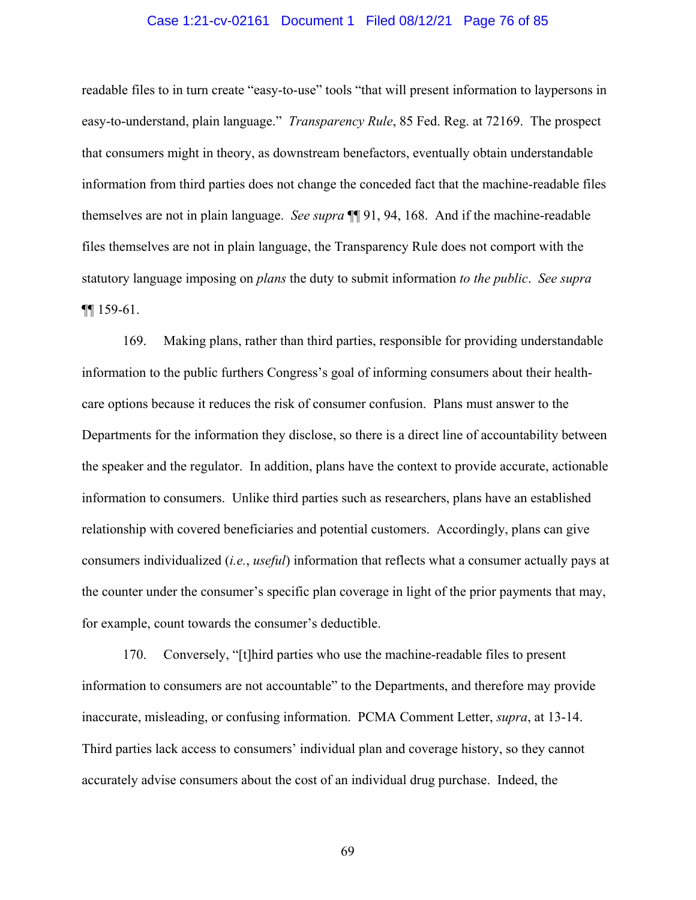readable files to in turn create "easy-to-use" tools "that will present information to laypersons in easy-to-understand, plain language." *Transparency Rule*, 85 Fed. Reg. at 72169. The prospect that consumers might in theory, as downstream benefactors, eventually obtain understandable information from third parties does not change the conceded fact that the machine-readable files themselves are not in plain language. *See supra* ¶¶ 91, 94, 168. And if the machine-readable files themselves are not in plain language, the Transparency Rule does not comport with the statutory language imposing on *plans* the duty to submit information *to the public*. *See supra* ¶¶ 159-61.

169. Making plans, rather than third parties, responsible for providing understandable information to the public furthers Congress's goal of informing consumers about their health-care options because it reduces the risk of consumer confusion. Plans must answer to the Departments for the information they disclose, so there is a direct line of accountability between the speaker and the regulator. In addition, plans have the context to provide accurate, actionable information to consumers. Unlike third parties such as researchers, plans have an established relationship with covered beneficiaries and potential customers. Accordingly, plans can give consumers individualized (*i.e.*, *useful*) information that reflects what a consumer actually pays at the counter under the consumer's specific plan coverage in light of the prior payments that may, for example, count towards the consumer's deductible.

170. Conversely, "[t]hird parties who use the machine-readable files to present information to consumers are not accountable" to the Departments, and therefore may provide inaccurate, misleading, or confusing information. PCMA Comment Letter, *supra*, at 13-14. Third parties lack access to consumers' individual plan and coverage history, so they cannot accurately advise consumers about the cost of an individual drug purchase. Indeed, the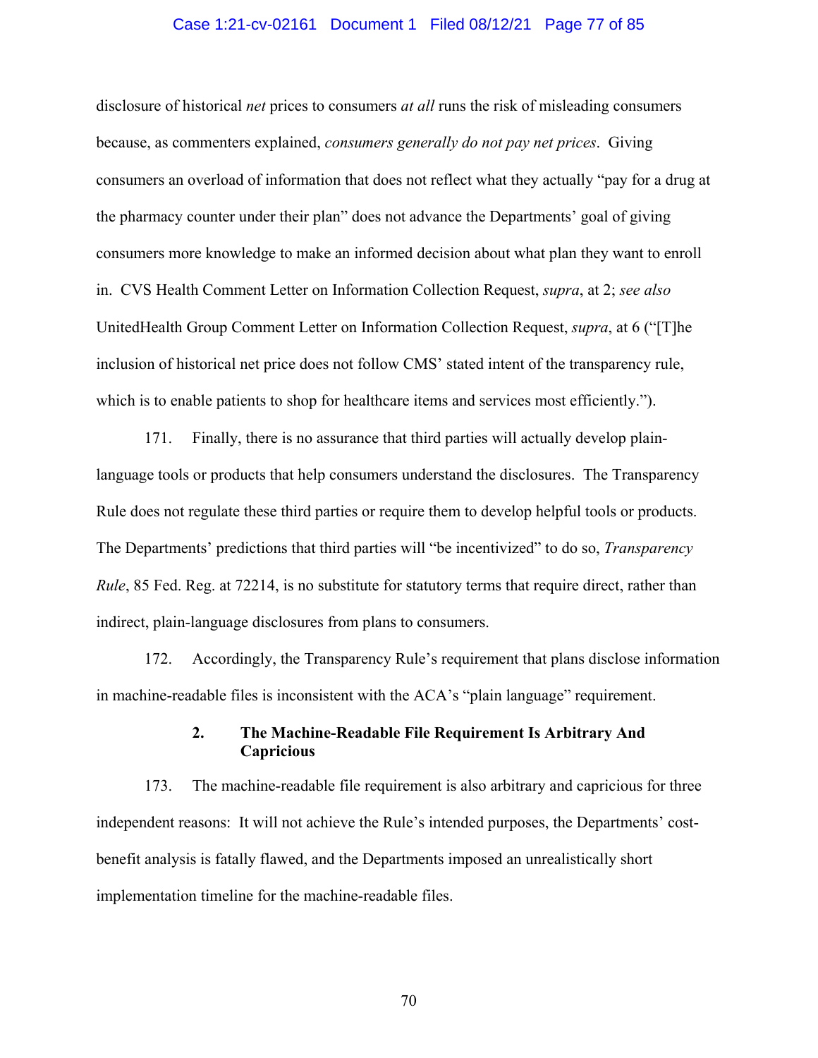disclosure of historical *net* prices to consumers *at all* runs the risk of misleading consumers because, as commenters explained, *consumers generally do not pay net prices*. Giving consumers an overload of information that does not reflect what they actually "pay for a drug at the pharmacy counter under their plan" does not advance the Departments' goal of giving consumers more knowledge to make an informed decision about what plan they want to enroll in. CVS Health Comment Letter on Information Collection Request, *supra*, at 2; *see also* UnitedHealth Group Comment Letter on Information Collection Request, *supra*, at 6 ("[T]he inclusion of historical net price does not follow CMS' stated intent of the transparency rule, which is to enable patients to shop for healthcare items and services most efficiently.").

171. Finally, there is no assurance that third parties will actually develop plain-language tools or products that help consumers understand the disclosures. The Transparency Rule does not regulate these third parties or require them to develop helpful tools or products. The Departments' predictions that third parties will "be incentivized" to do so, *Transparency Rule*, 85 Fed. Reg. at 72214, is no substitute for statutory terms that require direct, rather than indirect, plain-language disclosures from plans to consumers.

172. Accordingly, the Transparency Rule's requirement that plans disclose information in machine-readable files is inconsistent with the ACA's "plain language" requirement.

### 2. The Machine-Readable File Requirement Is Arbitrary And Capricious

173. The machine-readable file requirement is also arbitrary and capricious for three independent reasons: It will not achieve the Rule's intended purposes, the Departments' cost-benefit analysis is fatally flawed, and the Departments imposed an unrealistically short implementation timeline for the machine-readable files.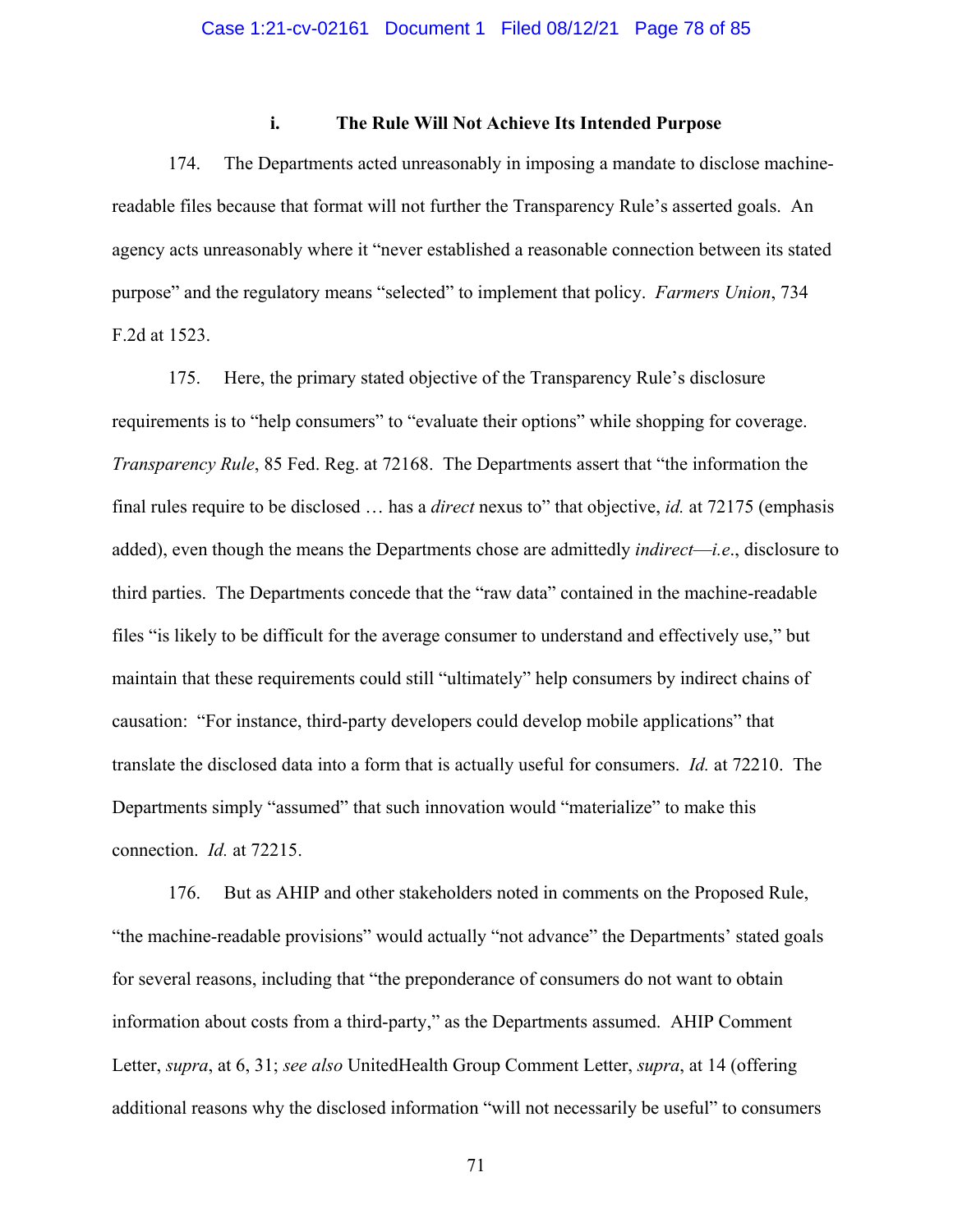#### i. The Rule Will Not Achieve Its Intended Purpose

174. The Departments acted unreasonably in imposing a mandate to disclose machine-readable files because that format will not further the Transparency Rule's asserted goals. An agency acts unreasonably where it "never established a reasonable connection between its stated purpose" and the regulatory means "selected" to implement that policy. *Farmers Union*, 734 F.2d at 1523.

175. Here, the primary stated objective of the Transparency Rule's disclosure requirements is to "help consumers" to "evaluate their options" while shopping for coverage. *Transparency Rule*, 85 Fed. Reg. at 72168. The Departments assert that "the information the final rules require to be disclosed … has a *direct* nexus to" that objective, *id.* at 72175 (emphasis added), even though the means the Departments chose are admittedly *indirect*—*i.e*., disclosure to third parties. The Departments concede that the "raw data" contained in the machine-readable files "is likely to be difficult for the average consumer to understand and effectively use," but maintain that these requirements could still "ultimately" help consumers by indirect chains of causation: "For instance, third-party developers could develop mobile applications" that translate the disclosed data into a form that is actually useful for consumers. *Id.* at 72210. The Departments simply "assumed" that such innovation would "materialize" to make this connection. *Id.* at 72215.

176. But as AHIP and other stakeholders noted in comments on the Proposed Rule, "the machine-readable provisions" would actually "not advance" the Departments' stated goals for several reasons, including that "the preponderance of consumers do not want to obtain information about costs from a third-party," as the Departments assumed. AHIP Comment Letter, *supra*, at 6, 31; *see also* UnitedHealth Group Comment Letter, *supra*, at 14 (offering additional reasons why the disclosed information "will not necessarily be useful" to consumers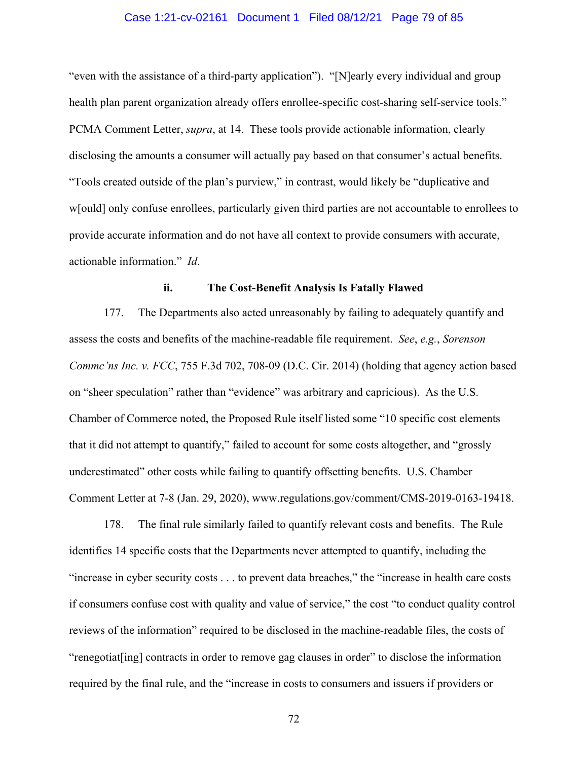"even with the assistance of a third-party application"). "[N]early every individual and group health plan parent organization already offers enrollee-specific cost-sharing self-service tools." PCMA Comment Letter, *supra*, at 14. These tools provide actionable information, clearly disclosing the amounts a consumer will actually pay based on that consumer's actual benefits. "Tools created outside of the plan's purview," in contrast, would likely be "duplicative and w[ould] only confuse enrollees, particularly given third parties are not accountable to enrollees to provide accurate information and do not have all context to provide consumers with accurate, actionable information." *Id*.

#### ii. The Cost-Benefit Analysis Is Fatally Flawed

177. The Departments also acted unreasonably by failing to adequately quantify and assess the costs and benefits of the machine-readable file requirement. *See*, *e.g.*, *Sorenson Commc'ns Inc. v. FCC*, 755 F.3d 702, 708-09 (D.C. Cir. 2014) (holding that agency action based on "sheer speculation" rather than "evidence" was arbitrary and capricious). As the U.S. Chamber of Commerce noted, the Proposed Rule itself listed some "10 specific cost elements that it did not attempt to quantify," failed to account for some costs altogether, and "grossly underestimated" other costs while failing to quantify offsetting benefits. U.S. Chamber Comment Letter at 7-8 (Jan. 29, 2020), www.regulations.gov/comment/CMS-2019-0163-19418.

178. The final rule similarly failed to quantify relevant costs and benefits. The Rule identifies 14 specific costs that the Departments never attempted to quantify, including the "increase in cyber security costs . . . to prevent data breaches," the "increase in health care costs if consumers confuse cost with quality and value of service," the cost "to conduct quality control reviews of the information" required to be disclosed in the machine-readable files, the costs of "renegotiat[ing] contracts in order to remove gag clauses in order" to disclose the information required by the final rule, and the "increase in costs to consumers and issuers if providers or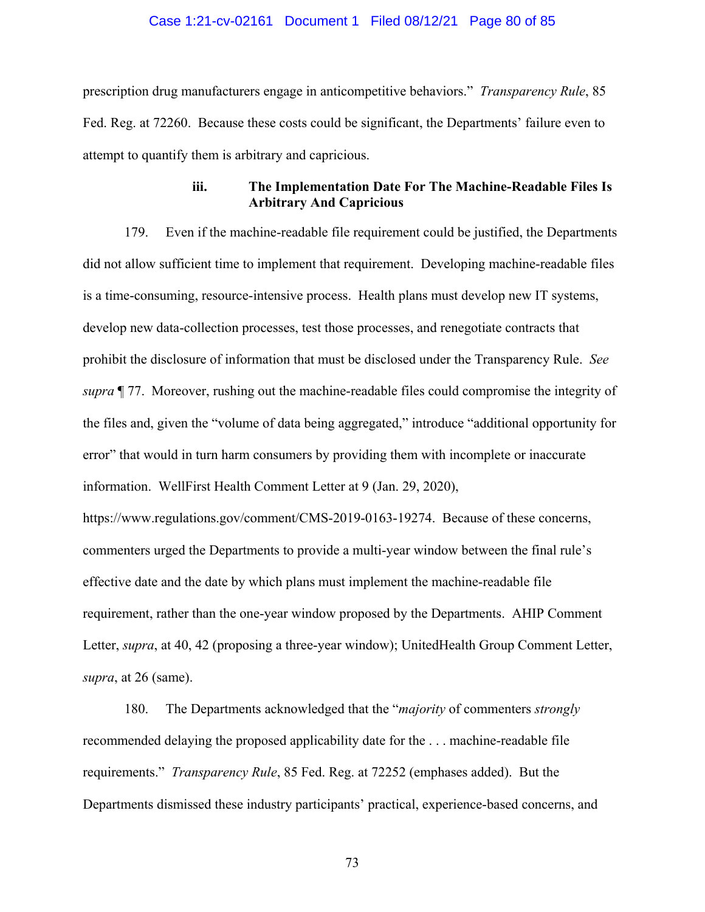prescription drug manufacturers engage in anticompetitive behaviors." *Transparency Rule*, 85 Fed. Reg. at 72260. Because these costs could be significant, the Departments' failure even to attempt to quantify them is arbitrary and capricious.

#### iii. The Implementation Date For The Machine-Readable Files Is Arbitrary And Capricious

179. Even if the machine-readable file requirement could be justified, the Departments did not allow sufficient time to implement that requirement. Developing machine-readable files is a time-consuming, resource-intensive process. Health plans must develop new IT systems, develop new data-collection processes, test those processes, and renegotiate contracts that prohibit the disclosure of information that must be disclosed under the Transparency Rule. *See supra* ¶ 77. Moreover, rushing out the machine-readable files could compromise the integrity of the files and, given the "volume of data being aggregated," introduce "additional opportunity for error" that would in turn harm consumers by providing them with incomplete or inaccurate information. WellFirst Health Comment Letter at 9 (Jan. 29, 2020), https://www.regulations.gov/comment/CMS-2019-0163-19274. Because of these concerns, commenters urged the Departments to provide a multi-year window between the final rule's effective date and the date by which plans must implement the machine-readable file requirement, rather than the one-year window proposed by the Departments. AHIP Comment Letter, *supra*, at 40, 42 (proposing a three-year window); UnitedHealth Group Comment Letter, *supra*, at 26 (same).

180. The Departments acknowledged that the "*majority* of commenters *strongly* recommended delaying the proposed applicability date for the . . . machine-readable file requirements." *Transparency Rule*, 85 Fed. Reg. at 72252 (emphases added). But the Departments dismissed these industry participants' practical, experience-based concerns, and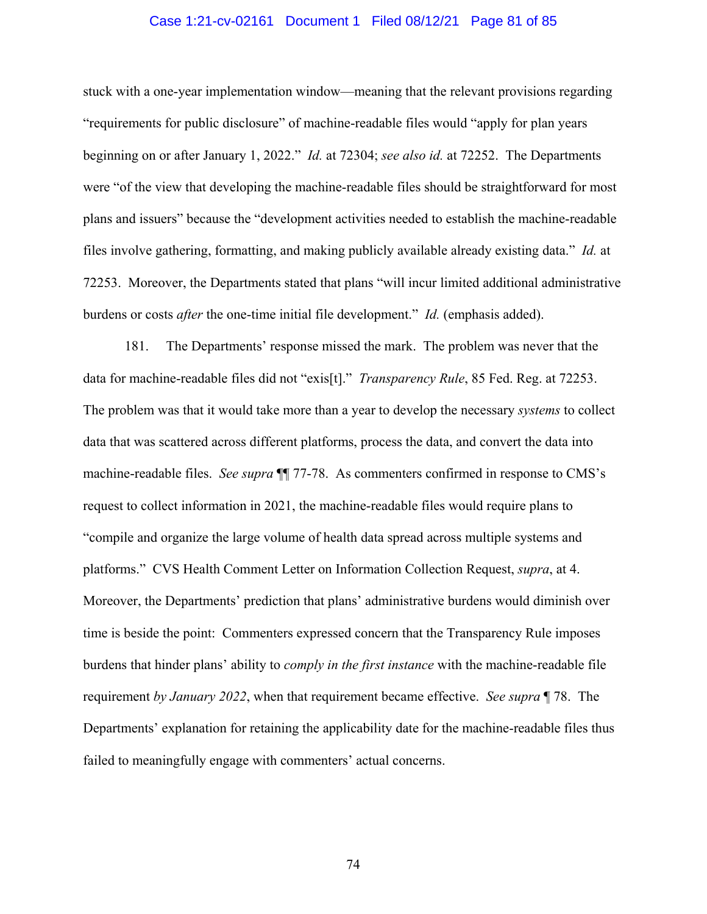stuck with a one-year implementation window—meaning that the relevant provisions regarding "requirements for public disclosure" of machine-readable files would "apply for plan years beginning on or after January 1, 2022." *Id.* at 72304; *see also id.* at 72252. The Departments were "of the view that developing the machine-readable files should be straightforward for most plans and issuers" because the "development activities needed to establish the machine-readable files involve gathering, formatting, and making publicly available already existing data." *Id.* at 72253. Moreover, the Departments stated that plans "will incur limited additional administrative burdens or costs *after* the one-time initial file development." *Id.* (emphasis added).

181. The Departments' response missed the mark. The problem was never that the data for machine-readable files did not "exis[t]." *Transparency Rule*, 85 Fed. Reg. at 72253. The problem was that it would take more than a year to develop the necessary *systems* to collect data that was scattered across different platforms, process the data, and convert the data into machine-readable files. *See supra* ¶¶ 77-78. As commenters confirmed in response to CMS's request to collect information in 2021, the machine-readable files would require plans to "compile and organize the large volume of health data spread across multiple systems and platforms." CVS Health Comment Letter on Information Collection Request, *supra*, at 4. Moreover, the Departments' prediction that plans' administrative burdens would diminish over time is beside the point: Commenters expressed concern that the Transparency Rule imposes burdens that hinder plans' ability to *comply in the first instance* with the machine-readable file requirement *by January 2022*, when that requirement became effective. *See supra* ¶ 78. The Departments' explanation for retaining the applicability date for the machine-readable files thus failed to meaningfully engage with commenters' actual concerns.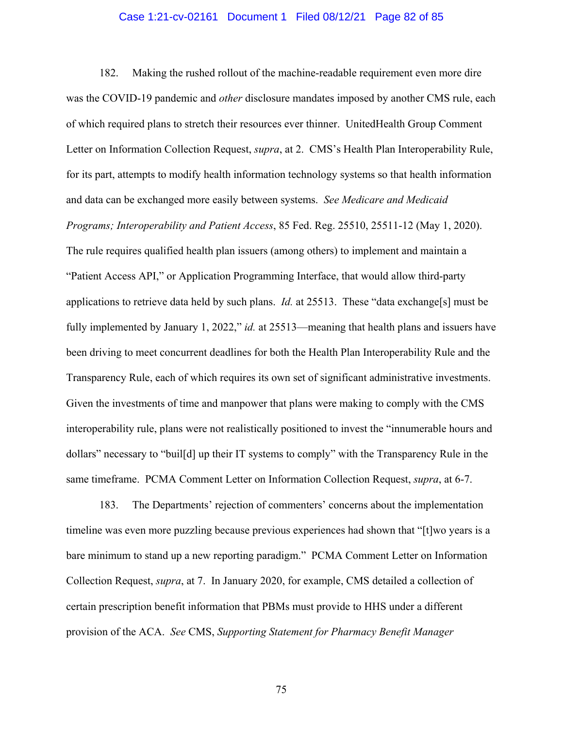182. Making the rushed rollout of the machine-readable requirement even more dire was the COVID-19 pandemic and *other* disclosure mandates imposed by another CMS rule, each of which required plans to stretch their resources ever thinner. UnitedHealth Group Comment Letter on Information Collection Request, *supra*, at 2. CMS's Health Plan Interoperability Rule, for its part, attempts to modify health information technology systems so that health information and data can be exchanged more easily between systems. *See Medicare and Medicaid Programs; Interoperability and Patient Access*, 85 Fed. Reg. 25510, 25511-12 (May 1, 2020). The rule requires qualified health plan issuers (among others) to implement and maintain a "Patient Access API," or Application Programming Interface, that would allow third-party applications to retrieve data held by such plans. *Id.* at 25513. These "data exchange[s] must be fully implemented by January 1, 2022," *id.* at 25513—meaning that health plans and issuers have been driving to meet concurrent deadlines for both the Health Plan Interoperability Rule and the Transparency Rule, each of which requires its own set of significant administrative investments. Given the investments of time and manpower that plans were making to comply with the CMS interoperability rule, plans were not realistically positioned to invest the "innumerable hours and dollars" necessary to "buil[d] up their IT systems to comply" with the Transparency Rule in the same timeframe. PCMA Comment Letter on Information Collection Request, *supra*, at 6-7.

183. The Departments' rejection of commenters' concerns about the implementation timeline was even more puzzling because previous experiences had shown that "[t]wo years is a bare minimum to stand up a new reporting paradigm." PCMA Comment Letter on Information Collection Request, *supra*, at 7. In January 2020, for example, CMS detailed a collection of certain prescription benefit information that PBMs must provide to HHS under a different provision of the ACA. *See* CMS, *Supporting Statement for Pharmacy Benefit Manager*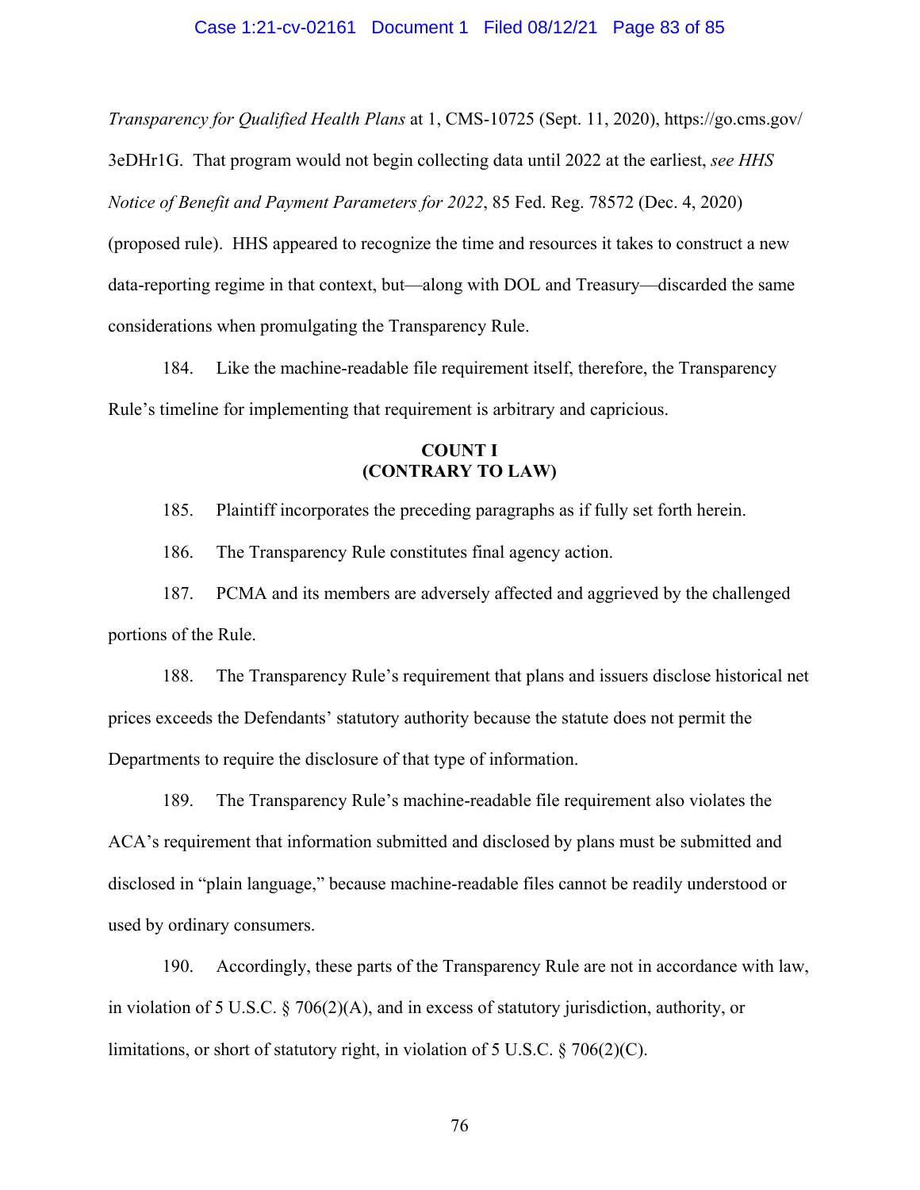*Transparency for Qualified Health Plans* at 1, CMS-10725 (Sept. 11, 2020), https://go.cms.gov/3eDHr1G. That program would not begin collecting data until 2022 at the earliest, *see HHS Notice of Benefit and Payment Parameters for 2022*, 85 Fed. Reg. 78572 (Dec. 4, 2020) (proposed rule). HHS appeared to recognize the time and resources it takes to construct a new data-reporting regime in that context, but—along with DOL and Treasury—discarded the same considerations when promulgating the Transparency Rule.

184. Like the machine-readable file requirement itself, therefore, the Transparency Rule's timeline for implementing that requirement is arbitrary and capricious.

**COUNT I**
**(CONTRARY TO LAW)**

185. Plaintiff incorporates the preceding paragraphs as if fully set forth herein.

186. The Transparency Rule constitutes final agency action.

187. PCMA and its members are adversely affected and aggrieved by the challenged portions of the Rule.

188. The Transparency Rule's requirement that plans and issuers disclose historical net prices exceeds the Defendants' statutory authority because the statute does not permit the Departments to require the disclosure of that type of information.

189. The Transparency Rule's machine-readable file requirement also violates the ACA's requirement that information submitted and disclosed by plans must be submitted and disclosed in "plain language," because machine-readable files cannot be readily understood or used by ordinary consumers.

190. Accordingly, these parts of the Transparency Rule are not in accordance with law, in violation of 5 U.S.C. § 706(2)(A), and in excess of statutory jurisdiction, authority, or limitations, or short of statutory right, in violation of 5 U.S.C. § 706(2)(C).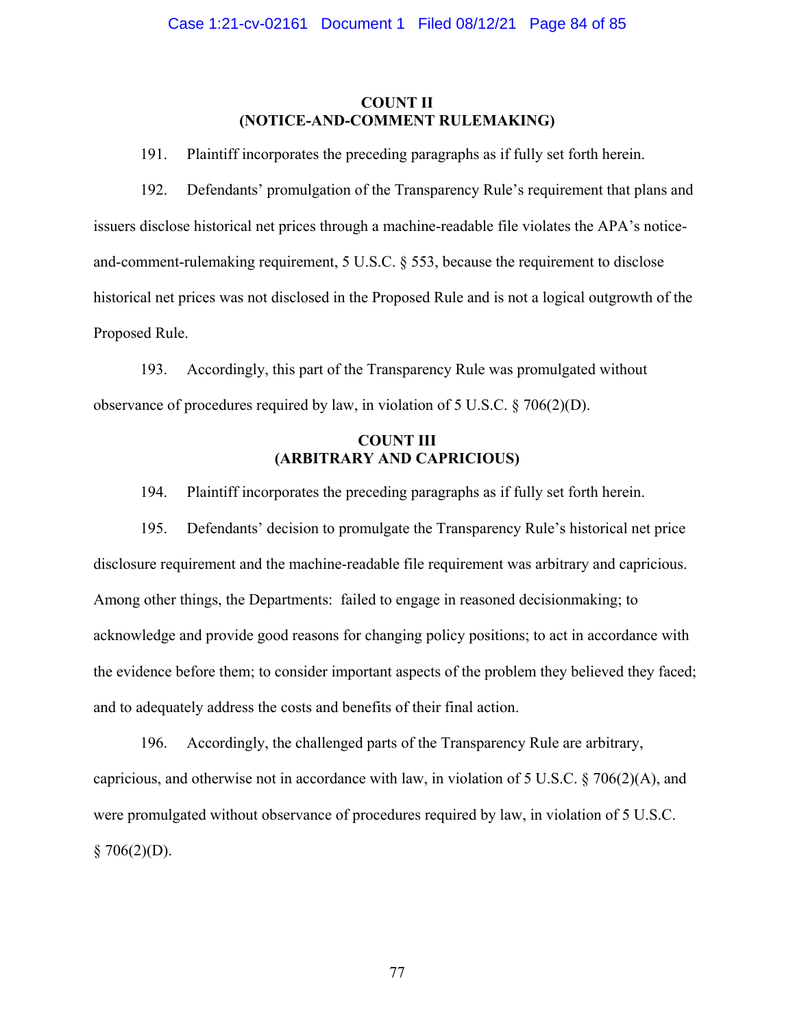**COUNT II**
**(NOTICE-AND-COMMENT RULEMAKING)**

191. Plaintiff incorporates the preceding paragraphs as if fully set forth herein.

192. Defendants' promulgation of the Transparency Rule's requirement that plans and issuers disclose historical net prices through a machine-readable file violates the APA's notice-and-comment-rulemaking requirement, 5 U.S.C. § 553, because the requirement to disclose historical net prices was not disclosed in the Proposed Rule and is not a logical outgrowth of the Proposed Rule.

193. Accordingly, this part of the Transparency Rule was promulgated without observance of procedures required by law, in violation of 5 U.S.C. § 706(2)(D).

**COUNT III**
**(ARBITRARY AND CAPRICIOUS)**

194. Plaintiff incorporates the preceding paragraphs as if fully set forth herein.

195. Defendants' decision to promulgate the Transparency Rule's historical net price disclosure requirement and the machine-readable file requirement was arbitrary and capricious. Among other things, the Departments: failed to engage in reasoned decisionmaking; to acknowledge and provide good reasons for changing policy positions; to act in accordance with the evidence before them; to consider important aspects of the problem they believed they faced; and to adequately address the costs and benefits of their final action.

196. Accordingly, the challenged parts of the Transparency Rule are arbitrary, capricious, and otherwise not in accordance with law, in violation of 5 U.S.C. § 706(2)(A), and were promulgated without observance of procedures required by law, in violation of 5 U.S.C. § 706(2)(D).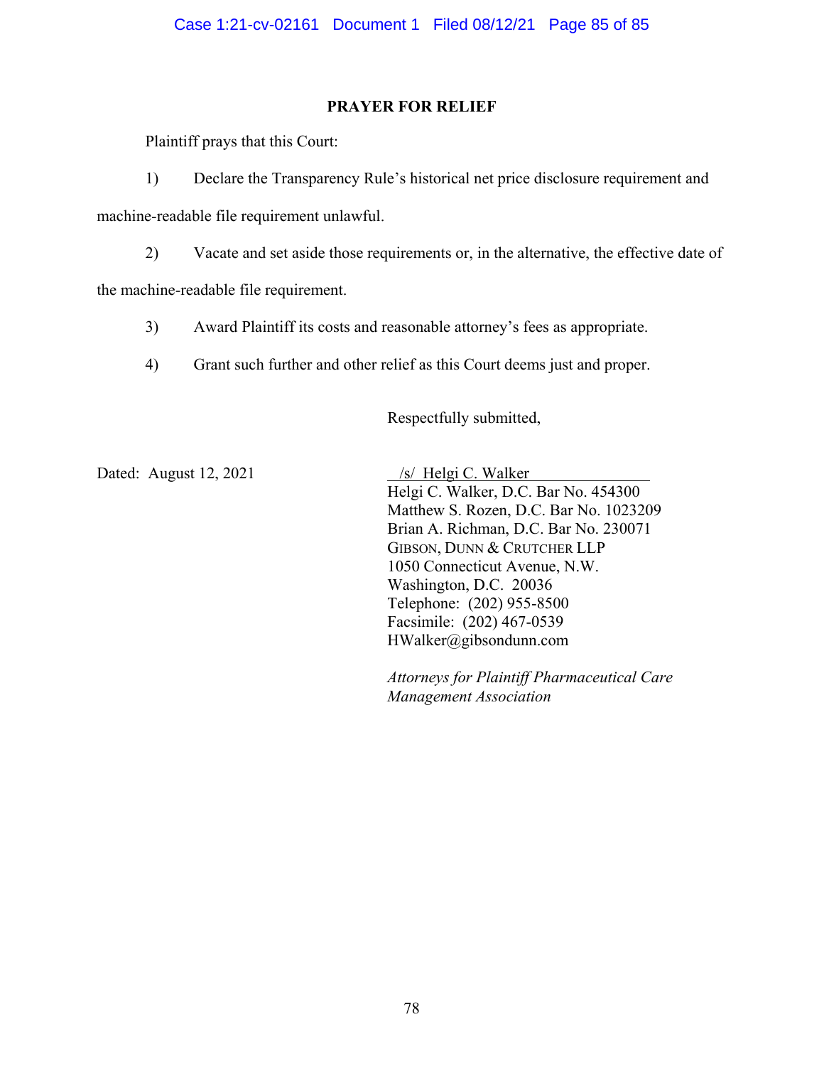## PRAYER FOR RELIEF

Plaintiff prays that this Court:

1) Declare the Transparency Rule's historical net price disclosure requirement and machine-readable file requirement unlawful.

2) Vacate and set aside those requirements or, in the alternative, the effective date of the machine-readable file requirement.

3) Award Plaintiff its costs and reasonable attorney's fees as appropriate.

4) Grant such further and other relief as this Court deems just and proper.

Respectfully submitted,

Dated: August 12, 2021

/s/ Helgi C. Walker
Helgi C. Walker, D.C. Bar No. 454300
Matthew S. Rozen, D.C. Bar No. 1023209
Brian A. Richman, D.C. Bar No. 230071
GIBSON, DUNN & CRUTCHER LLP
1050 Connecticut Avenue, N.W.
Washington, D.C. 20036
Telephone: (202) 955-8500
Facsimile: (202) 467-0539
HWalker@gibsondunn.com

*Attorneys for Plaintiff Pharmaceutical Care Management Association*